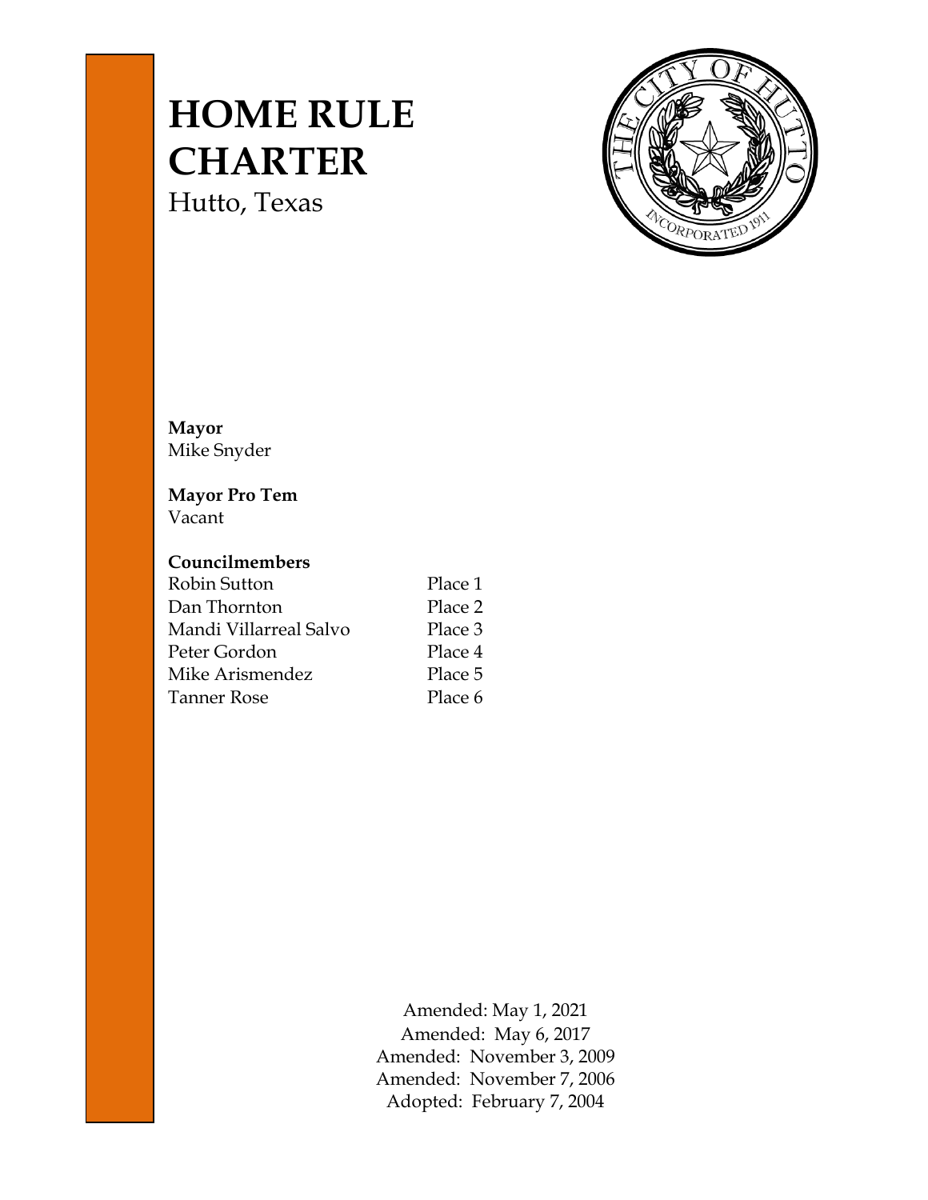# HOME RULE CHARTER

Hutto, Texas

**Mayor**
Mike Snyder

**Mayor Pro Tem**
Vacant

**Councilmembers**

| | |
|---|---|
| Robin Sutton | Place 1 |
| Dan Thornton | Place 2 |
| Mandi Villarreal Salvo | Place 3 |
| Peter Gordon | Place 4 |
| Mike Arismendez | Place 5 |
| Tanner Rose | Place 6 |

Amended: May 1, 2021
Amended: May 6, 2017
Amended: November 3, 2009
Amended: November 7, 2006
Adopted: February 7, 2004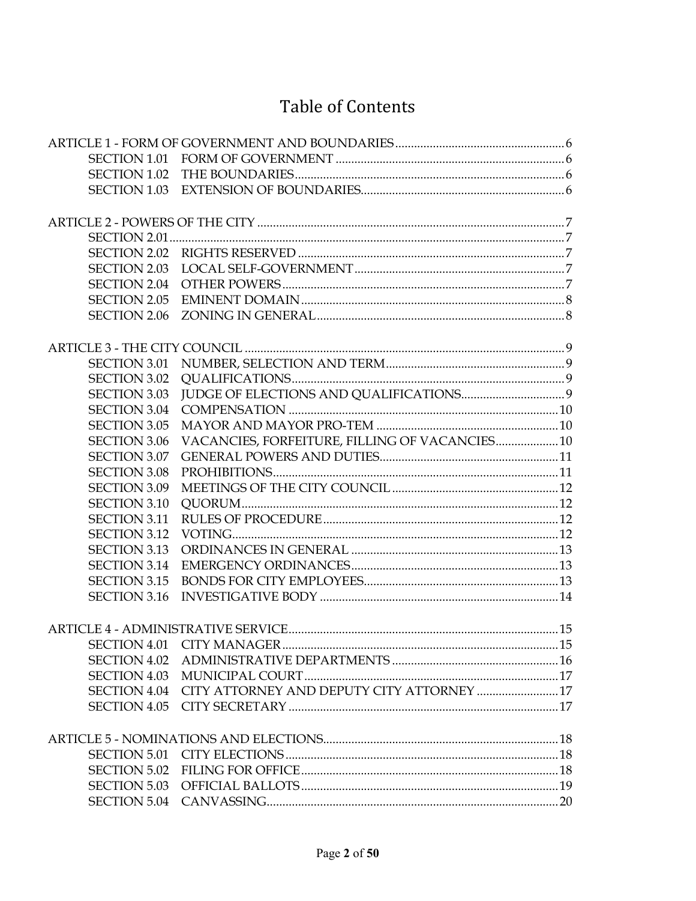# Table of Contents

ARTICLE 1 - FORM OF GOVERNMENT AND BOUNDARIES ........ 6
- SECTION 1.01 FORM OF GOVERNMENT ........ 6
- SECTION 1.02 THE BOUNDARIES ........ 6
- SECTION 1.03 EXTENSION OF BOUNDARIES ........ 6

ARTICLE 2 - POWERS OF THE CITY ........ 7
- SECTION 2.01 ........ 7
- SECTION 2.02 RIGHTS RESERVED ........ 7
- SECTION 2.03 LOCAL SELF-GOVERNMENT ........ 7
- SECTION 2.04 OTHER POWERS ........ 7
- SECTION 2.05 EMINENT DOMAIN ........ 8
- SECTION 2.06 ZONING IN GENERAL ........ 8

ARTICLE 3 - THE CITY COUNCIL ........ 9
- SECTION 3.01 NUMBER, SELECTION AND TERM ........ 9
- SECTION 3.02 QUALIFICATIONS ........ 9
- SECTION 3.03 JUDGE OF ELECTIONS AND QUALIFICATIONS ........ 9
- SECTION 3.04 COMPENSATION ........ 10
- SECTION 3.05 MAYOR AND MAYOR PRO-TEM ........ 10
- SECTION 3.06 VACANCIES, FORFEITURE, FILLING OF VACANCIES ........ 10
- SECTION 3.07 GENERAL POWERS AND DUTIES ........ 11
- SECTION 3.08 PROHIBITIONS ........ 11
- SECTION 3.09 MEETINGS OF THE CITY COUNCIL ........ 12
- SECTION 3.10 QUORUM ........ 12
- SECTION 3.11 RULES OF PROCEDURE ........ 12
- SECTION 3.12 VOTING ........ 12
- SECTION 3.13 ORDINANCES IN GENERAL ........ 13
- SECTION 3.14 EMERGENCY ORDINANCES ........ 13
- SECTION 3.15 BONDS FOR CITY EMPLOYEES ........ 13
- SECTION 3.16 INVESTIGATIVE BODY ........ 14

ARTICLE 4 - ADMINISTRATIVE SERVICE ........ 15
- SECTION 4.01 CITY MANAGER ........ 15
- SECTION 4.02 ADMINISTRATIVE DEPARTMENTS ........ 16
- SECTION 4.03 MUNICIPAL COURT ........ 17
- SECTION 4.04 CITY ATTORNEY AND DEPUTY CITY ATTORNEY ........ 17
- SECTION 4.05 CITY SECRETARY ........ 17

ARTICLE 5 - NOMINATIONS AND ELECTIONS ........ 18
- SECTION 5.01 CITY ELECTIONS ........ 18
- SECTION 5.02 FILING FOR OFFICE ........ 18
- SECTION 5.03 OFFICIAL BALLOTS ........ 19
- SECTION 5.04 CANVASSING ........ 20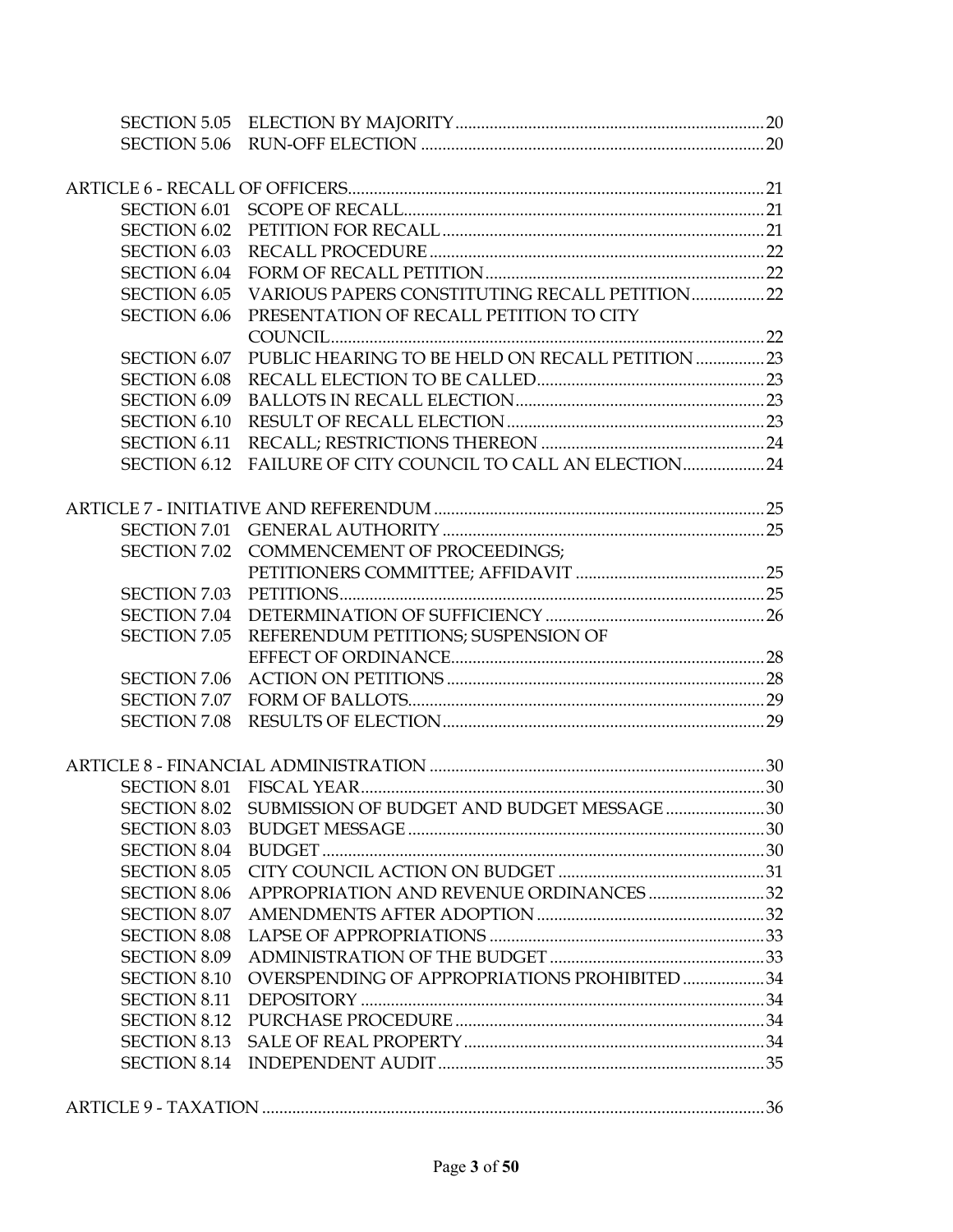| | | |
|---|---|---|
| SECTION 5.05 | ELECTION BY MAJORITY | 20 |
| SECTION 5.06 | RUN-OFF ELECTION | 20 |
| | | |
| ARTICLE 6 - RECALL OF OFFICERS | | 21 |
| SECTION 6.01 | SCOPE OF RECALL | 21 |
| SECTION 6.02 | PETITION FOR RECALL | 21 |
| SECTION 6.03 | RECALL PROCEDURE | 22 |
| SECTION 6.04 | FORM OF RECALL PETITION | 22 |
| SECTION 6.05 | VARIOUS PAPERS CONSTITUTING RECALL PETITION | 22 |
| SECTION 6.06 | PRESENTATION OF RECALL PETITION TO CITY COUNCIL | 22 |
| SECTION 6.07 | PUBLIC HEARING TO BE HELD ON RECALL PETITION | 23 |
| SECTION 6.08 | RECALL ELECTION TO BE CALLED | 23 |
| SECTION 6.09 | BALLOTS IN RECALL ELECTION | 23 |
| SECTION 6.10 | RESULT OF RECALL ELECTION | 23 |
| SECTION 6.11 | RECALL; RESTRICTIONS THEREON | 24 |
| SECTION 6.12 | FAILURE OF CITY COUNCIL TO CALL AN ELECTION | 24 |
| | | |
| ARTICLE 7 - INITIATIVE AND REFERENDUM | | 25 |
| SECTION 7.01 | GENERAL AUTHORITY | 25 |
| SECTION 7.02 | COMMENCEMENT OF PROCEEDINGS; PETITIONERS COMMITTEE; AFFIDAVIT | 25 |
| SECTION 7.03 | PETITIONS | 25 |
| SECTION 7.04 | DETERMINATION OF SUFFICIENCY | 26 |
| SECTION 7.05 | REFERENDUM PETITIONS; SUSPENSION OF EFFECT OF ORDINANCE | 28 |
| SECTION 7.06 | ACTION ON PETITIONS | 28 |
| SECTION 7.07 | FORM OF BALLOTS | 29 |
| SECTION 7.08 | RESULTS OF ELECTION | 29 |
| | | |
| ARTICLE 8 - FINANCIAL ADMINISTRATION | | 30 |
| SECTION 8.01 | FISCAL YEAR | 30 |
| SECTION 8.02 | SUBMISSION OF BUDGET AND BUDGET MESSAGE | 30 |
| SECTION 8.03 | BUDGET MESSAGE | 30 |
| SECTION 8.04 | BUDGET | 30 |
| SECTION 8.05 | CITY COUNCIL ACTION ON BUDGET | 31 |
| SECTION 8.06 | APPROPRIATION AND REVENUE ORDINANCES | 32 |
| SECTION 8.07 | AMENDMENTS AFTER ADOPTION | 32 |
| SECTION 8.08 | LAPSE OF APPROPRIATIONS | 33 |
| SECTION 8.09 | ADMINISTRATION OF THE BUDGET | 33 |
| SECTION 8.10 | OVERSPENDING OF APPROPRIATIONS PROHIBITED | 34 |
| SECTION 8.11 | DEPOSITORY | 34 |
| SECTION 8.12 | PURCHASE PROCEDURE | 34 |
| SECTION 8.13 | SALE OF REAL PROPERTY | 34 |
| SECTION 8.14 | INDEPENDENT AUDIT | 35 |
| | | |
| ARTICLE 9 - TAXATION | | 36 |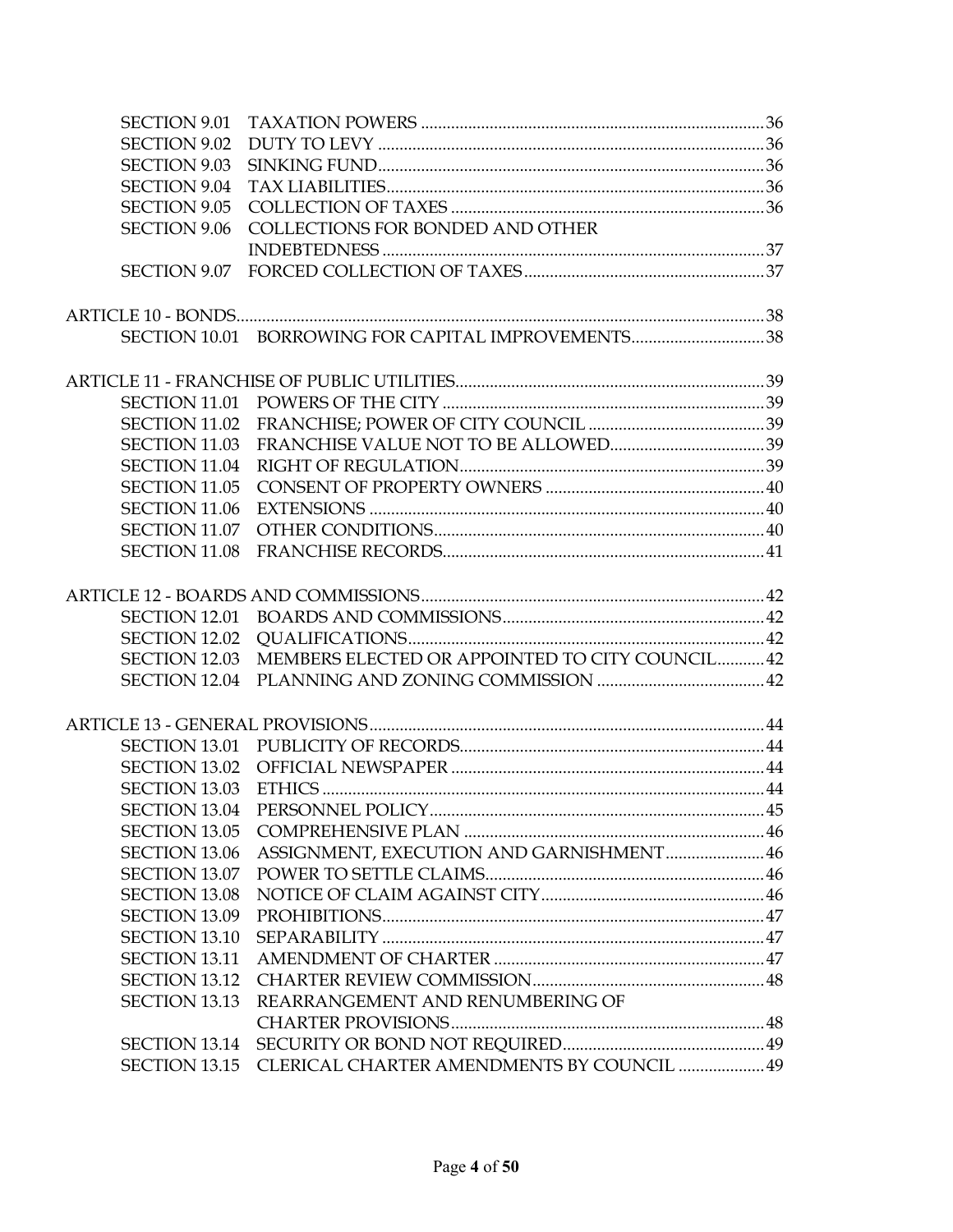| | | |
|---|---|---|
| SECTION 9.01 | TAXATION POWERS | 36 |
| SECTION 9.02 | DUTY TO LEVY | 36 |
| SECTION 9.03 | SINKING FUND | 36 |
| SECTION 9.04 | TAX LIABILITIES | 36 |
| SECTION 9.05 | COLLECTION OF TAXES | 36 |
| SECTION 9.06 | COLLECTIONS FOR BONDED AND OTHER INDEBTEDNESS | 37 |
| SECTION 9.07 | FORCED COLLECTION OF TAXES | 37 |

ARTICLE 10 - BONDS ........ 38

| | | |
|---|---|---|
| SECTION 10.01 | BORROWING FOR CAPITAL IMPROVEMENTS | 38 |

ARTICLE 11 - FRANCHISE OF PUBLIC UTILITIES ........ 39

| | | |
|---|---|---|
| SECTION 11.01 | POWERS OF THE CITY | 39 |
| SECTION 11.02 | FRANCHISE; POWER OF CITY COUNCIL | 39 |
| SECTION 11.03 | FRANCHISE VALUE NOT TO BE ALLOWED | 39 |
| SECTION 11.04 | RIGHT OF REGULATION | 39 |
| SECTION 11.05 | CONSENT OF PROPERTY OWNERS | 40 |
| SECTION 11.06 | EXTENSIONS | 40 |
| SECTION 11.07 | OTHER CONDITIONS | 40 |
| SECTION 11.08 | FRANCHISE RECORDS | 41 |

ARTICLE 12 - BOARDS AND COMMISSIONS ........ 42

| | | |
|---|---|---|
| SECTION 12.01 | BOARDS AND COMMISSIONS | 42 |
| SECTION 12.02 | QUALIFICATIONS | 42 |
| SECTION 12.03 | MEMBERS ELECTED OR APPOINTED TO CITY COUNCIL | 42 |
| SECTION 12.04 | PLANNING AND ZONING COMMISSION | 42 |

ARTICLE 13 - GENERAL PROVISIONS ........ 44

| | | |
|---|---|---|
| SECTION 13.01 | PUBLICITY OF RECORDS | 44 |
| SECTION 13.02 | OFFICIAL NEWSPAPER | 44 |
| SECTION 13.03 | ETHICS | 44 |
| SECTION 13.04 | PERSONNEL POLICY | 45 |
| SECTION 13.05 | COMPREHENSIVE PLAN | 46 |
| SECTION 13.06 | ASSIGNMENT, EXECUTION AND GARNISHMENT | 46 |
| SECTION 13.07 | POWER TO SETTLE CLAIMS | 46 |
| SECTION 13.08 | NOTICE OF CLAIM AGAINST CITY | 46 |
| SECTION 13.09 | PROHIBITIONS | 47 |
| SECTION 13.10 | SEPARABILITY | 47 |
| SECTION 13.11 | AMENDMENT OF CHARTER | 47 |
| SECTION 13.12 | CHARTER REVIEW COMMISSION | 48 |
| SECTION 13.13 | REARRANGEMENT AND RENUMBERING OF CHARTER PROVISIONS | 48 |
| SECTION 13.14 | SECURITY OR BOND NOT REQUIRED | 49 |
| SECTION 13.15 | CLERICAL CHARTER AMENDMENTS BY COUNCIL | 49 |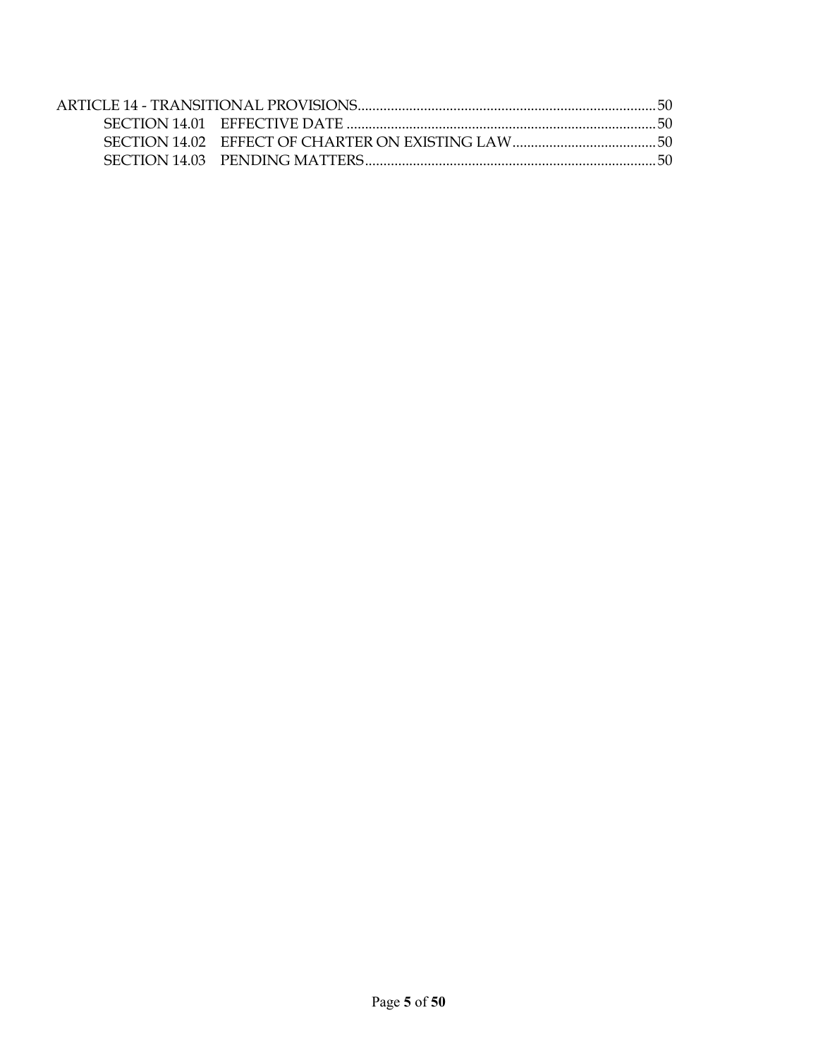ARTICLE 14 - TRANSITIONAL PROVISIONS.................................................................................50

- SECTION 14.01 EFFECTIVE DATE .....................................................................................50
- SECTION 14.02 EFFECT OF CHARTER ON EXISTING LAW.......................................50
- SECTION 14.03 PENDING MATTERS................................................................................50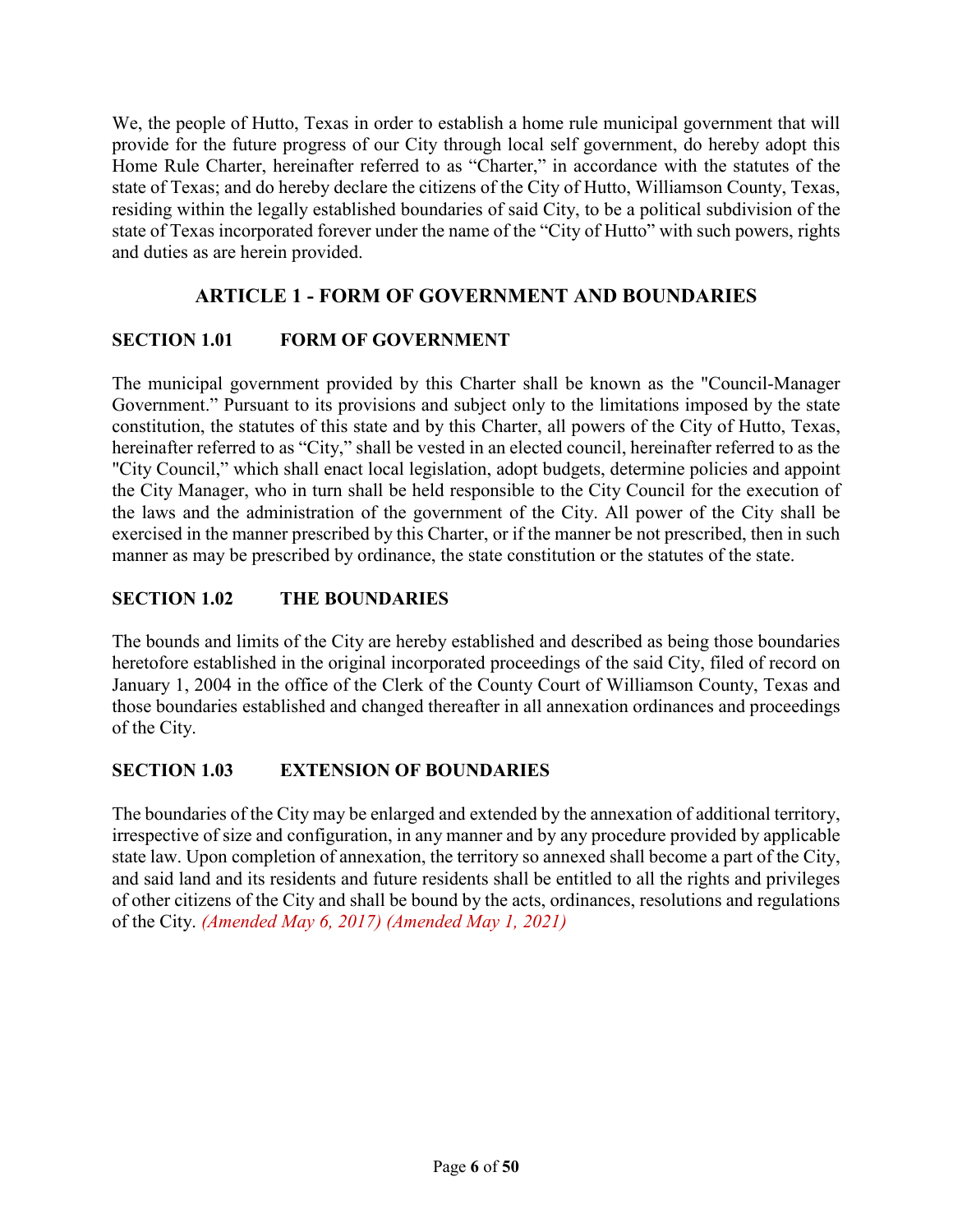We, the people of Hutto, Texas in order to establish a home rule municipal government that will provide for the future progress of our City through local self government, do hereby adopt this Home Rule Charter, hereinafter referred to as "Charter," in accordance with the statutes of the state of Texas; and do hereby declare the citizens of the City of Hutto, Williamson County, Texas, residing within the legally established boundaries of said City, to be a political subdivision of the state of Texas incorporated forever under the name of the "City of Hutto" with such powers, rights and duties as are herein provided.

## ARTICLE 1 - FORM OF GOVERNMENT AND BOUNDARIES

### SECTION 1.01 FORM OF GOVERNMENT

The municipal government provided by this Charter shall be known as the "Council-Manager Government." Pursuant to its provisions and subject only to the limitations imposed by the state constitution, the statutes of this state and by this Charter, all powers of the City of Hutto, Texas, hereinafter referred to as "City," shall be vested in an elected council, hereinafter referred to as the "City Council," which shall enact local legislation, adopt budgets, determine policies and appoint the City Manager, who in turn shall be held responsible to the City Council for the execution of the laws and the administration of the government of the City. All power of the City shall be exercised in the manner prescribed by this Charter, or if the manner be not prescribed, then in such manner as may be prescribed by ordinance, the state constitution or the statutes of the state.

### SECTION 1.02 THE BOUNDARIES

The bounds and limits of the City are hereby established and described as being those boundaries heretofore established in the original incorporated proceedings of the said City, filed of record on January 1, 2004 in the office of the Clerk of the County Court of Williamson County, Texas and those boundaries established and changed thereafter in all annexation ordinances and proceedings of the City.

### SECTION 1.03 EXTENSION OF BOUNDARIES

The boundaries of the City may be enlarged and extended by the annexation of additional territory, irrespective of size and configuration, in any manner and by any procedure provided by applicable state law. Upon completion of annexation, the territory so annexed shall become a part of the City, and said land and its residents and future residents shall be entitled to all the rights and privileges of other citizens of the City and shall be bound by the acts, ordinances, resolutions and regulations of the City. *(Amended May 6, 2017) (Amended May 1, 2021)*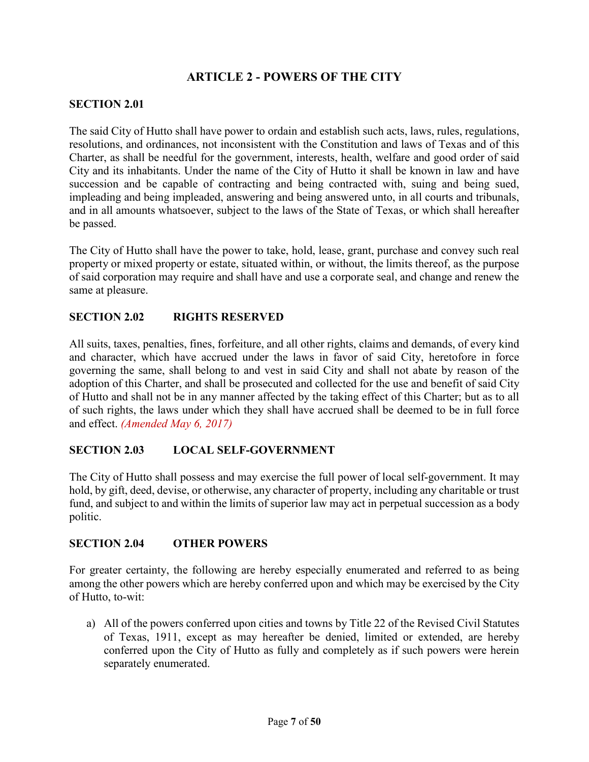# ARTICLE 2 - POWERS OF THE CITY

## SECTION 2.01

The said City of Hutto shall have power to ordain and establish such acts, laws, rules, regulations, resolutions, and ordinances, not inconsistent with the Constitution and laws of Texas and of this Charter, as shall be needful for the government, interests, health, welfare and good order of said City and its inhabitants. Under the name of the City of Hutto it shall be known in law and have succession and be capable of contracting and being contracted with, suing and being sued, impleading and being impleaded, answering and being answered unto, in all courts and tribunals, and in all amounts whatsoever, subject to the laws of the State of Texas, or which shall hereafter be passed.

The City of Hutto shall have the power to take, hold, lease, grant, purchase and convey such real property or mixed property or estate, situated within, or without, the limits thereof, as the purpose of said corporation may require and shall have and use a corporate seal, and change and renew the same at pleasure.

## SECTION 2.02 RIGHTS RESERVED

All suits, taxes, penalties, fines, forfeiture, and all other rights, claims and demands, of every kind and character, which have accrued under the laws in favor of said City, heretofore in force governing the same, shall belong to and vest in said City and shall not abate by reason of the adoption of this Charter, and shall be prosecuted and collected for the use and benefit of said City of Hutto and shall not be in any manner affected by the taking effect of this Charter; but as to all of such rights, the laws under which they shall have accrued shall be deemed to be in full force and effect. *(Amended May 6, 2017)*

## SECTION 2.03 LOCAL SELF-GOVERNMENT

The City of Hutto shall possess and may exercise the full power of local self-government. It may hold, by gift, deed, devise, or otherwise, any character of property, including any charitable or trust fund, and subject to and within the limits of superior law may act in perpetual succession as a body politic.

## SECTION 2.04 OTHER POWERS

For greater certainty, the following are hereby especially enumerated and referred to as being among the other powers which are hereby conferred upon and which may be exercised by the City of Hutto, to-wit:

a) All of the powers conferred upon cities and towns by Title 22 of the Revised Civil Statutes of Texas, 1911, except as may hereafter be denied, limited or extended, are hereby conferred upon the City of Hutto as fully and completely as if such powers were herein separately enumerated.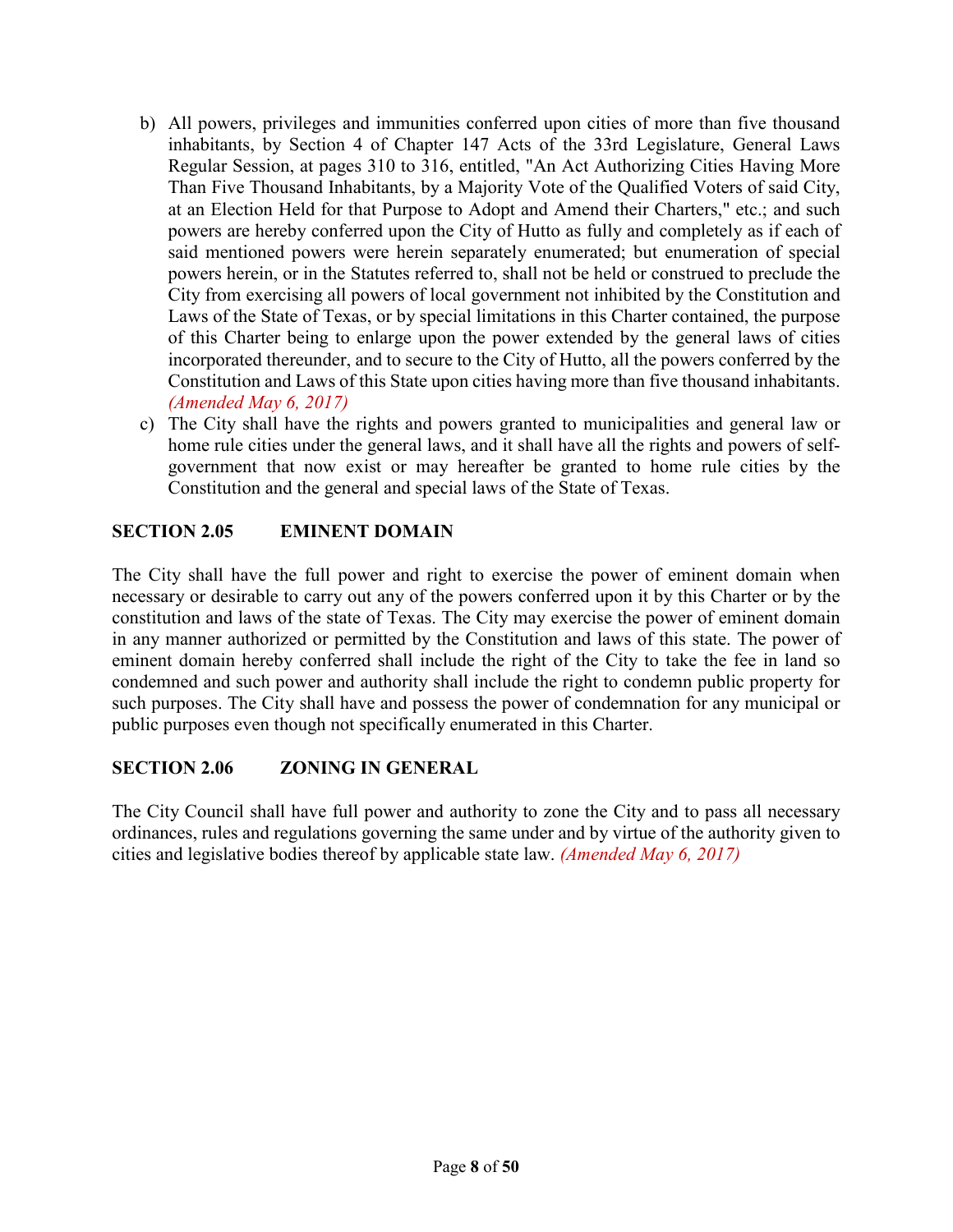b) All powers, privileges and immunities conferred upon cities of more than five thousand inhabitants, by Section 4 of Chapter 147 Acts of the 33rd Legislature, General Laws Regular Session, at pages 310 to 316, entitled, "An Act Authorizing Cities Having More Than Five Thousand Inhabitants, by a Majority Vote of the Qualified Voters of said City, at an Election Held for that Purpose to Adopt and Amend their Charters," etc.; and such powers are hereby conferred upon the City of Hutto as fully and completely as if each of said mentioned powers were herein separately enumerated; but enumeration of special powers herein, or in the Statutes referred to, shall not be held or construed to preclude the City from exercising all powers of local government not inhibited by the Constitution and Laws of the State of Texas, or by special limitations in this Charter contained, the purpose of this Charter being to enlarge upon the power extended by the general laws of cities incorporated thereunder, and to secure to the City of Hutto, all the powers conferred by the Constitution and Laws of this State upon cities having more than five thousand inhabitants. *(Amended May 6, 2017)*

c) The City shall have the rights and powers granted to municipalities and general law or home rule cities under the general laws, and it shall have all the rights and powers of self-government that now exist or may hereafter be granted to home rule cities by the Constitution and the general and special laws of the State of Texas.

## SECTION 2.05 EMINENT DOMAIN

The City shall have the full power and right to exercise the power of eminent domain when necessary or desirable to carry out any of the powers conferred upon it by this Charter or by the constitution and laws of the state of Texas. The City may exercise the power of eminent domain in any manner authorized or permitted by the Constitution and laws of this state. The power of eminent domain hereby conferred shall include the right of the City to take the fee in land so condemned and such power and authority shall include the right to condemn public property for such purposes. The City shall have and possess the power of condemnation for any municipal or public purposes even though not specifically enumerated in this Charter.

## SECTION 2.06 ZONING IN GENERAL

The City Council shall have full power and authority to zone the City and to pass all necessary ordinances, rules and regulations governing the same under and by virtue of the authority given to cities and legislative bodies thereof by applicable state law. *(Amended May 6, 2017)*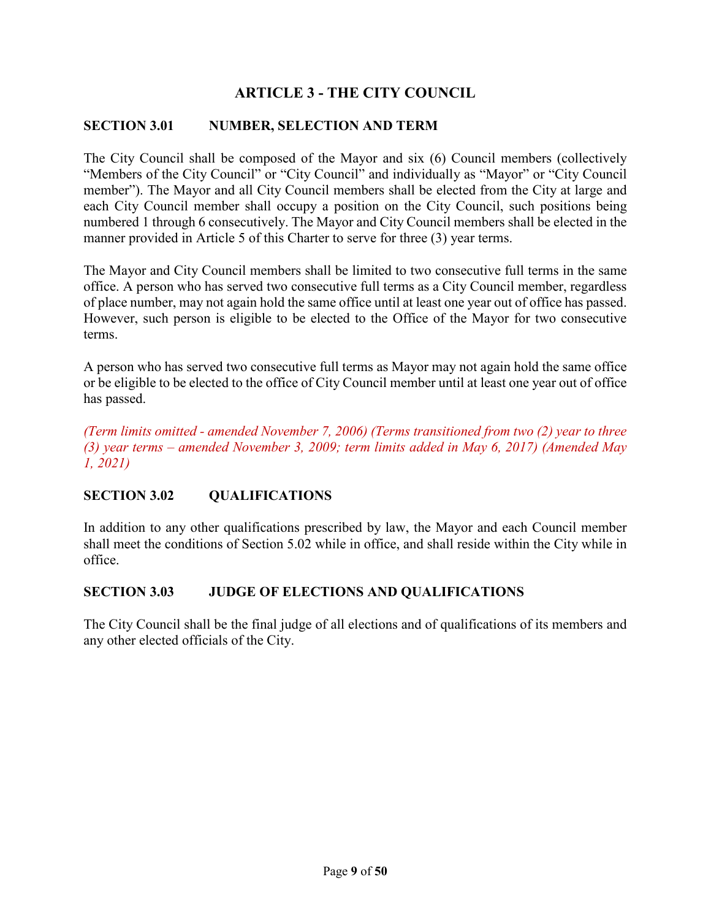# ARTICLE 3 - THE CITY COUNCIL

## SECTION 3.01 NUMBER, SELECTION AND TERM

The City Council shall be composed of the Mayor and six (6) Council members (collectively "Members of the City Council" or "City Council" and individually as "Mayor" or "City Council member"). The Mayor and all City Council members shall be elected from the City at large and each City Council member shall occupy a position on the City Council, such positions being numbered 1 through 6 consecutively. The Mayor and City Council members shall be elected in the manner provided in Article 5 of this Charter to serve for three (3) year terms.

The Mayor and City Council members shall be limited to two consecutive full terms in the same office. A person who has served two consecutive full terms as a City Council member, regardless of place number, may not again hold the same office until at least one year out of office has passed. However, such person is eligible to be elected to the Office of the Mayor for two consecutive terms.

A person who has served two consecutive full terms as Mayor may not again hold the same office or be eligible to be elected to the office of City Council member until at least one year out of office has passed.

*(Term limits omitted - amended November 7, 2006) (Terms transitioned from two (2) year to three (3) year terms – amended November 3, 2009; term limits added in May 6, 2017) (Amended May 1, 2021)*

## SECTION 3.02 QUALIFICATIONS

In addition to any other qualifications prescribed by law, the Mayor and each Council member shall meet the conditions of Section 5.02 while in office, and shall reside within the City while in office.

## SECTION 3.03 JUDGE OF ELECTIONS AND QUALIFICATIONS

The City Council shall be the final judge of all elections and of qualifications of its members and any other elected officials of the City.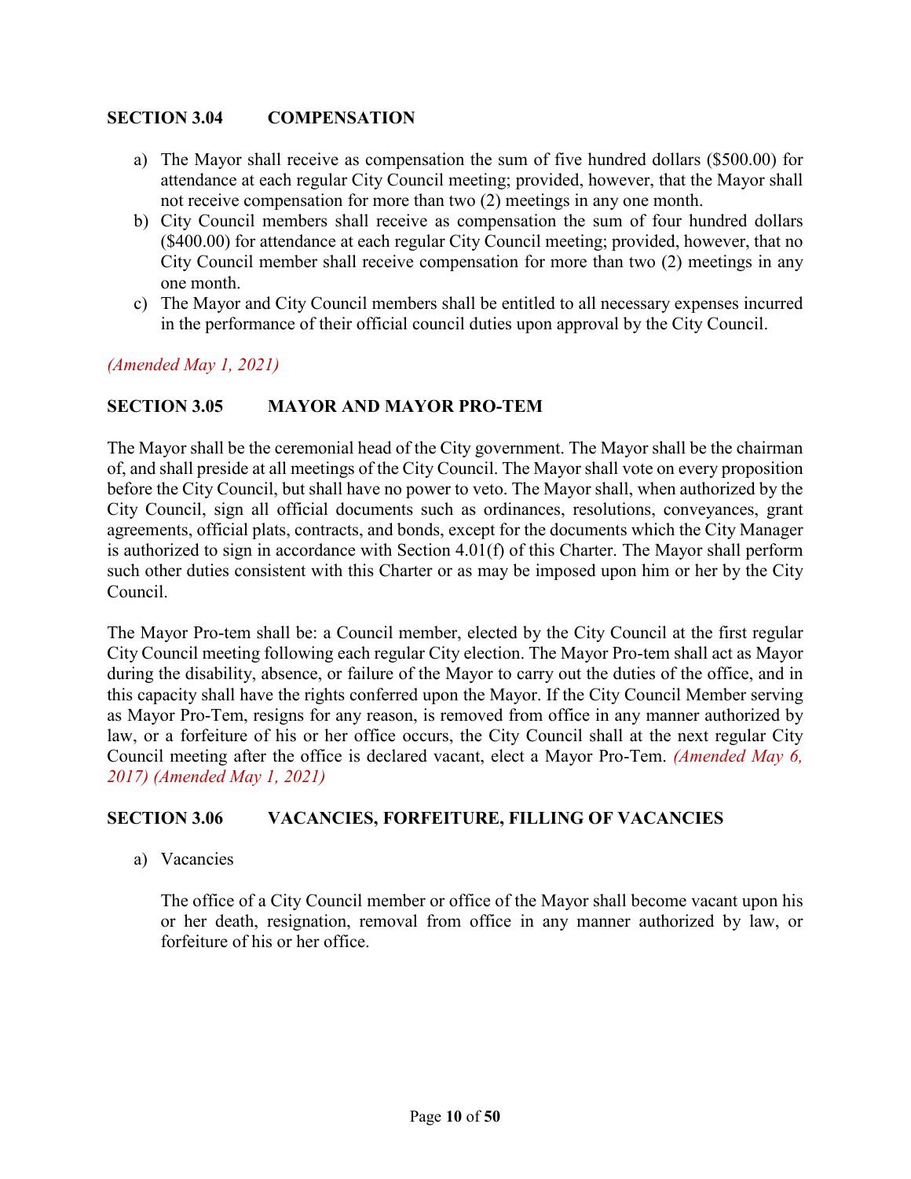## SECTION 3.04 COMPENSATION

a) The Mayor shall receive as compensation the sum of five hundred dollars ($500.00) for attendance at each regular City Council meeting; provided, however, that the Mayor shall not receive compensation for more than two (2) meetings in any one month.
b) City Council members shall receive as compensation the sum of four hundred dollars ($400.00) for attendance at each regular City Council meeting; provided, however, that no City Council member shall receive compensation for more than two (2) meetings in any one month.
c) The Mayor and City Council members shall be entitled to all necessary expenses incurred in the performance of their official council duties upon approval by the City Council.

*(Amended May 1, 2021)*

## SECTION 3.05 MAYOR AND MAYOR PRO-TEM

The Mayor shall be the ceremonial head of the City government. The Mayor shall be the chairman of, and shall preside at all meetings of the City Council. The Mayor shall vote on every proposition before the City Council, but shall have no power to veto. The Mayor shall, when authorized by the City Council, sign all official documents such as ordinances, resolutions, conveyances, grant agreements, official plats, contracts, and bonds, except for the documents which the City Manager is authorized to sign in accordance with Section 4.01(f) of this Charter. The Mayor shall perform such other duties consistent with this Charter or as may be imposed upon him or her by the City Council.

The Mayor Pro-tem shall be: a Council member, elected by the City Council at the first regular City Council meeting following each regular City election. The Mayor Pro-tem shall act as Mayor during the disability, absence, or failure of the Mayor to carry out the duties of the office, and in this capacity shall have the rights conferred upon the Mayor. If the City Council Member serving as Mayor Pro-Tem, resigns for any reason, is removed from office in any manner authorized by law, or a forfeiture of his or her office occurs, the City Council shall at the next regular City Council meeting after the office is declared vacant, elect a Mayor Pro-Tem. *(Amended May 6, 2017) (Amended May 1, 2021)*

## SECTION 3.06 VACANCIES, FORFEITURE, FILLING OF VACANCIES

a) Vacancies

   The office of a City Council member or office of the Mayor shall become vacant upon his or her death, resignation, removal from office in any manner authorized by law, or forfeiture of his or her office.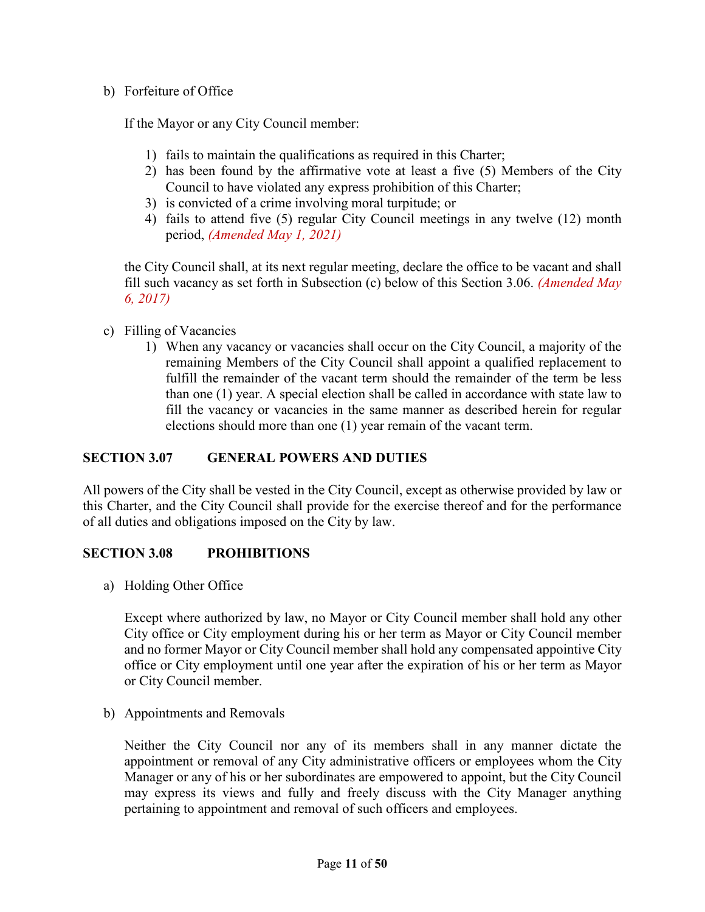b) Forfeiture of Office

If the Mayor or any City Council member:

1) fails to maintain the qualifications as required in this Charter;
2) has been found by the affirmative vote at least a five (5) Members of the City Council to have violated any express prohibition of this Charter;
3) is convicted of a crime involving moral turpitude; or
4) fails to attend five (5) regular City Council meetings in any twelve (12) month period, *(Amended May 1, 2021)*

the City Council shall, at its next regular meeting, declare the office to be vacant and shall fill such vacancy as set forth in Subsection (c) below of this Section 3.06. *(Amended May 6, 2017)*

c) Filling of Vacancies
   1) When any vacancy or vacancies shall occur on the City Council, a majority of the remaining Members of the City Council shall appoint a qualified replacement to fulfill the remainder of the vacant term should the remainder of the term be less than one (1) year. A special election shall be called in accordance with state law to fill the vacancy or vacancies in the same manner as described herein for regular elections should more than one (1) year remain of the vacant term.

## SECTION 3.07 GENERAL POWERS AND DUTIES

All powers of the City shall be vested in the City Council, except as otherwise provided by law or this Charter, and the City Council shall provide for the exercise thereof and for the performance of all duties and obligations imposed on the City by law.

## SECTION 3.08 PROHIBITIONS

a) Holding Other Office

Except where authorized by law, no Mayor or City Council member shall hold any other City office or City employment during his or her term as Mayor or City Council member and no former Mayor or City Council member shall hold any compensated appointive City office or City employment until one year after the expiration of his or her term as Mayor or City Council member.

b) Appointments and Removals

Neither the City Council nor any of its members shall in any manner dictate the appointment or removal of any City administrative officers or employees whom the City Manager or any of his or her subordinates are empowered to appoint, but the City Council may express its views and fully and freely discuss with the City Manager anything pertaining to appointment and removal of such officers and employees.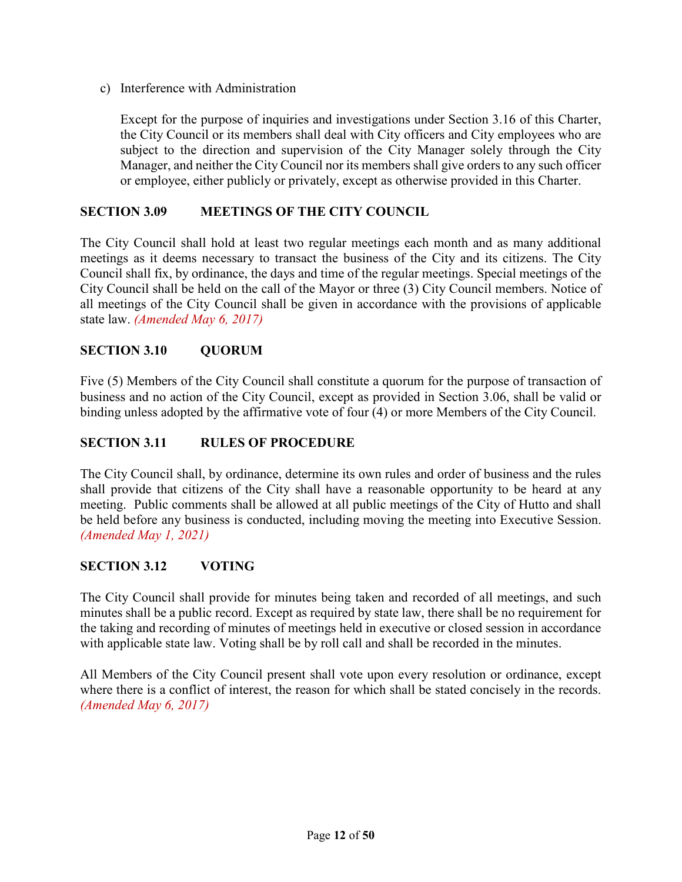c) Interference with Administration

Except for the purpose of inquiries and investigations under Section 3.16 of this Charter, the City Council or its members shall deal with City officers and City employees who are subject to the direction and supervision of the City Manager solely through the City Manager, and neither the City Council nor its members shall give orders to any such officer or employee, either publicly or privately, except as otherwise provided in this Charter.

## SECTION 3.09 MEETINGS OF THE CITY COUNCIL

The City Council shall hold at least two regular meetings each month and as many additional meetings as it deems necessary to transact the business of the City and its citizens. The City Council shall fix, by ordinance, the days and time of the regular meetings. Special meetings of the City Council shall be held on the call of the Mayor or three (3) City Council members. Notice of all meetings of the City Council shall be given in accordance with the provisions of applicable state law. *(Amended May 6, 2017)*

## SECTION 3.10 QUORUM

Five (5) Members of the City Council shall constitute a quorum for the purpose of transaction of business and no action of the City Council, except as provided in Section 3.06, shall be valid or binding unless adopted by the affirmative vote of four (4) or more Members of the City Council.

## SECTION 3.11 RULES OF PROCEDURE

The City Council shall, by ordinance, determine its own rules and order of business and the rules shall provide that citizens of the City shall have a reasonable opportunity to be heard at any meeting. Public comments shall be allowed at all public meetings of the City of Hutto and shall be held before any business is conducted, including moving the meeting into Executive Session. *(Amended May 1, 2021)*

## SECTION 3.12 VOTING

The City Council shall provide for minutes being taken and recorded of all meetings, and such minutes shall be a public record. Except as required by state law, there shall be no requirement for the taking and recording of minutes of meetings held in executive or closed session in accordance with applicable state law. Voting shall be by roll call and shall be recorded in the minutes.

All Members of the City Council present shall vote upon every resolution or ordinance, except where there is a conflict of interest, the reason for which shall be stated concisely in the records. *(Amended May 6, 2017)*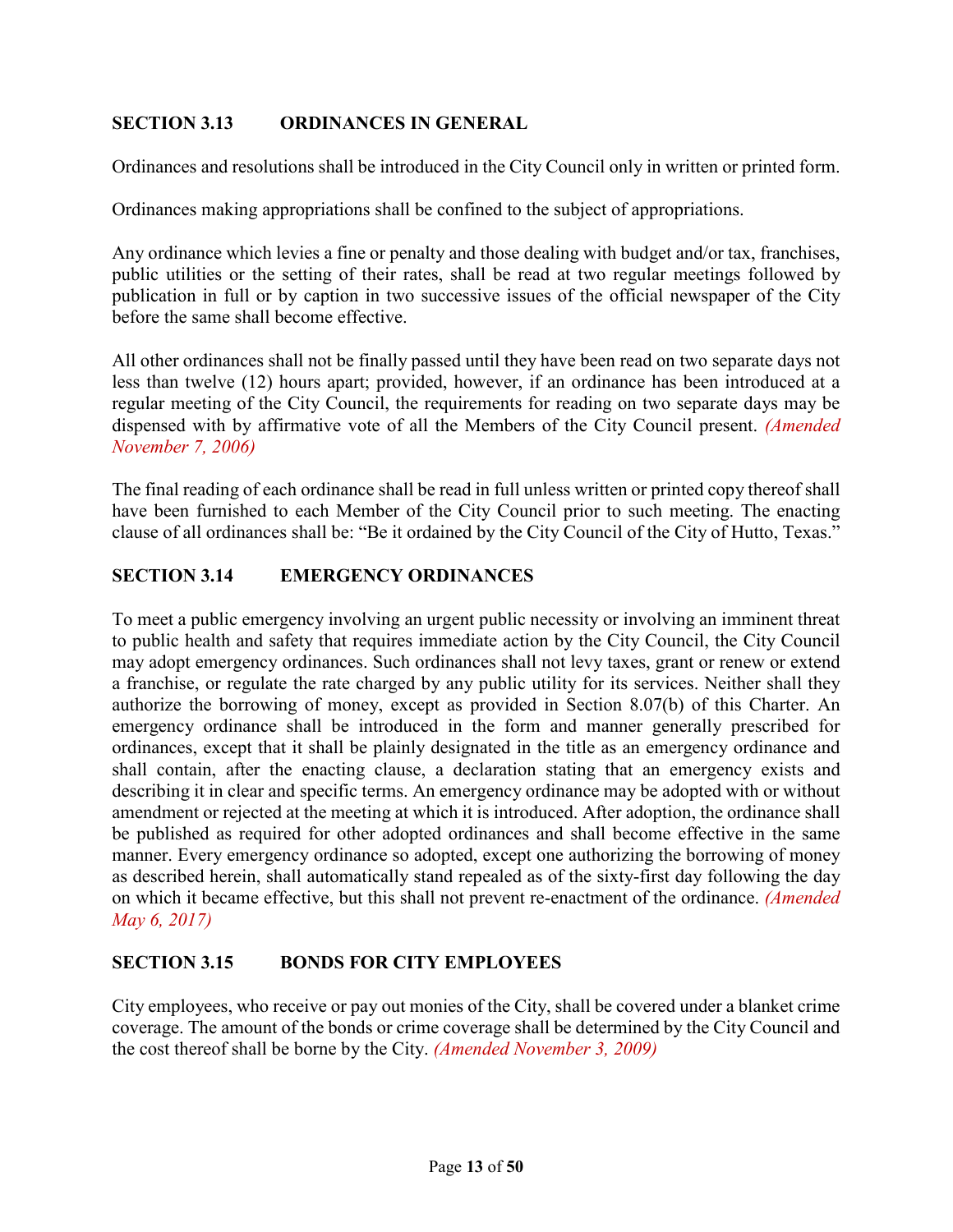## SECTION 3.13 ORDINANCES IN GENERAL

Ordinances and resolutions shall be introduced in the City Council only in written or printed form.

Ordinances making appropriations shall be confined to the subject of appropriations.

Any ordinance which levies a fine or penalty and those dealing with budget and/or tax, franchises, public utilities or the setting of their rates, shall be read at two regular meetings followed by publication in full or by caption in two successive issues of the official newspaper of the City before the same shall become effective.

All other ordinances shall not be finally passed until they have been read on two separate days not less than twelve (12) hours apart; provided, however, if an ordinance has been introduced at a regular meeting of the City Council, the requirements for reading on two separate days may be dispensed with by affirmative vote of all the Members of the City Council present. *(Amended November 7, 2006)*

The final reading of each ordinance shall be read in full unless written or printed copy thereof shall have been furnished to each Member of the City Council prior to such meeting. The enacting clause of all ordinances shall be: "Be it ordained by the City Council of the City of Hutto, Texas."

## SECTION 3.14 EMERGENCY ORDINANCES

To meet a public emergency involving an urgent public necessity or involving an imminent threat to public health and safety that requires immediate action by the City Council, the City Council may adopt emergency ordinances. Such ordinances shall not levy taxes, grant or renew or extend a franchise, or regulate the rate charged by any public utility for its services. Neither shall they authorize the borrowing of money, except as provided in Section 8.07(b) of this Charter. An emergency ordinance shall be introduced in the form and manner generally prescribed for ordinances, except that it shall be plainly designated in the title as an emergency ordinance and shall contain, after the enacting clause, a declaration stating that an emergency exists and describing it in clear and specific terms. An emergency ordinance may be adopted with or without amendment or rejected at the meeting at which it is introduced. After adoption, the ordinance shall be published as required for other adopted ordinances and shall become effective in the same manner. Every emergency ordinance so adopted, except one authorizing the borrowing of money as described herein, shall automatically stand repealed as of the sixty-first day following the day on which it became effective, but this shall not prevent re-enactment of the ordinance. *(Amended May 6, 2017)*

## SECTION 3.15 BONDS FOR CITY EMPLOYEES

City employees, who receive or pay out monies of the City, shall be covered under a blanket crime coverage. The amount of the bonds or crime coverage shall be determined by the City Council and the cost thereof shall be borne by the City. *(Amended November 3, 2009)*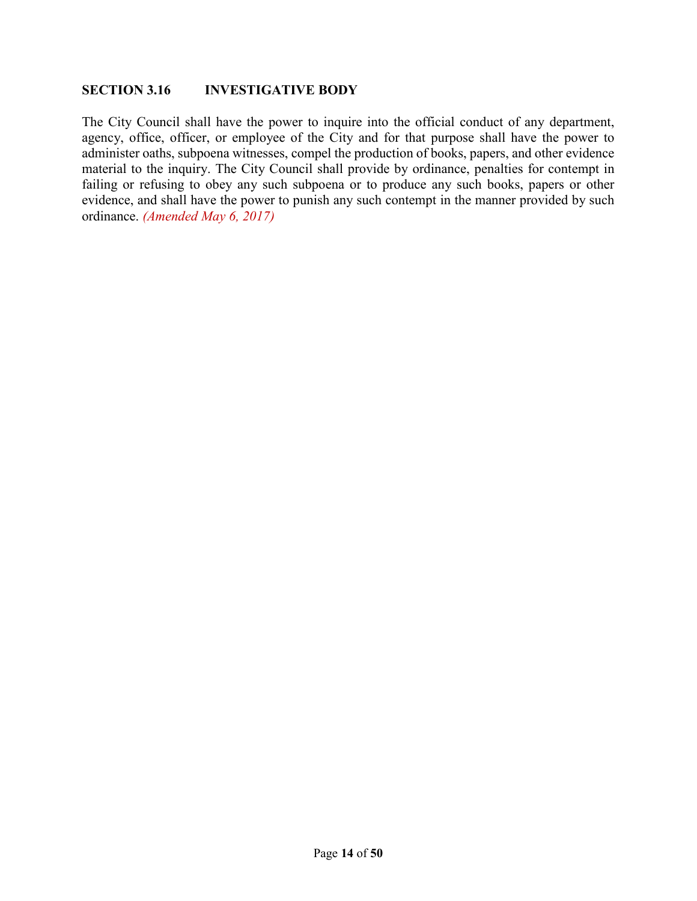## SECTION 3.16 INVESTIGATIVE BODY

The City Council shall have the power to inquire into the official conduct of any department, agency, office, officer, or employee of the City and for that purpose shall have the power to administer oaths, subpoena witnesses, compel the production of books, papers, and other evidence material to the inquiry. The City Council shall provide by ordinance, penalties for contempt in failing or refusing to obey any such subpoena or to produce any such books, papers or other evidence, and shall have the power to punish any such contempt in the manner provided by such ordinance. *(Amended May 6, 2017)*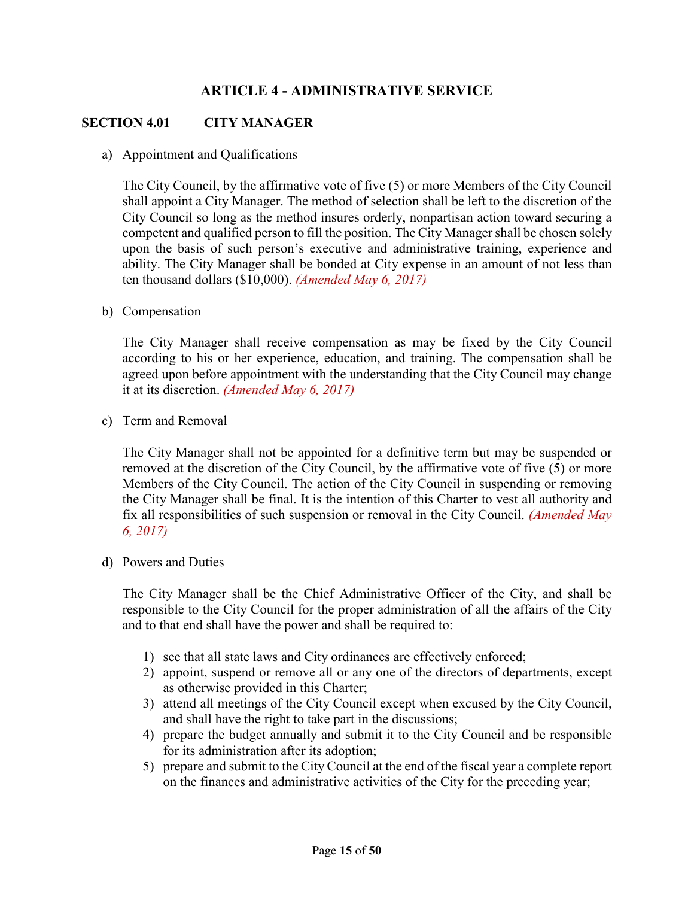# ARTICLE 4 - ADMINISTRATIVE SERVICE

## SECTION 4.01 CITY MANAGER

a) Appointment and Qualifications

The City Council, by the affirmative vote of five (5) or more Members of the City Council shall appoint a City Manager. The method of selection shall be left to the discretion of the City Council so long as the method insures orderly, nonpartisan action toward securing a competent and qualified person to fill the position. The City Manager shall be chosen solely upon the basis of such person's executive and administrative training, experience and ability. The City Manager shall be bonded at City expense in an amount of not less than ten thousand dollars ($10,000). *(Amended May 6, 2017)*

b) Compensation

The City Manager shall receive compensation as may be fixed by the City Council according to his or her experience, education, and training. The compensation shall be agreed upon before appointment with the understanding that the City Council may change it at its discretion. *(Amended May 6, 2017)*

c) Term and Removal

The City Manager shall not be appointed for a definitive term but may be suspended or removed at the discretion of the City Council, by the affirmative vote of five (5) or more Members of the City Council. The action of the City Council in suspending or removing the City Manager shall be final. It is the intention of this Charter to vest all authority and fix all responsibilities of such suspension or removal in the City Council. *(Amended May 6, 2017)*

d) Powers and Duties

The City Manager shall be the Chief Administrative Officer of the City, and shall be responsible to the City Council for the proper administration of all the affairs of the City and to that end shall have the power and shall be required to:

1) see that all state laws and City ordinances are effectively enforced;
2) appoint, suspend or remove all or any one of the directors of departments, except as otherwise provided in this Charter;
3) attend all meetings of the City Council except when excused by the City Council, and shall have the right to take part in the discussions;
4) prepare the budget annually and submit it to the City Council and be responsible for its administration after its adoption;
5) prepare and submit to the City Council at the end of the fiscal year a complete report on the finances and administrative activities of the City for the preceding year;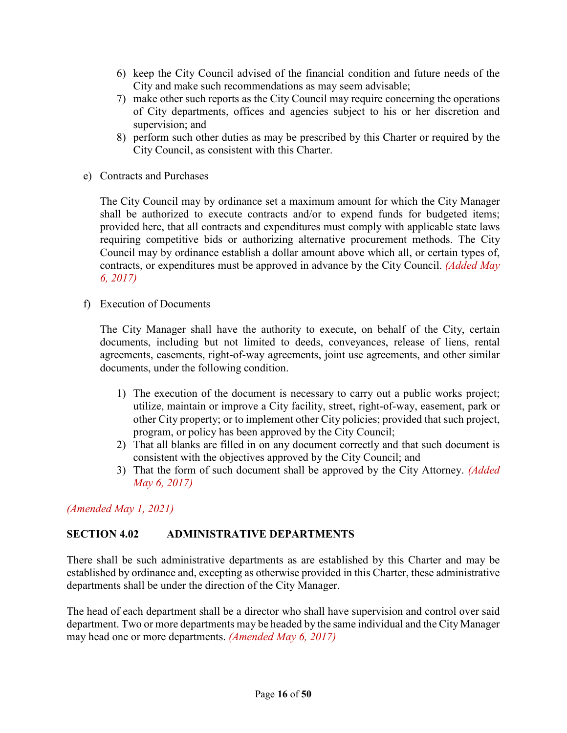6) keep the City Council advised of the financial condition and future needs of the City and make such recommendations as may seem advisable;
7) make other such reports as the City Council may require concerning the operations of City departments, offices and agencies subject to his or her discretion and supervision; and
8) perform such other duties as may be prescribed by this Charter or required by the City Council, as consistent with this Charter.

e) Contracts and Purchases

The City Council may by ordinance set a maximum amount for which the City Manager shall be authorized to execute contracts and/or to expend funds for budgeted items; provided here, that all contracts and expenditures must comply with applicable state laws requiring competitive bids or authorizing alternative procurement methods. The City Council may by ordinance establish a dollar amount above which all, or certain types of, contracts, or expenditures must be approved in advance by the City Council. *(Added May 6, 2017)*

f) Execution of Documents

The City Manager shall have the authority to execute, on behalf of the City, certain documents, including but not limited to deeds, conveyances, release of liens, rental agreements, easements, right-of-way agreements, joint use agreements, and other similar documents, under the following condition.

1) The execution of the document is necessary to carry out a public works project; utilize, maintain or improve a City facility, street, right-of-way, easement, park or other City property; or to implement other City policies; provided that such project, program, or policy has been approved by the City Council;
2) That all blanks are filled in on any document correctly and that such document is consistent with the objectives approved by the City Council; and
3) That the form of such document shall be approved by the City Attorney. *(Added May 6, 2017)*

*(Amended May 1, 2021)*

## SECTION 4.02 ADMINISTRATIVE DEPARTMENTS

There shall be such administrative departments as are established by this Charter and may be established by ordinance and, excepting as otherwise provided in this Charter, these administrative departments shall be under the direction of the City Manager.

The head of each department shall be a director who shall have supervision and control over said department. Two or more departments may be headed by the same individual and the City Manager may head one or more departments. *(Amended May 6, 2017)*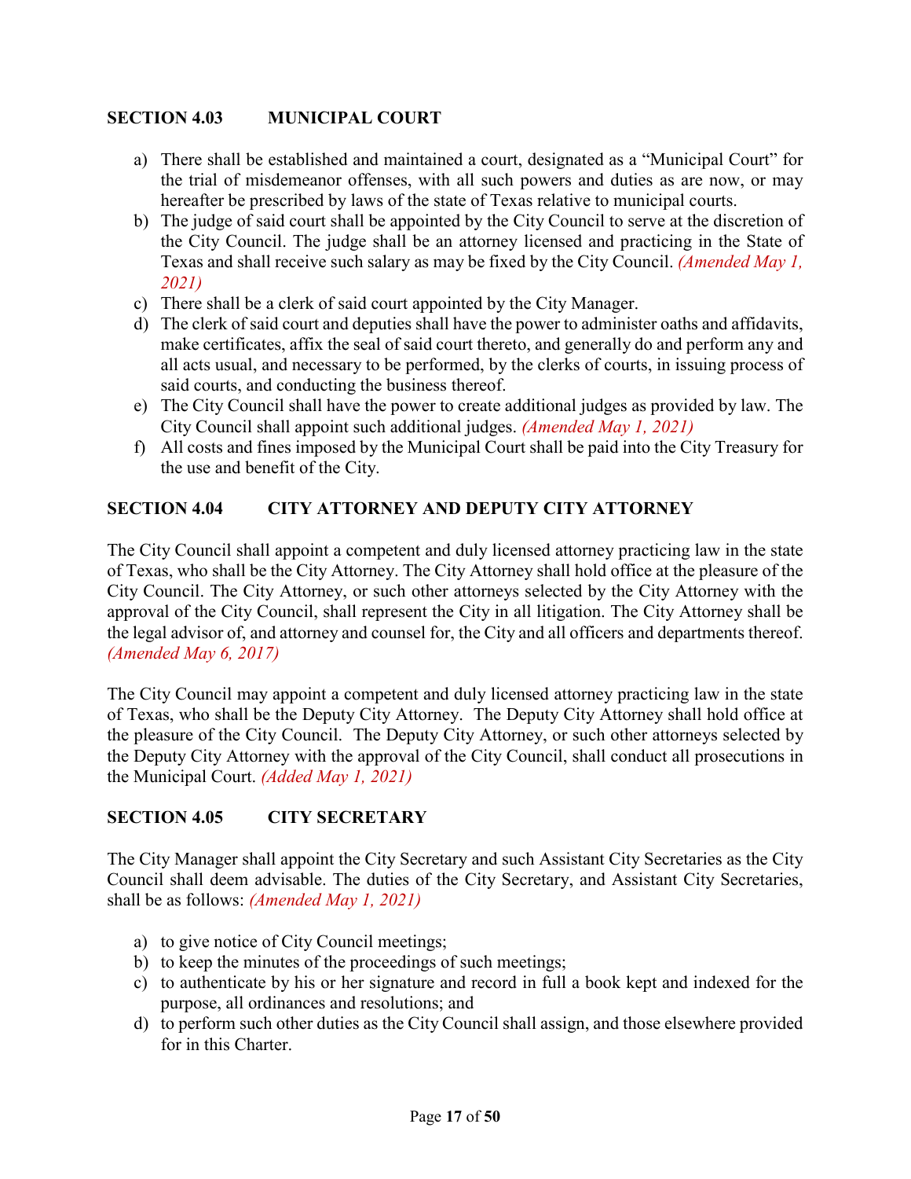## SECTION 4.03 MUNICIPAL COURT

a) There shall be established and maintained a court, designated as a "Municipal Court" for the trial of misdemeanor offenses, with all such powers and duties as are now, or may hereafter be prescribed by laws of the state of Texas relative to municipal courts.
b) The judge of said court shall be appointed by the City Council to serve at the discretion of the City Council. The judge shall be an attorney licensed and practicing in the State of Texas and shall receive such salary as may be fixed by the City Council. *(Amended May 1, 2021)*
c) There shall be a clerk of said court appointed by the City Manager.
d) The clerk of said court and deputies shall have the power to administer oaths and affidavits, make certificates, affix the seal of said court thereto, and generally do and perform any and all acts usual, and necessary to be performed, by the clerks of courts, in issuing process of said courts, and conducting the business thereof.
e) The City Council shall have the power to create additional judges as provided by law. The City Council shall appoint such additional judges. *(Amended May 1, 2021)*
f) All costs and fines imposed by the Municipal Court shall be paid into the City Treasury for the use and benefit of the City.

## SECTION 4.04 CITY ATTORNEY AND DEPUTY CITY ATTORNEY

The City Council shall appoint a competent and duly licensed attorney practicing law in the state of Texas, who shall be the City Attorney. The City Attorney shall hold office at the pleasure of the City Council. The City Attorney, or such other attorneys selected by the City Attorney with the approval of the City Council, shall represent the City in all litigation. The City Attorney shall be the legal advisor of, and attorney and counsel for, the City and all officers and departments thereof. *(Amended May 6, 2017)*

The City Council may appoint a competent and duly licensed attorney practicing law in the state of Texas, who shall be the Deputy City Attorney. The Deputy City Attorney shall hold office at the pleasure of the City Council. The Deputy City Attorney, or such other attorneys selected by the Deputy City Attorney with the approval of the City Council, shall conduct all prosecutions in the Municipal Court. *(Added May 1, 2021)*

## SECTION 4.05 CITY SECRETARY

The City Manager shall appoint the City Secretary and such Assistant City Secretaries as the City Council shall deem advisable. The duties of the City Secretary, and Assistant City Secretaries, shall be as follows: *(Amended May 1, 2021)*

a) to give notice of City Council meetings;
b) to keep the minutes of the proceedings of such meetings;
c) to authenticate by his or her signature and record in full a book kept and indexed for the purpose, all ordinances and resolutions; and
d) to perform such other duties as the City Council shall assign, and those elsewhere provided for in this Charter.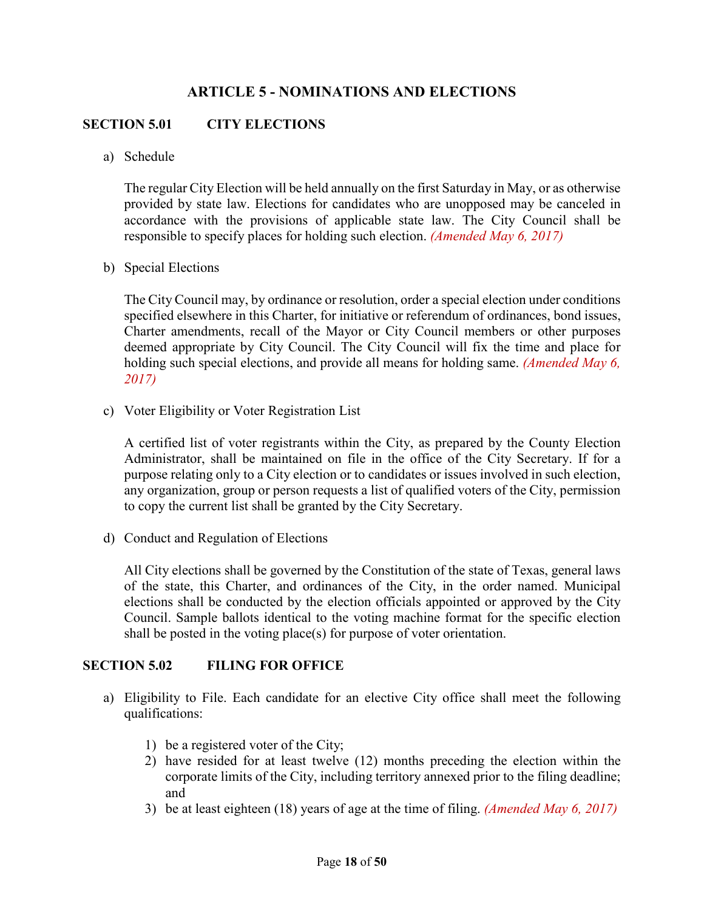# ARTICLE 5 - NOMINATIONS AND ELECTIONS

## SECTION 5.01 CITY ELECTIONS

a) Schedule

The regular City Election will be held annually on the first Saturday in May, or as otherwise provided by state law. Elections for candidates who are unopposed may be canceled in accordance with the provisions of applicable state law. The City Council shall be responsible to specify places for holding such election. *(Amended May 6, 2017)*

b) Special Elections

The City Council may, by ordinance or resolution, order a special election under conditions specified elsewhere in this Charter, for initiative or referendum of ordinances, bond issues, Charter amendments, recall of the Mayor or City Council members or other purposes deemed appropriate by City Council. The City Council will fix the time and place for holding such special elections, and provide all means for holding same. *(Amended May 6, 2017)*

c) Voter Eligibility or Voter Registration List

A certified list of voter registrants within the City, as prepared by the County Election Administrator, shall be maintained on file in the office of the City Secretary. If for a purpose relating only to a City election or to candidates or issues involved in such election, any organization, group or person requests a list of qualified voters of the City, permission to copy the current list shall be granted by the City Secretary.

d) Conduct and Regulation of Elections

All City elections shall be governed by the Constitution of the state of Texas, general laws of the state, this Charter, and ordinances of the City, in the order named. Municipal elections shall be conducted by the election officials appointed or approved by the City Council. Sample ballots identical to the voting machine format for the specific election shall be posted in the voting place(s) for purpose of voter orientation.

## SECTION 5.02 FILING FOR OFFICE

a) Eligibility to File. Each candidate for an elective City office shall meet the following qualifications:

1) be a registered voter of the City;
2) have resided for at least twelve (12) months preceding the election within the corporate limits of the City, including territory annexed prior to the filing deadline; and
3) be at least eighteen (18) years of age at the time of filing. *(Amended May 6, 2017)*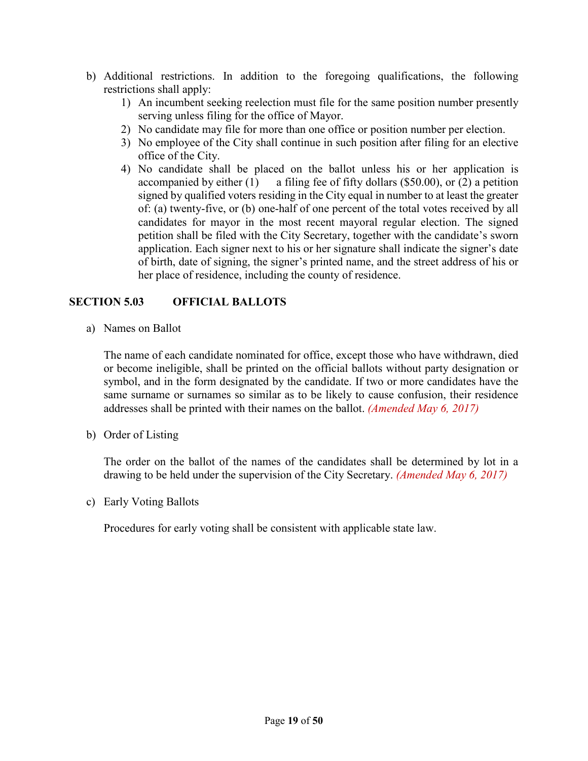b) Additional restrictions. In addition to the foregoing qualifications, the following restrictions shall apply:
    1) An incumbent seeking reelection must file for the same position number presently serving unless filing for the office of Mayor.
    2) No candidate may file for more than one office or position number per election.
    3) No employee of the City shall continue in such position after filing for an elective office of the City.
    4) No candidate shall be placed on the ballot unless his or her application is accompanied by either (1) a filing fee of fifty dollars ($50.00), or (2) a petition signed by qualified voters residing in the City equal in number to at least the greater of: (a) twenty-five, or (b) one-half of one percent of the total votes received by all candidates for mayor in the most recent mayoral regular election. The signed petition shall be filed with the City Secretary, together with the candidate's sworn application. Each signer next to his or her signature shall indicate the signer's date of birth, date of signing, the signer's printed name, and the street address of his or her place of residence, including the county of residence.

## SECTION 5.03 OFFICIAL BALLOTS

a) Names on Ballot

    The name of each candidate nominated for office, except those who have withdrawn, died or become ineligible, shall be printed on the official ballots without party designation or symbol, and in the form designated by the candidate. If two or more candidates have the same surname or surnames so similar as to be likely to cause confusion, their residence addresses shall be printed with their names on the ballot. *(Amended May 6, 2017)*

b) Order of Listing

    The order on the ballot of the names of the candidates shall be determined by lot in a drawing to be held under the supervision of the City Secretary. *(Amended May 6, 2017)*

c) Early Voting Ballots

    Procedures for early voting shall be consistent with applicable state law.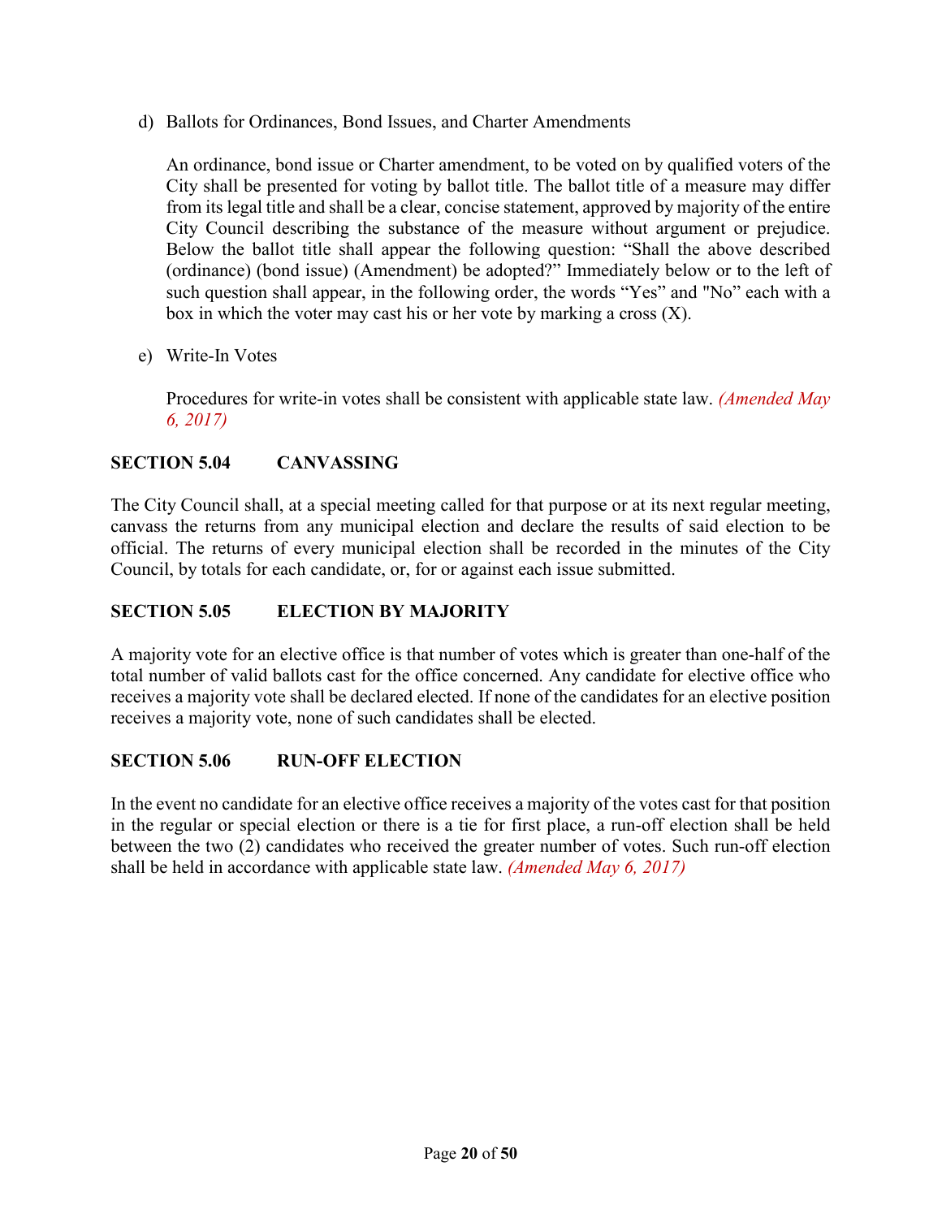d) Ballots for Ordinances, Bond Issues, and Charter Amendments

An ordinance, bond issue or Charter amendment, to be voted on by qualified voters of the City shall be presented for voting by ballot title. The ballot title of a measure may differ from its legal title and shall be a clear, concise statement, approved by majority of the entire City Council describing the substance of the measure without argument or prejudice. Below the ballot title shall appear the following question: "Shall the above described (ordinance) (bond issue) (Amendment) be adopted?" Immediately below or to the left of such question shall appear, in the following order, the words "Yes" and "No" each with a box in which the voter may cast his or her vote by marking a cross (X).

e) Write-In Votes

Procedures for write-in votes shall be consistent with applicable state law. *(Amended May 6, 2017)*

**SECTION 5.04 CANVASSING**

The City Council shall, at a special meeting called for that purpose or at its next regular meeting, canvass the returns from any municipal election and declare the results of said election to be official. The returns of every municipal election shall be recorded in the minutes of the City Council, by totals for each candidate, or, for or against each issue submitted.

**SECTION 5.05 ELECTION BY MAJORITY**

A majority vote for an elective office is that number of votes which is greater than one-half of the total number of valid ballots cast for the office concerned. Any candidate for elective office who receives a majority vote shall be declared elected. If none of the candidates for an elective position receives a majority vote, none of such candidates shall be elected.

**SECTION 5.06 RUN-OFF ELECTION**

In the event no candidate for an elective office receives a majority of the votes cast for that position in the regular or special election or there is a tie for first place, a run-off election shall be held between the two (2) candidates who received the greater number of votes. Such run-off election shall be held in accordance with applicable state law. *(Amended May 6, 2017)*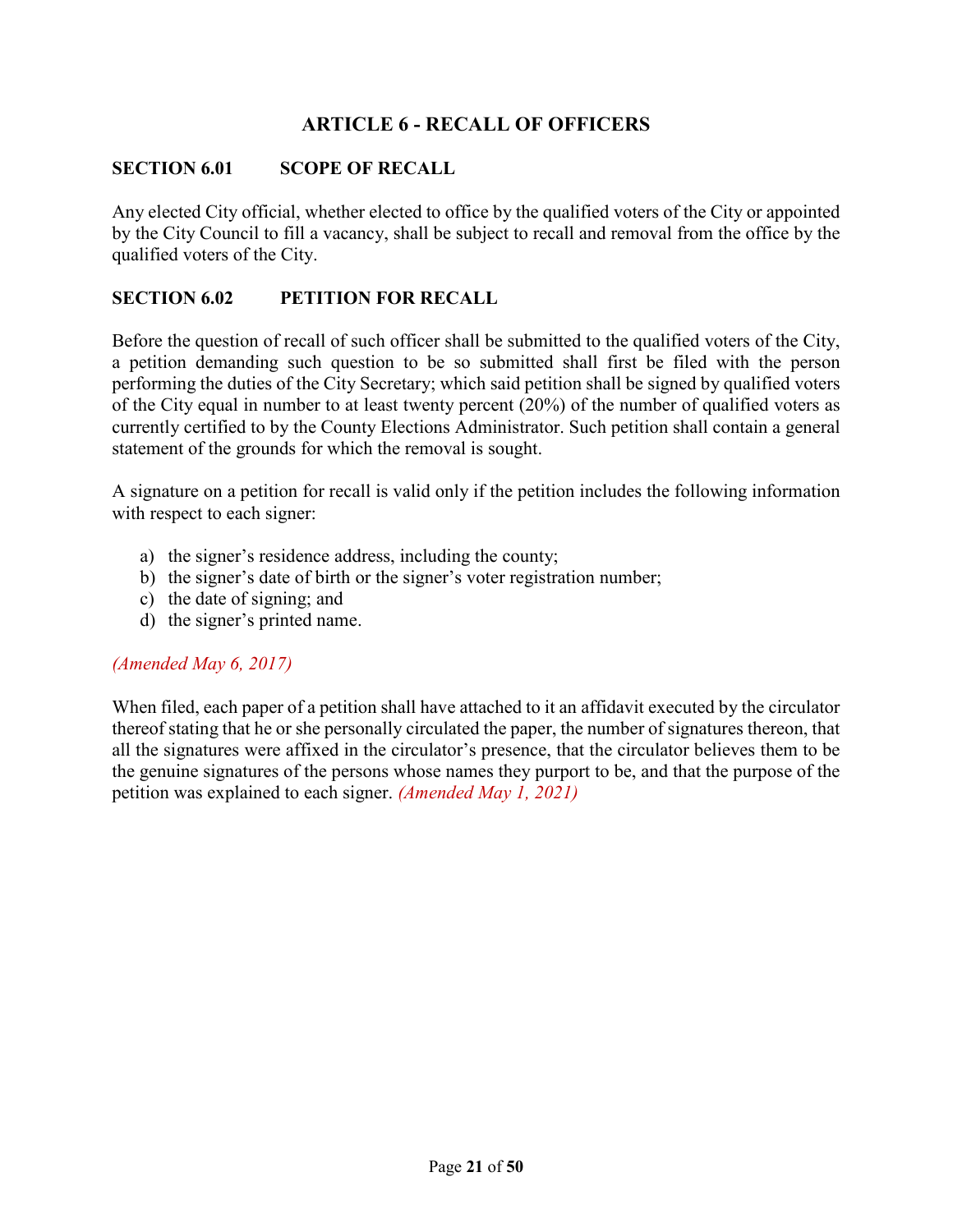# ARTICLE 6 - RECALL OF OFFICERS

## SECTION 6.01 SCOPE OF RECALL

Any elected City official, whether elected to office by the qualified voters of the City or appointed by the City Council to fill a vacancy, shall be subject to recall and removal from the office by the qualified voters of the City.

## SECTION 6.02 PETITION FOR RECALL

Before the question of recall of such officer shall be submitted to the qualified voters of the City, a petition demanding such question to be so submitted shall first be filed with the person performing the duties of the City Secretary; which said petition shall be signed by qualified voters of the City equal in number to at least twenty percent (20%) of the number of qualified voters as currently certified to by the County Elections Administrator. Such petition shall contain a general statement of the grounds for which the removal is sought.

A signature on a petition for recall is valid only if the petition includes the following information with respect to each signer:

a) the signer's residence address, including the county;
b) the signer's date of birth or the signer's voter registration number;
c) the date of signing; and
d) the signer's printed name.

*(Amended May 6, 2017)*

When filed, each paper of a petition shall have attached to it an affidavit executed by the circulator thereof stating that he or she personally circulated the paper, the number of signatures thereon, that all the signatures were affixed in the circulator's presence, that the circulator believes them to be the genuine signatures of the persons whose names they purport to be, and that the purpose of the petition was explained to each signer. *(Amended May 1, 2021)*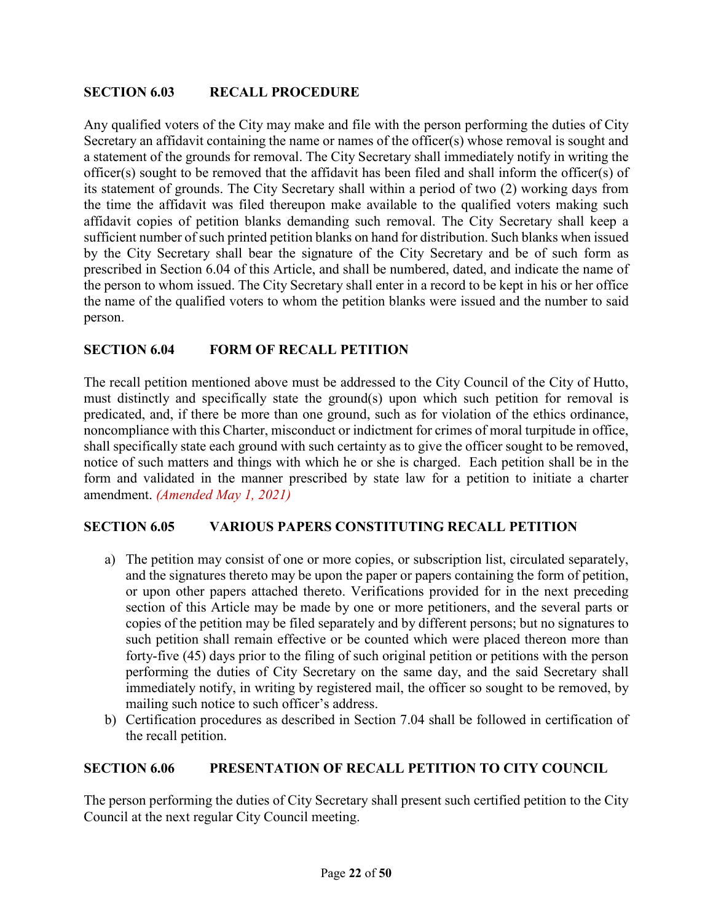## SECTION 6.03 RECALL PROCEDURE

Any qualified voters of the City may make and file with the person performing the duties of City Secretary an affidavit containing the name or names of the officer(s) whose removal is sought and a statement of the grounds for removal. The City Secretary shall immediately notify in writing the officer(s) sought to be removed that the affidavit has been filed and shall inform the officer(s) of its statement of grounds. The City Secretary shall within a period of two (2) working days from the time the affidavit was filed thereupon make available to the qualified voters making such affidavit copies of petition blanks demanding such removal. The City Secretary shall keep a sufficient number of such printed petition blanks on hand for distribution. Such blanks when issued by the City Secretary shall bear the signature of the City Secretary and be of such form as prescribed in Section 6.04 of this Article, and shall be numbered, dated, and indicate the name of the person to whom issued. The City Secretary shall enter in a record to be kept in his or her office the name of the qualified voters to whom the petition blanks were issued and the number to said person.

## SECTION 6.04 FORM OF RECALL PETITION

The recall petition mentioned above must be addressed to the City Council of the City of Hutto, must distinctly and specifically state the ground(s) upon which such petition for removal is predicated, and, if there be more than one ground, such as for violation of the ethics ordinance, noncompliance with this Charter, misconduct or indictment for crimes of moral turpitude in office, shall specifically state each ground with such certainty as to give the officer sought to be removed, notice of such matters and things with which he or she is charged. Each petition shall be in the form and validated in the manner prescribed by state law for a petition to initiate a charter amendment. *(Amended May 1, 2021)*

## SECTION 6.05 VARIOUS PAPERS CONSTITUTING RECALL PETITION

a) The petition may consist of one or more copies, or subscription list, circulated separately, and the signatures thereto may be upon the paper or papers containing the form of petition, or upon other papers attached thereto. Verifications provided for in the next preceding section of this Article may be made by one or more petitioners, and the several parts or copies of the petition may be filed separately and by different persons; but no signatures to such petition shall remain effective or be counted which were placed thereon more than forty-five (45) days prior to the filing of such original petition or petitions with the person performing the duties of City Secretary on the same day, and the said Secretary shall immediately notify, in writing by registered mail, the officer so sought to be removed, by mailing such notice to such officer's address.
b) Certification procedures as described in Section 7.04 shall be followed in certification of the recall petition.

## SECTION 6.06 PRESENTATION OF RECALL PETITION TO CITY COUNCIL

The person performing the duties of City Secretary shall present such certified petition to the City Council at the next regular City Council meeting.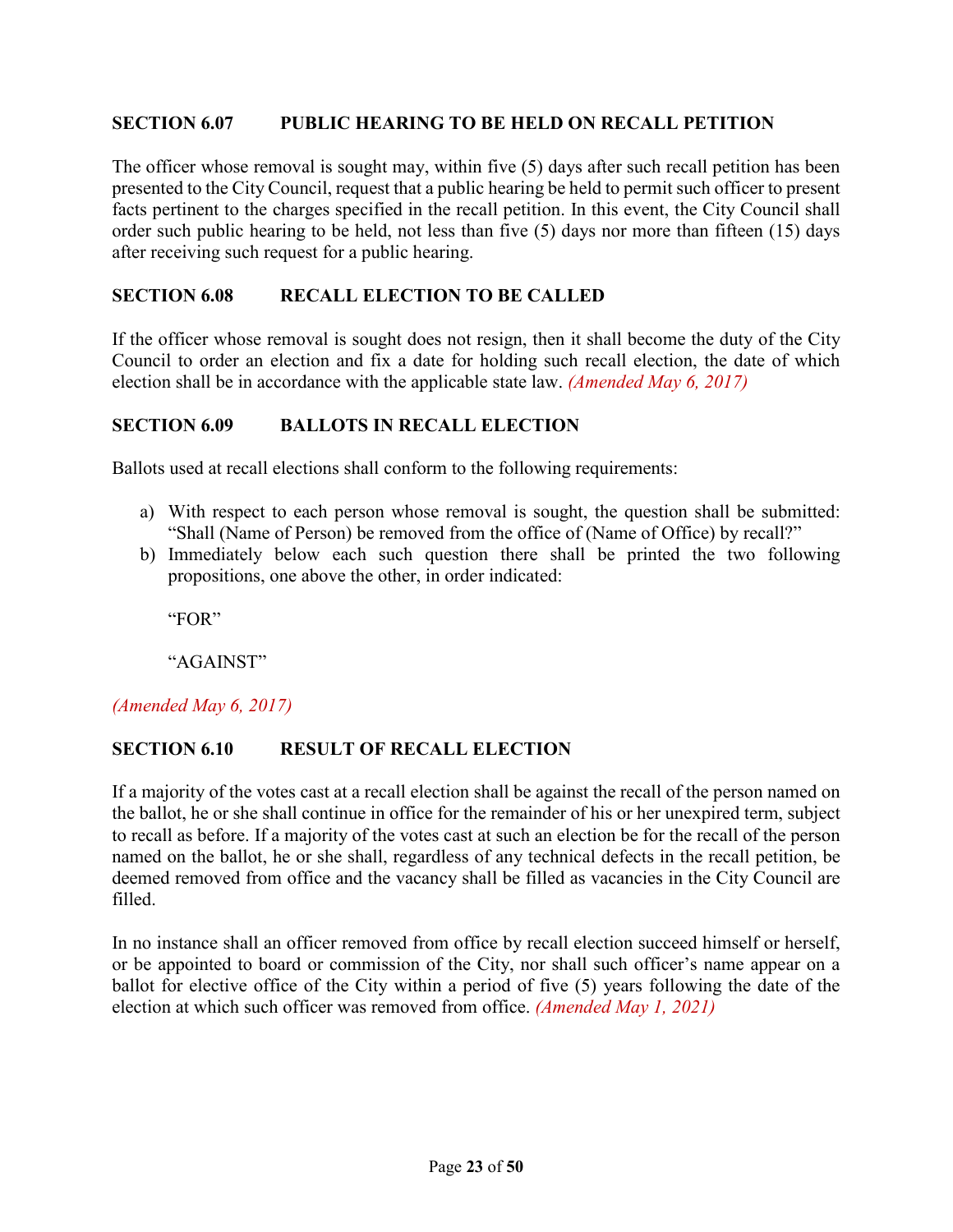### SECTION 6.07 PUBLIC HEARING TO BE HELD ON RECALL PETITION

The officer whose removal is sought may, within five (5) days after such recall petition has been presented to the City Council, request that a public hearing be held to permit such officer to present facts pertinent to the charges specified in the recall petition. In this event, the City Council shall order such public hearing to be held, not less than five (5) days nor more than fifteen (15) days after receiving such request for a public hearing.

### SECTION 6.08 RECALL ELECTION TO BE CALLED

If the officer whose removal is sought does not resign, then it shall become the duty of the City Council to order an election and fix a date for holding such recall election, the date of which election shall be in accordance with the applicable state law. *(Amended May 6, 2017)*

### SECTION 6.09 BALLOTS IN RECALL ELECTION

Ballots used at recall elections shall conform to the following requirements:

a) With respect to each person whose removal is sought, the question shall be submitted: "Shall (Name of Person) be removed from the office of (Name of Office) by recall?"
b) Immediately below each such question there shall be printed the two following propositions, one above the other, in order indicated:

   "FOR"

   "AGAINST"

*(Amended May 6, 2017)*

### SECTION 6.10 RESULT OF RECALL ELECTION

If a majority of the votes cast at a recall election shall be against the recall of the person named on the ballot, he or she shall continue in office for the remainder of his or her unexpired term, subject to recall as before. If a majority of the votes cast at such an election be for the recall of the person named on the ballot, he or she shall, regardless of any technical defects in the recall petition, be deemed removed from office and the vacancy shall be filled as vacancies in the City Council are filled.

In no instance shall an officer removed from office by recall election succeed himself or herself, or be appointed to board or commission of the City, nor shall such officer's name appear on a ballot for elective office of the City within a period of five (5) years following the date of the election at which such officer was removed from office. *(Amended May 1, 2021)*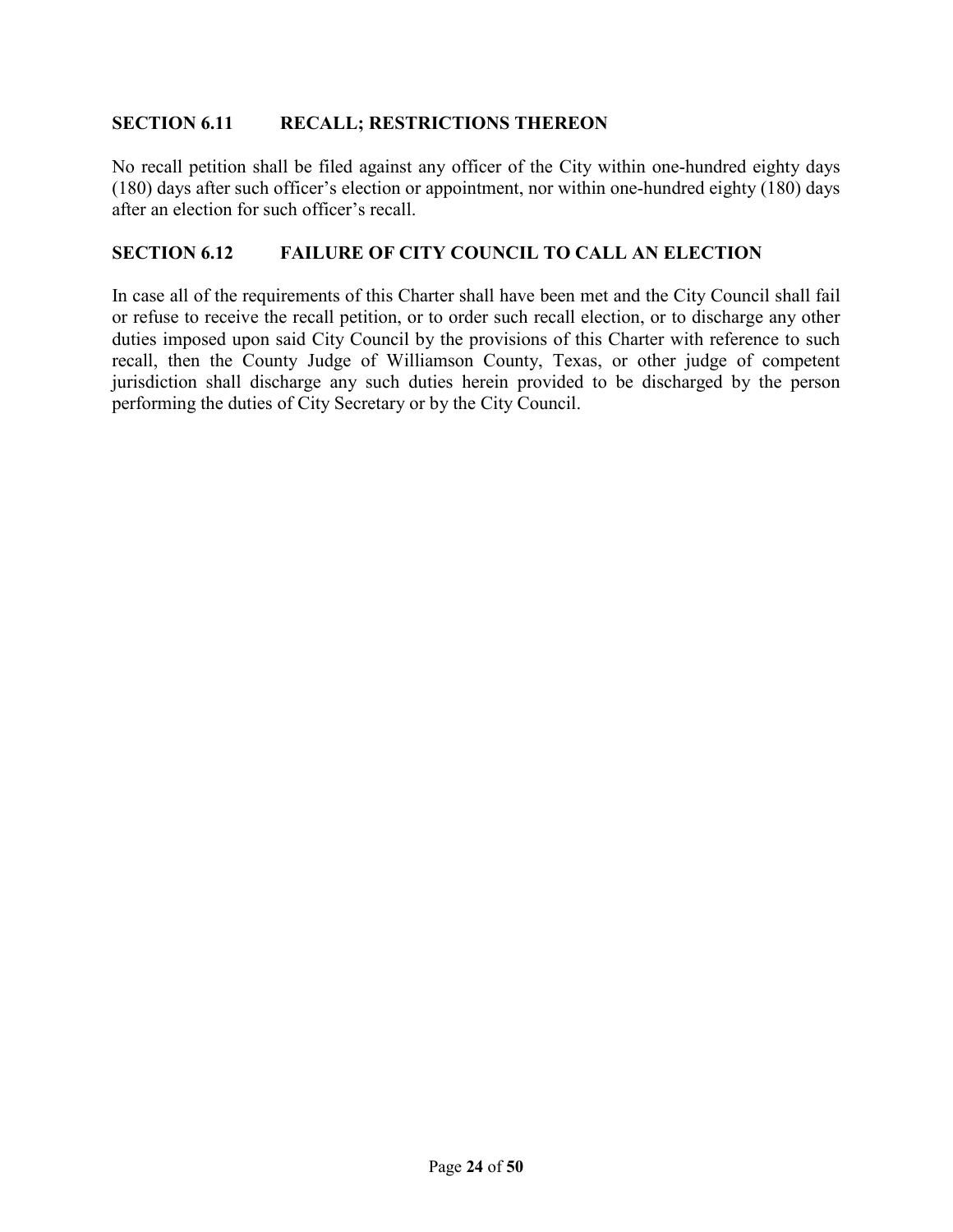### SECTION 6.11 RECALL; RESTRICTIONS THEREON

No recall petition shall be filed against any officer of the City within one-hundred eighty days (180) days after such officer's election or appointment, nor within one-hundred eighty (180) days after an election for such officer's recall.

### SECTION 6.12 FAILURE OF CITY COUNCIL TO CALL AN ELECTION

In case all of the requirements of this Charter shall have been met and the City Council shall fail or refuse to receive the recall petition, or to order such recall election, or to discharge any other duties imposed upon said City Council by the provisions of this Charter with reference to such recall, then the County Judge of Williamson County, Texas, or other judge of competent jurisdiction shall discharge any such duties herein provided to be discharged by the person performing the duties of City Secretary or by the City Council.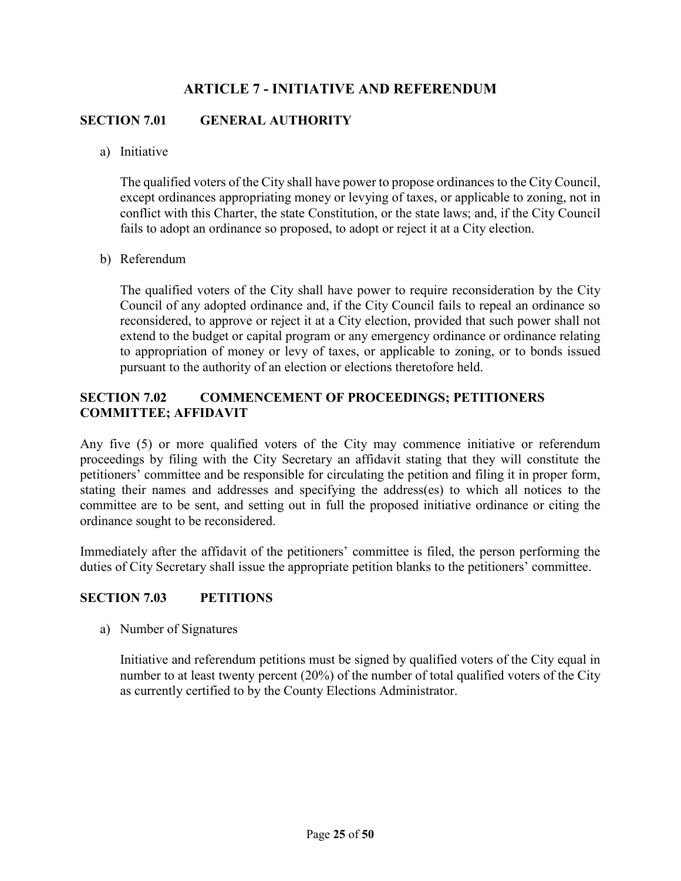## ARTICLE 7 - INITIATIVE AND REFERENDUM

### SECTION 7.01 GENERAL AUTHORITY

a) Initiative

The qualified voters of the City shall have power to propose ordinances to the City Council, except ordinances appropriating money or levying of taxes, or applicable to zoning, not in conflict with this Charter, the state Constitution, or the state laws; and, if the City Council fails to adopt an ordinance so proposed, to adopt or reject it at a City election.

b) Referendum

The qualified voters of the City shall have power to require reconsideration by the City Council of any adopted ordinance and, if the City Council fails to repeal an ordinance so reconsidered, to approve or reject it at a City election, provided that such power shall not extend to the budget or capital program or any emergency ordinance or ordinance relating to appropriation of money or levy of taxes, or applicable to zoning, or to bonds issued pursuant to the authority of an election or elections theretofore held.

### SECTION 7.02 COMMENCEMENT OF PROCEEDINGS; PETITIONERS COMMITTEE; AFFIDAVIT

Any five (5) or more qualified voters of the City may commence initiative or referendum proceedings by filing with the City Secretary an affidavit stating that they will constitute the petitioners' committee and be responsible for circulating the petition and filing it in proper form, stating their names and addresses and specifying the address(es) to which all notices to the committee are to be sent, and setting out in full the proposed initiative ordinance or citing the ordinance sought to be reconsidered.

Immediately after the affidavit of the petitioners' committee is filed, the person performing the duties of City Secretary shall issue the appropriate petition blanks to the petitioners' committee.

### SECTION 7.03 PETITIONS

a) Number of Signatures

Initiative and referendum petitions must be signed by qualified voters of the City equal in number to at least twenty percent (20%) of the number of total qualified voters of the City as currently certified to by the County Elections Administrator.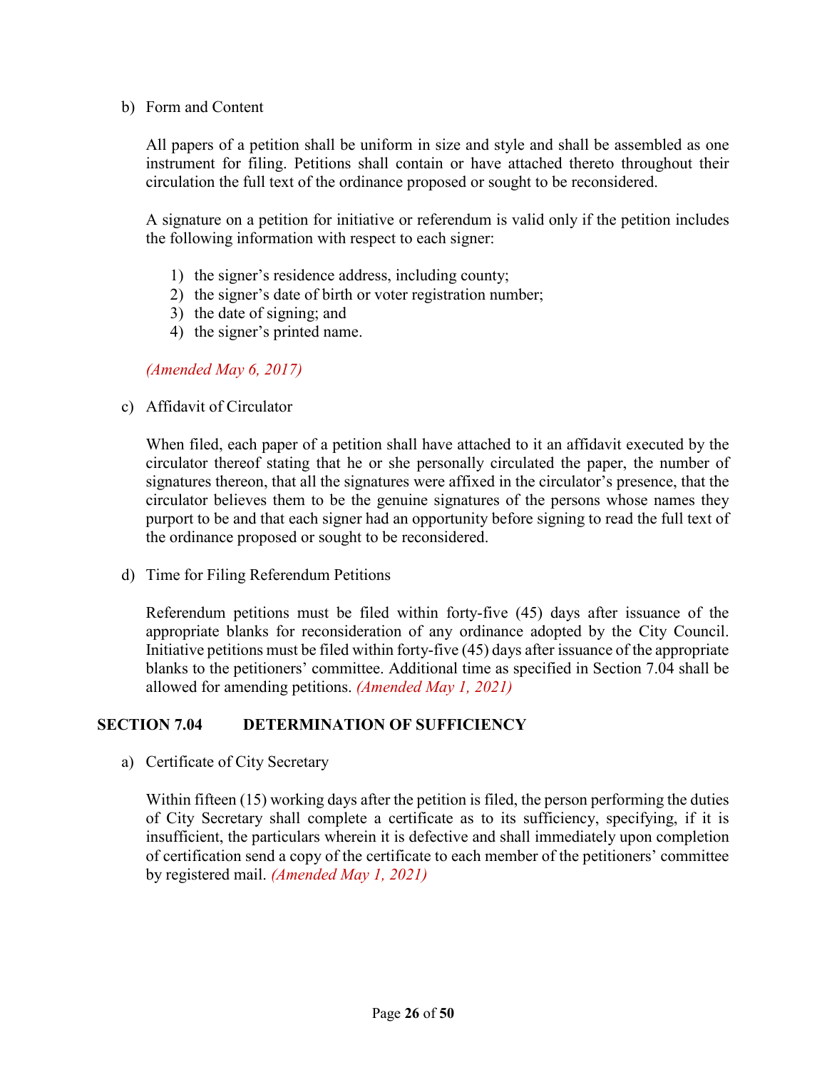b) Form and Content

All papers of a petition shall be uniform in size and style and shall be assembled as one instrument for filing. Petitions shall contain or have attached thereto throughout their circulation the full text of the ordinance proposed or sought to be reconsidered.

A signature on a petition for initiative or referendum is valid only if the petition includes the following information with respect to each signer:

1) the signer's residence address, including county;
2) the signer's date of birth or voter registration number;
3) the date of signing; and
4) the signer's printed name.

*(Amended May 6, 2017)*

c) Affidavit of Circulator

When filed, each paper of a petition shall have attached to it an affidavit executed by the circulator thereof stating that he or she personally circulated the paper, the number of signatures thereon, that all the signatures were affixed in the circulator's presence, that the circulator believes them to be the genuine signatures of the persons whose names they purport to be and that each signer had an opportunity before signing to read the full text of the ordinance proposed or sought to be reconsidered.

d) Time for Filing Referendum Petitions

Referendum petitions must be filed within forty-five (45) days after issuance of the appropriate blanks for reconsideration of any ordinance adopted by the City Council. Initiative petitions must be filed within forty-five (45) days after issuance of the appropriate blanks to the petitioners' committee. Additional time as specified in Section 7.04 shall be allowed for amending petitions. *(Amended May 1, 2021)*

## SECTION 7.04 DETERMINATION OF SUFFICIENCY

a) Certificate of City Secretary

Within fifteen (15) working days after the petition is filed, the person performing the duties of City Secretary shall complete a certificate as to its sufficiency, specifying, if it is insufficient, the particulars wherein it is defective and shall immediately upon completion of certification send a copy of the certificate to each member of the petitioners' committee by registered mail. *(Amended May 1, 2021)*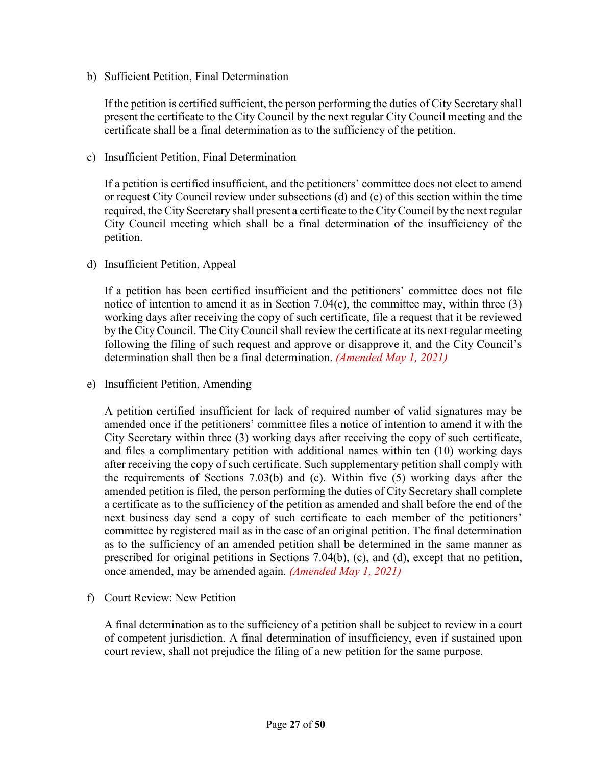b) Sufficient Petition, Final Determination

If the petition is certified sufficient, the person performing the duties of City Secretary shall present the certificate to the City Council by the next regular City Council meeting and the certificate shall be a final determination as to the sufficiency of the petition.

c) Insufficient Petition, Final Determination

If a petition is certified insufficient, and the petitioners' committee does not elect to amend or request City Council review under subsections (d) and (e) of this section within the time required, the City Secretary shall present a certificate to the City Council by the next regular City Council meeting which shall be a final determination of the insufficiency of the petition.

d) Insufficient Petition, Appeal

If a petition has been certified insufficient and the petitioners' committee does not file notice of intention to amend it as in Section 7.04(e), the committee may, within three (3) working days after receiving the copy of such certificate, file a request that it be reviewed by the City Council. The City Council shall review the certificate at its next regular meeting following the filing of such request and approve or disapprove it, and the City Council's determination shall then be a final determination. *(Amended May 1, 2021)*

e) Insufficient Petition, Amending

A petition certified insufficient for lack of required number of valid signatures may be amended once if the petitioners' committee files a notice of intention to amend it with the City Secretary within three (3) working days after receiving the copy of such certificate, and files a complimentary petition with additional names within ten (10) working days after receiving the copy of such certificate. Such supplementary petition shall comply with the requirements of Sections 7.03(b) and (c). Within five (5) working days after the amended petition is filed, the person performing the duties of City Secretary shall complete a certificate as to the sufficiency of the petition as amended and shall before the end of the next business day send a copy of such certificate to each member of the petitioners' committee by registered mail as in the case of an original petition. The final determination as to the sufficiency of an amended petition shall be determined in the same manner as prescribed for original petitions in Sections 7.04(b), (c), and (d), except that no petition, once amended, may be amended again. *(Amended May 1, 2021)*

f) Court Review: New Petition

A final determination as to the sufficiency of a petition shall be subject to review in a court of competent jurisdiction. A final determination of insufficiency, even if sustained upon court review, shall not prejudice the filing of a new petition for the same purpose.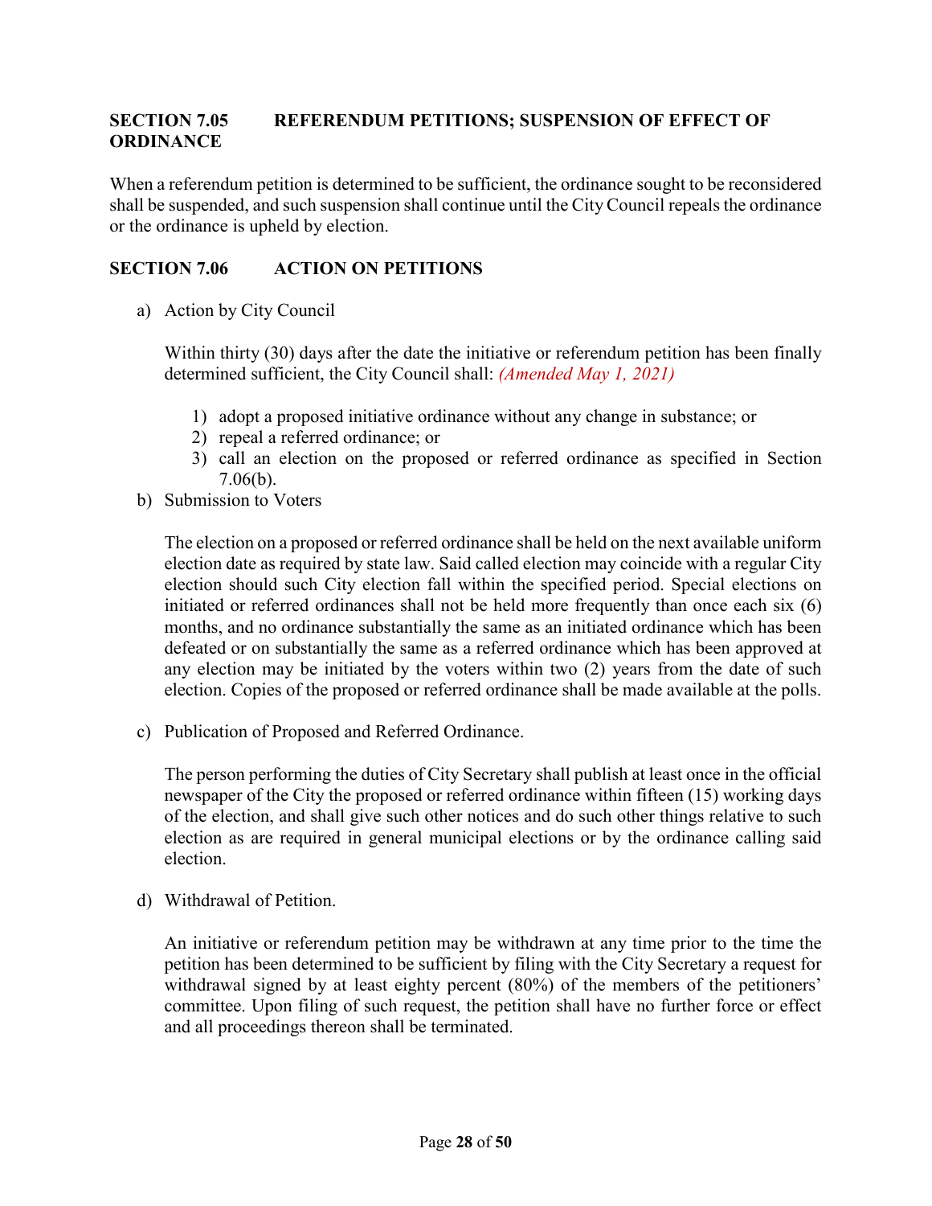### SECTION 7.05 REFERENDUM PETITIONS; SUSPENSION OF EFFECT OF ORDINANCE

When a referendum petition is determined to be sufficient, the ordinance sought to be reconsidered shall be suspended, and such suspension shall continue until the City Council repeals the ordinance or the ordinance is upheld by election.

### SECTION 7.06 ACTION ON PETITIONS

a) Action by City Council

   Within thirty (30) days after the date the initiative or referendum petition has been finally determined sufficient, the City Council shall: *(Amended May 1, 2021)*

   1) adopt a proposed initiative ordinance without any change in substance; or
   2) repeal a referred ordinance; or
   3) call an election on the proposed or referred ordinance as specified in Section 7.06(b).

b) Submission to Voters

   The election on a proposed or referred ordinance shall be held on the next available uniform election date as required by state law. Said called election may coincide with a regular City election should such City election fall within the specified period. Special elections on initiated or referred ordinances shall not be held more frequently than once each six (6) months, and no ordinance substantially the same as an initiated ordinance which has been defeated or on substantially the same as a referred ordinance which has been approved at any election may be initiated by the voters within two (2) years from the date of such election. Copies of the proposed or referred ordinance shall be made available at the polls.

c) Publication of Proposed and Referred Ordinance.

   The person performing the duties of City Secretary shall publish at least once in the official newspaper of the City the proposed or referred ordinance within fifteen (15) working days of the election, and shall give such other notices and do such other things relative to such election as are required in general municipal elections or by the ordinance calling said election.

d) Withdrawal of Petition.

   An initiative or referendum petition may be withdrawn at any time prior to the time the petition has been determined to be sufficient by filing with the City Secretary a request for withdrawal signed by at least eighty percent (80%) of the members of the petitioners' committee. Upon filing of such request, the petition shall have no further force or effect and all proceedings thereon shall be terminated.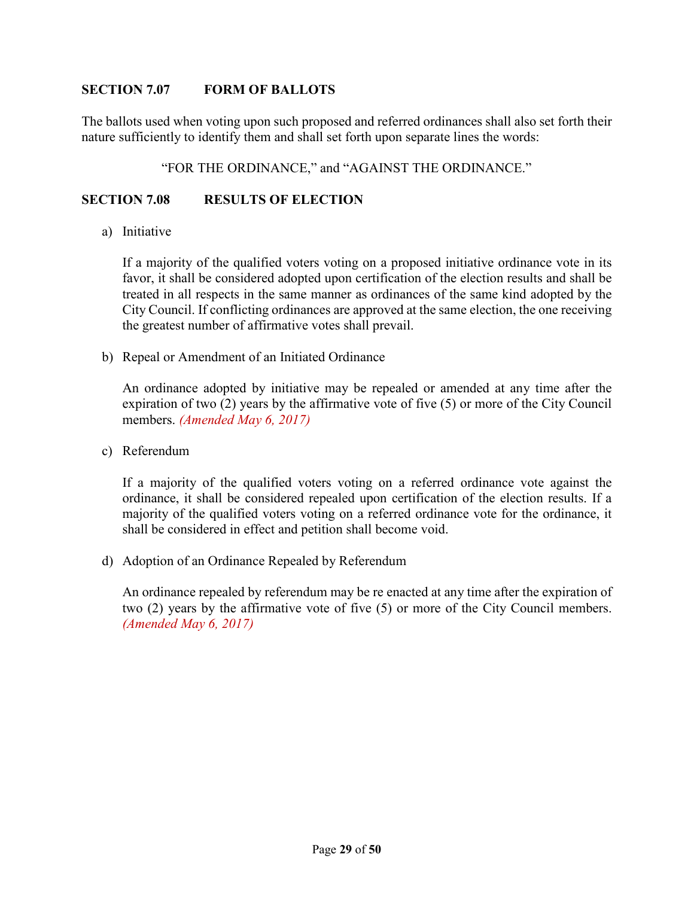**SECTION 7.07 FORM OF BALLOTS**

The ballots used when voting upon such proposed and referred ordinances shall also set forth their nature sufficiently to identify them and shall set forth upon separate lines the words:

"FOR THE ORDINANCE," and "AGAINST THE ORDINANCE."

**SECTION 7.08 RESULTS OF ELECTION**

a) Initiative

If a majority of the qualified voters voting on a proposed initiative ordinance vote in its favor, it shall be considered adopted upon certification of the election results and shall be treated in all respects in the same manner as ordinances of the same kind adopted by the City Council. If conflicting ordinances are approved at the same election, the one receiving the greatest number of affirmative votes shall prevail.

b) Repeal or Amendment of an Initiated Ordinance

An ordinance adopted by initiative may be repealed or amended at any time after the expiration of two (2) years by the affirmative vote of five (5) or more of the City Council members. *(Amended May 6, 2017)*

c) Referendum

If a majority of the qualified voters voting on a referred ordinance vote against the ordinance, it shall be considered repealed upon certification of the election results. If a majority of the qualified voters voting on a referred ordinance vote for the ordinance, it shall be considered in effect and petition shall become void.

d) Adoption of an Ordinance Repealed by Referendum

An ordinance repealed by referendum may be re enacted at any time after the expiration of two (2) years by the affirmative vote of five (5) or more of the City Council members. *(Amended May 6, 2017)*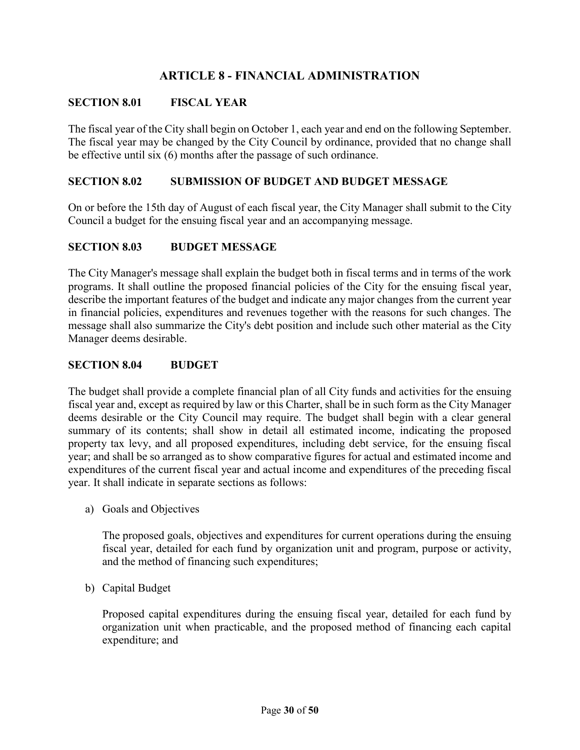# ARTICLE 8 - FINANCIAL ADMINISTRATION

## SECTION 8.01 FISCAL YEAR

The fiscal year of the City shall begin on October 1, each year and end on the following September. The fiscal year may be changed by the City Council by ordinance, provided that no change shall be effective until six (6) months after the passage of such ordinance.

## SECTION 8.02 SUBMISSION OF BUDGET AND BUDGET MESSAGE

On or before the 15th day of August of each fiscal year, the City Manager shall submit to the City Council a budget for the ensuing fiscal year and an accompanying message.

## SECTION 8.03 BUDGET MESSAGE

The City Manager's message shall explain the budget both in fiscal terms and in terms of the work programs. It shall outline the proposed financial policies of the City for the ensuing fiscal year, describe the important features of the budget and indicate any major changes from the current year in financial policies, expenditures and revenues together with the reasons for such changes. The message shall also summarize the City's debt position and include such other material as the City Manager deems desirable.

## SECTION 8.04 BUDGET

The budget shall provide a complete financial plan of all City funds and activities for the ensuing fiscal year and, except as required by law or this Charter, shall be in such form as the City Manager deems desirable or the City Council may require. The budget shall begin with a clear general summary of its contents; shall show in detail all estimated income, indicating the proposed property tax levy, and all proposed expenditures, including debt service, for the ensuing fiscal year; and shall be so arranged as to show comparative figures for actual and estimated income and expenditures of the current fiscal year and actual income and expenditures of the preceding fiscal year. It shall indicate in separate sections as follows:

a) Goals and Objectives

   The proposed goals, objectives and expenditures for current operations during the ensuing fiscal year, detailed for each fund by organization unit and program, purpose or activity, and the method of financing such expenditures;

b) Capital Budget

   Proposed capital expenditures during the ensuing fiscal year, detailed for each fund by organization unit when practicable, and the proposed method of financing each capital expenditure; and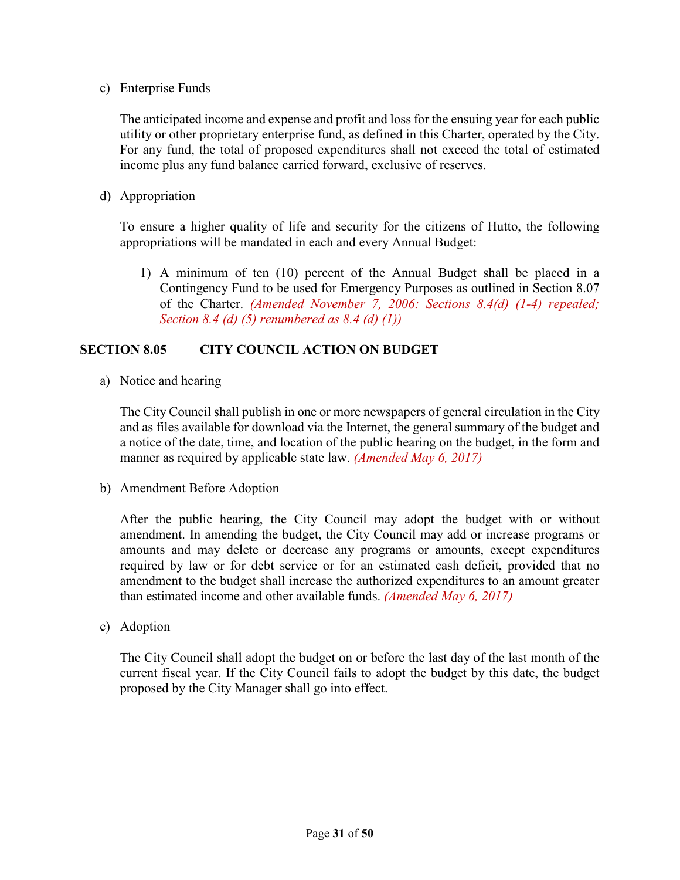c) Enterprise Funds

The anticipated income and expense and profit and loss for the ensuing year for each public utility or other proprietary enterprise fund, as defined in this Charter, operated by the City. For any fund, the total of proposed expenditures shall not exceed the total of estimated income plus any fund balance carried forward, exclusive of reserves.

d) Appropriation

To ensure a higher quality of life and security for the citizens of Hutto, the following appropriations will be mandated in each and every Annual Budget:

1) A minimum of ten (10) percent of the Annual Budget shall be placed in a Contingency Fund to be used for Emergency Purposes as outlined in Section 8.07 of the Charter. *(Amended November 7, 2006: Sections 8.4(d) (1-4) repealed; Section 8.4 (d) (5) renumbered as 8.4 (d) (1))*

## SECTION 8.05 CITY COUNCIL ACTION ON BUDGET

a) Notice and hearing

The City Council shall publish in one or more newspapers of general circulation in the City and as files available for download via the Internet, the general summary of the budget and a notice of the date, time, and location of the public hearing on the budget, in the form and manner as required by applicable state law. *(Amended May 6, 2017)*

b) Amendment Before Adoption

After the public hearing, the City Council may adopt the budget with or without amendment. In amending the budget, the City Council may add or increase programs or amounts and may delete or decrease any programs or amounts, except expenditures required by law or for debt service or for an estimated cash deficit, provided that no amendment to the budget shall increase the authorized expenditures to an amount greater than estimated income and other available funds. *(Amended May 6, 2017)*

c) Adoption

The City Council shall adopt the budget on or before the last day of the last month of the current fiscal year. If the City Council fails to adopt the budget by this date, the budget proposed by the City Manager shall go into effect.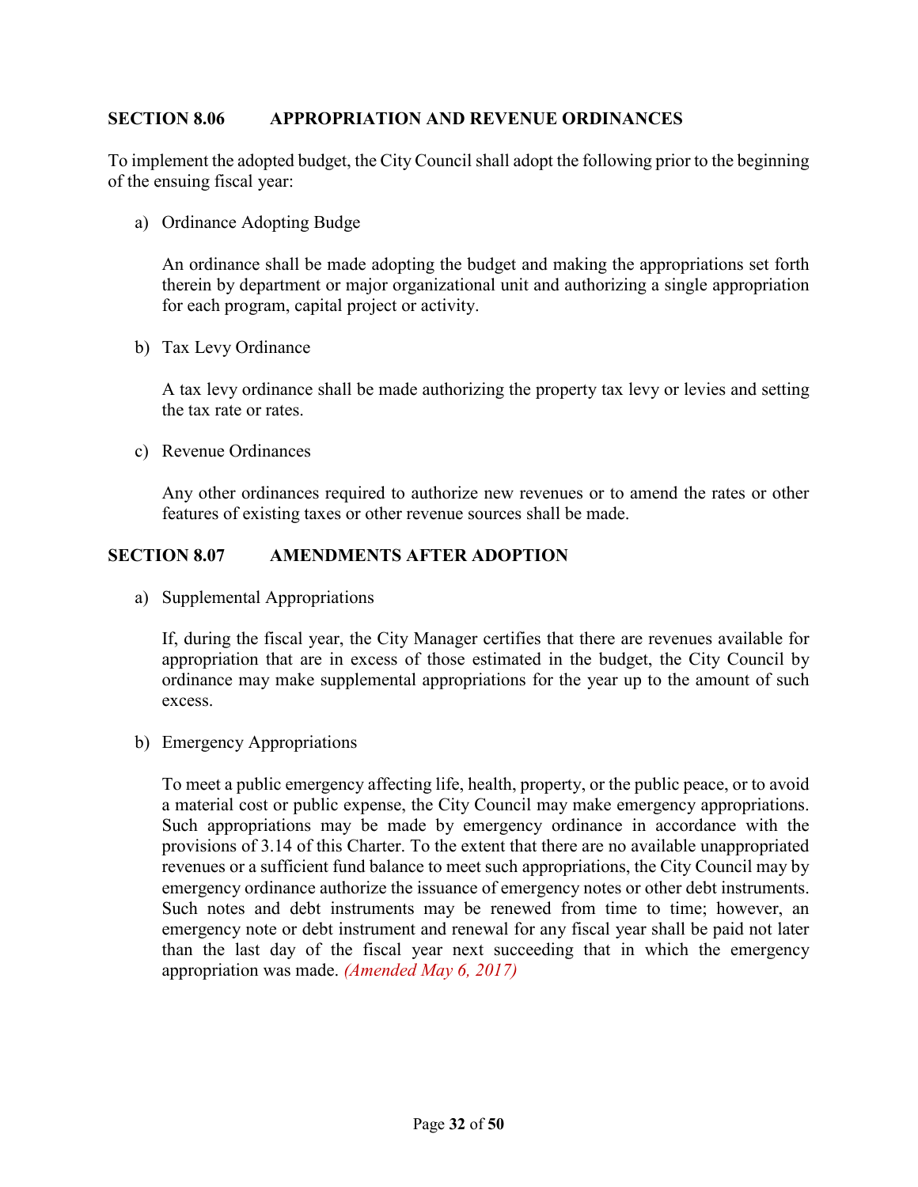## SECTION 8.06 APPROPRIATION AND REVENUE ORDINANCES

To implement the adopted budget, the City Council shall adopt the following prior to the beginning of the ensuing fiscal year:

a) Ordinance Adopting Budge

   An ordinance shall be made adopting the budget and making the appropriations set forth therein by department or major organizational unit and authorizing a single appropriation for each program, capital project or activity.

b) Tax Levy Ordinance

   A tax levy ordinance shall be made authorizing the property tax levy or levies and setting the tax rate or rates.

c) Revenue Ordinances

   Any other ordinances required to authorize new revenues or to amend the rates or other features of existing taxes or other revenue sources shall be made.

## SECTION 8.07 AMENDMENTS AFTER ADOPTION

a) Supplemental Appropriations

   If, during the fiscal year, the City Manager certifies that there are revenues available for appropriation that are in excess of those estimated in the budget, the City Council by ordinance may make supplemental appropriations for the year up to the amount of such excess.

b) Emergency Appropriations

   To meet a public emergency affecting life, health, property, or the public peace, or to avoid a material cost or public expense, the City Council may make emergency appropriations. Such appropriations may be made by emergency ordinance in accordance with the provisions of 3.14 of this Charter. To the extent that there are no available unappropriated revenues or a sufficient fund balance to meet such appropriations, the City Council may by emergency ordinance authorize the issuance of emergency notes or other debt instruments. Such notes and debt instruments may be renewed from time to time; however, an emergency note or debt instrument and renewal for any fiscal year shall be paid not later than the last day of the fiscal year next succeeding that in which the emergency appropriation was made. *(Amended May 6, 2017)*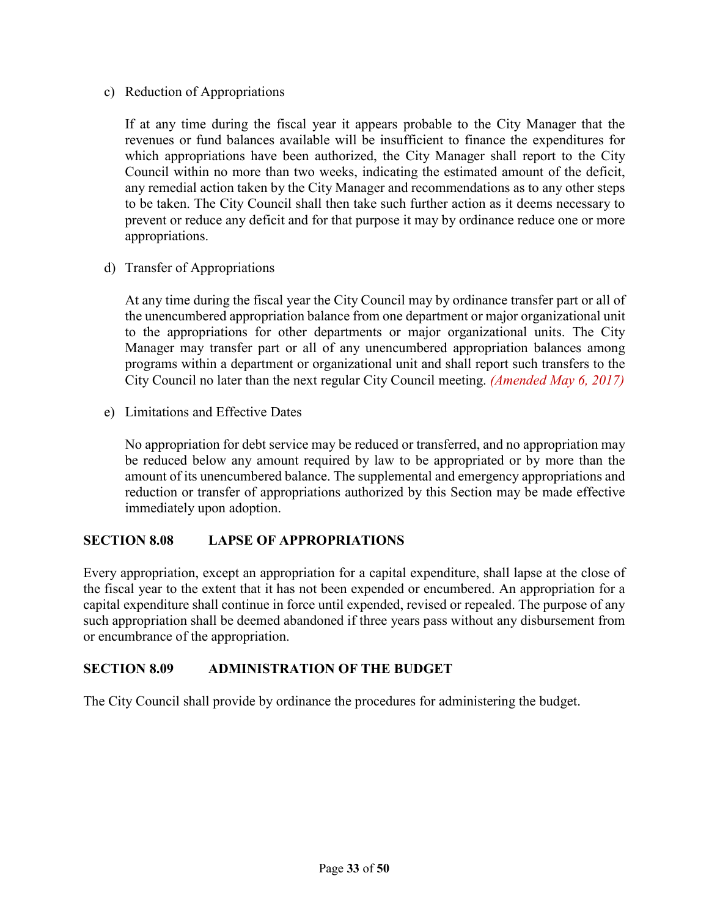c) Reduction of Appropriations

If at any time during the fiscal year it appears probable to the City Manager that the revenues or fund balances available will be insufficient to finance the expenditures for which appropriations have been authorized, the City Manager shall report to the City Council within no more than two weeks, indicating the estimated amount of the deficit, any remedial action taken by the City Manager and recommendations as to any other steps to be taken. The City Council shall then take such further action as it deems necessary to prevent or reduce any deficit and for that purpose it may by ordinance reduce one or more appropriations.

d) Transfer of Appropriations

At any time during the fiscal year the City Council may by ordinance transfer part or all of the unencumbered appropriation balance from one department or major organizational unit to the appropriations for other departments or major organizational units. The City Manager may transfer part or all of any unencumbered appropriation balances among programs within a department or organizational unit and shall report such transfers to the City Council no later than the next regular City Council meeting. *(Amended May 6, 2017)*

e) Limitations and Effective Dates

No appropriation for debt service may be reduced or transferred, and no appropriation may be reduced below any amount required by law to be appropriated or by more than the amount of its unencumbered balance. The supplemental and emergency appropriations and reduction or transfer of appropriations authorized by this Section may be made effective immediately upon adoption.

## SECTION 8.08 LAPSE OF APPROPRIATIONS

Every appropriation, except an appropriation for a capital expenditure, shall lapse at the close of the fiscal year to the extent that it has not been expended or encumbered. An appropriation for a capital expenditure shall continue in force until expended, revised or repealed. The purpose of any such appropriation shall be deemed abandoned if three years pass without any disbursement from or encumbrance of the appropriation.

## SECTION 8.09 ADMINISTRATION OF THE BUDGET

The City Council shall provide by ordinance the procedures for administering the budget.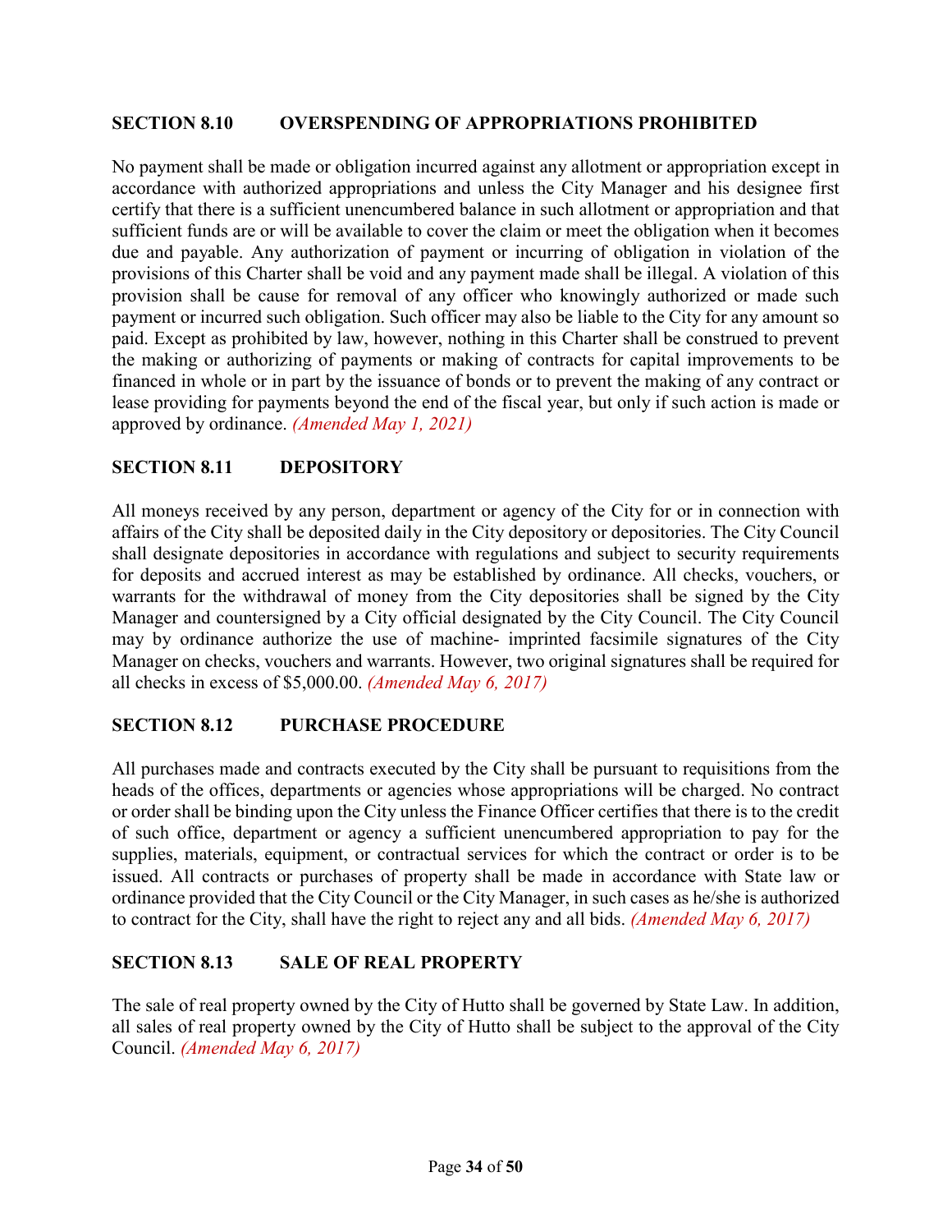### SECTION 8.10 OVERSPENDING OF APPROPRIATIONS PROHIBITED

No payment shall be made or obligation incurred against any allotment or appropriation except in accordance with authorized appropriations and unless the City Manager and his designee first certify that there is a sufficient unencumbered balance in such allotment or appropriation and that sufficient funds are or will be available to cover the claim or meet the obligation when it becomes due and payable. Any authorization of payment or incurring of obligation in violation of the provisions of this Charter shall be void and any payment made shall be illegal. A violation of this provision shall be cause for removal of any officer who knowingly authorized or made such payment or incurred such obligation. Such officer may also be liable to the City for any amount so paid. Except as prohibited by law, however, nothing in this Charter shall be construed to prevent the making or authorizing of payments or making of contracts for capital improvements to be financed in whole or in part by the issuance of bonds or to prevent the making of any contract or lease providing for payments beyond the end of the fiscal year, but only if such action is made or approved by ordinance. *(Amended May 1, 2021)*

### SECTION 8.11 DEPOSITORY

All moneys received by any person, department or agency of the City for or in connection with affairs of the City shall be deposited daily in the City depository or depositories. The City Council shall designate depositories in accordance with regulations and subject to security requirements for deposits and accrued interest as may be established by ordinance. All checks, vouchers, or warrants for the withdrawal of money from the City depositories shall be signed by the City Manager and countersigned by a City official designated by the City Council. The City Council may by ordinance authorize the use of machine- imprinted facsimile signatures of the City Manager on checks, vouchers and warrants. However, two original signatures shall be required for all checks in excess of $5,000.00. *(Amended May 6, 2017)*

### SECTION 8.12 PURCHASE PROCEDURE

All purchases made and contracts executed by the City shall be pursuant to requisitions from the heads of the offices, departments or agencies whose appropriations will be charged. No contract or order shall be binding upon the City unless the Finance Officer certifies that there is to the credit of such office, department or agency a sufficient unencumbered appropriation to pay for the supplies, materials, equipment, or contractual services for which the contract or order is to be issued. All contracts or purchases of property shall be made in accordance with State law or ordinance provided that the City Council or the City Manager, in such cases as he/she is authorized to contract for the City, shall have the right to reject any and all bids. *(Amended May 6, 2017)*

### SECTION 8.13 SALE OF REAL PROPERTY

The sale of real property owned by the City of Hutto shall be governed by State Law. In addition, all sales of real property owned by the City of Hutto shall be subject to the approval of the City Council. *(Amended May 6, 2017)*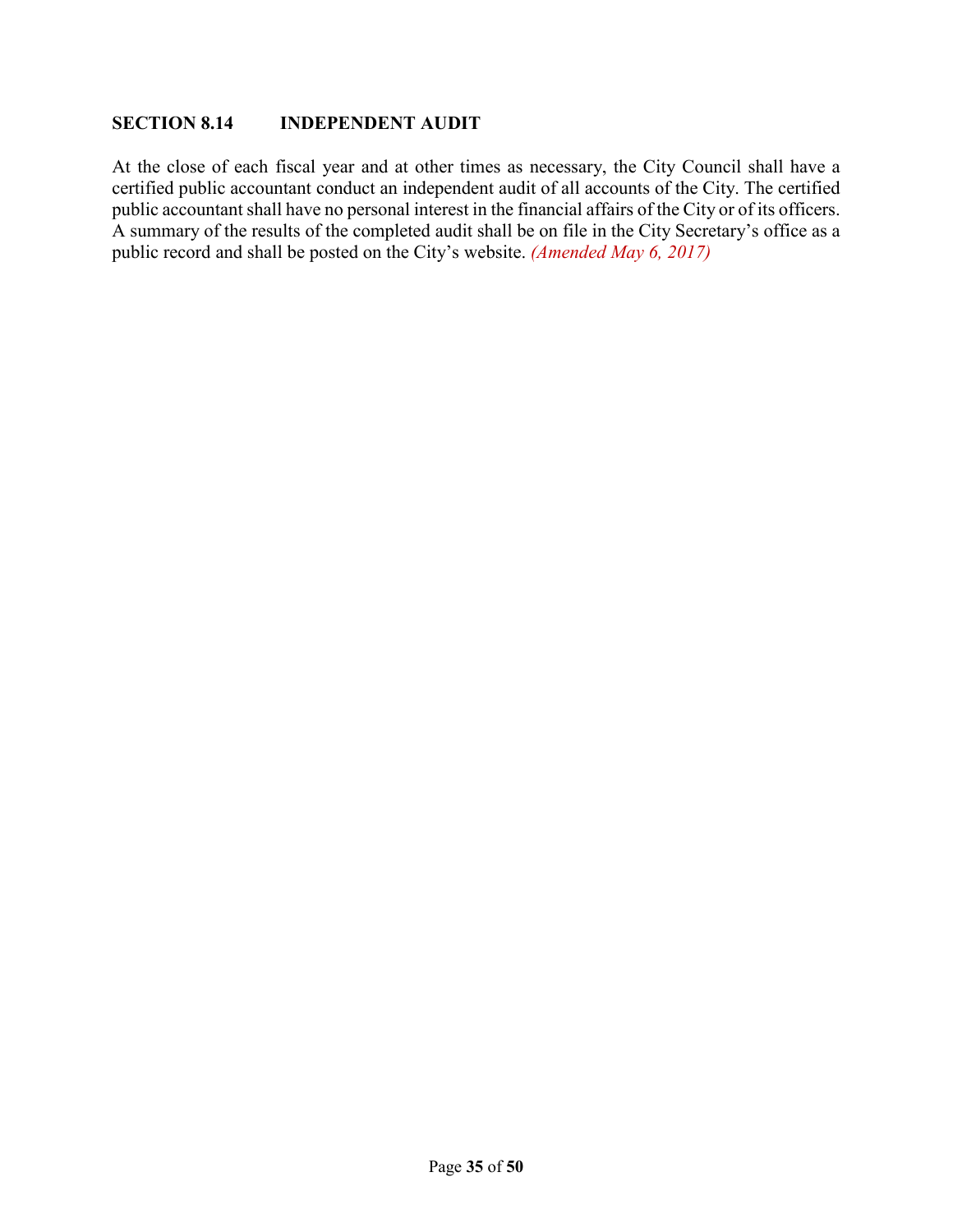## SECTION 8.14 INDEPENDENT AUDIT

At the close of each fiscal year and at other times as necessary, the City Council shall have a certified public accountant conduct an independent audit of all accounts of the City. The certified public accountant shall have no personal interest in the financial affairs of the City or of its officers. A summary of the results of the completed audit shall be on file in the City Secretary's office as a public record and shall be posted on the City's website. *(Amended May 6, 2017)*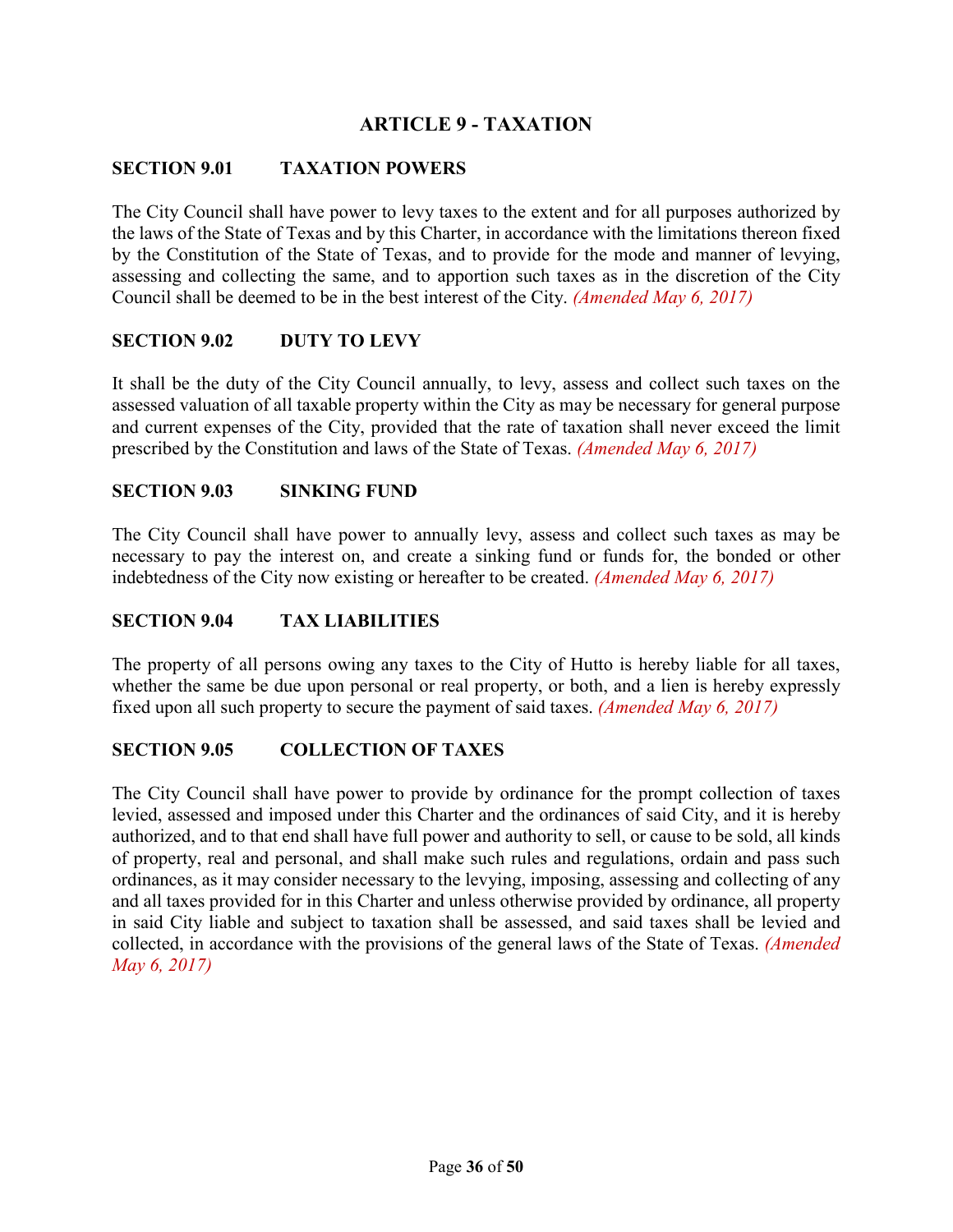# ARTICLE 9 - TAXATION

## SECTION 9.01 TAXATION POWERS

The City Council shall have power to levy taxes to the extent and for all purposes authorized by the laws of the State of Texas and by this Charter, in accordance with the limitations thereon fixed by the Constitution of the State of Texas, and to provide for the mode and manner of levying, assessing and collecting the same, and to apportion such taxes as in the discretion of the City Council shall be deemed to be in the best interest of the City. *(Amended May 6, 2017)*

## SECTION 9.02 DUTY TO LEVY

It shall be the duty of the City Council annually, to levy, assess and collect such taxes on the assessed valuation of all taxable property within the City as may be necessary for general purpose and current expenses of the City, provided that the rate of taxation shall never exceed the limit prescribed by the Constitution and laws of the State of Texas. *(Amended May 6, 2017)*

## SECTION 9.03 SINKING FUND

The City Council shall have power to annually levy, assess and collect such taxes as may be necessary to pay the interest on, and create a sinking fund or funds for, the bonded or other indebtedness of the City now existing or hereafter to be created. *(Amended May 6, 2017)*

## SECTION 9.04 TAX LIABILITIES

The property of all persons owing any taxes to the City of Hutto is hereby liable for all taxes, whether the same be due upon personal or real property, or both, and a lien is hereby expressly fixed upon all such property to secure the payment of said taxes. *(Amended May 6, 2017)*

## SECTION 9.05 COLLECTION OF TAXES

The City Council shall have power to provide by ordinance for the prompt collection of taxes levied, assessed and imposed under this Charter and the ordinances of said City, and it is hereby authorized, and to that end shall have full power and authority to sell, or cause to be sold, all kinds of property, real and personal, and shall make such rules and regulations, ordain and pass such ordinances, as it may consider necessary to the levying, imposing, assessing and collecting of any and all taxes provided for in this Charter and unless otherwise provided by ordinance, all property in said City liable and subject to taxation shall be assessed, and said taxes shall be levied and collected, in accordance with the provisions of the general laws of the State of Texas. *(Amended May 6, 2017)*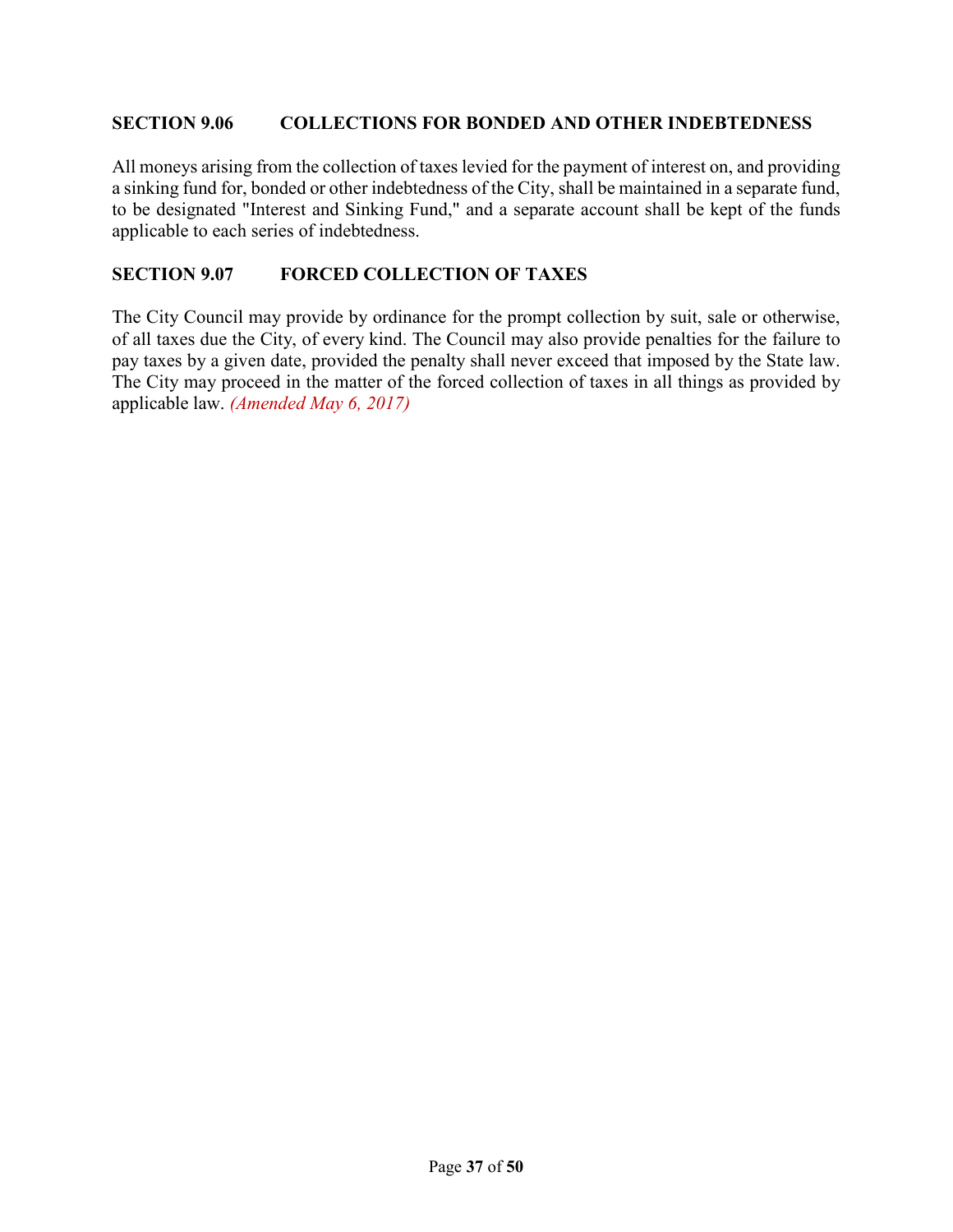## SECTION 9.06 COLLECTIONS FOR BONDED AND OTHER INDEBTEDNESS

All moneys arising from the collection of taxes levied for the payment of interest on, and providing a sinking fund for, bonded or other indebtedness of the City, shall be maintained in a separate fund, to be designated "Interest and Sinking Fund," and a separate account shall be kept of the funds applicable to each series of indebtedness.

## SECTION 9.07 FORCED COLLECTION OF TAXES

The City Council may provide by ordinance for the prompt collection by suit, sale or otherwise, of all taxes due the City, of every kind. The Council may also provide penalties for the failure to pay taxes by a given date, provided the penalty shall never exceed that imposed by the State law. The City may proceed in the matter of the forced collection of taxes in all things as provided by applicable law. *(Amended May 6, 2017)*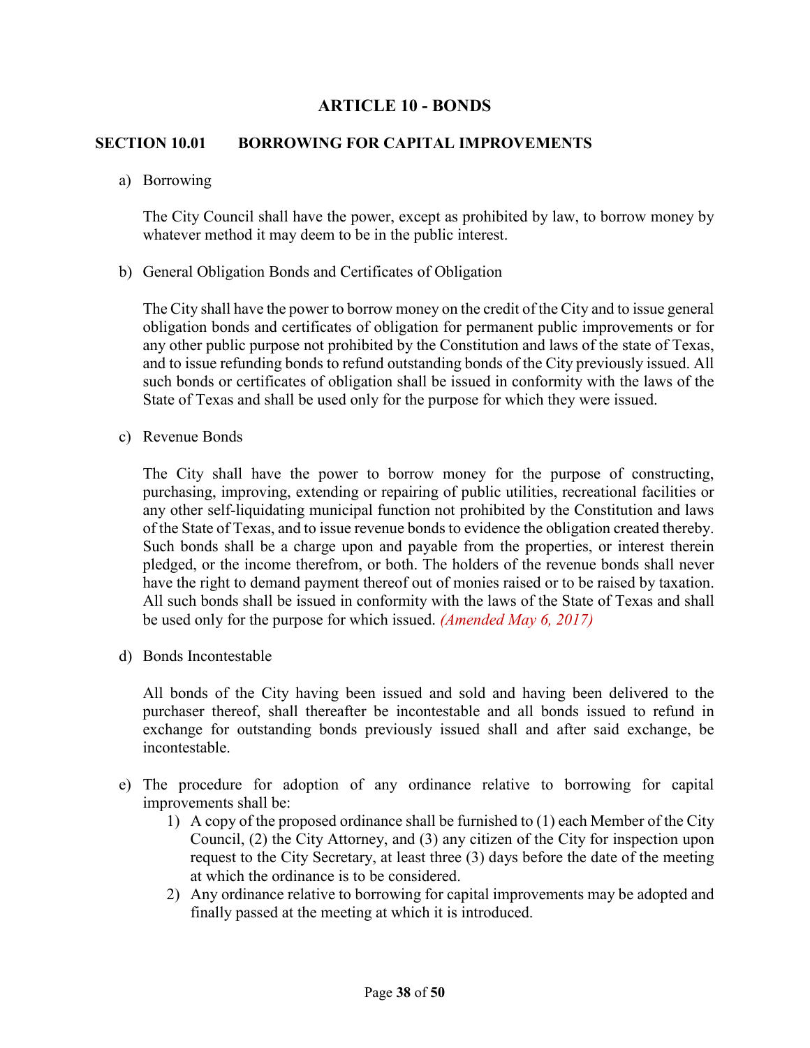# ARTICLE 10 - BONDS

## SECTION 10.01 BORROWING FOR CAPITAL IMPROVEMENTS

a) Borrowing

The City Council shall have the power, except as prohibited by law, to borrow money by whatever method it may deem to be in the public interest.

b) General Obligation Bonds and Certificates of Obligation

The City shall have the power to borrow money on the credit of the City and to issue general obligation bonds and certificates of obligation for permanent public improvements or for any other public purpose not prohibited by the Constitution and laws of the state of Texas, and to issue refunding bonds to refund outstanding bonds of the City previously issued. All such bonds or certificates of obligation shall be issued in conformity with the laws of the State of Texas and shall be used only for the purpose for which they were issued.

c) Revenue Bonds

The City shall have the power to borrow money for the purpose of constructing, purchasing, improving, extending or repairing of public utilities, recreational facilities or any other self-liquidating municipal function not prohibited by the Constitution and laws of the State of Texas, and to issue revenue bonds to evidence the obligation created thereby. Such bonds shall be a charge upon and payable from the properties, or interest therein pledged, or the income therefrom, or both. The holders of the revenue bonds shall never have the right to demand payment thereof out of monies raised or to be raised by taxation. All such bonds shall be issued in conformity with the laws of the State of Texas and shall be used only for the purpose for which issued. *(Amended May 6, 2017)*

d) Bonds Incontestable

All bonds of the City having been issued and sold and having been delivered to the purchaser thereof, shall thereafter be incontestable and all bonds issued to refund in exchange for outstanding bonds previously issued shall and after said exchange, be incontestable.

e) The procedure for adoption of any ordinance relative to borrowing for capital improvements shall be:

1) A copy of the proposed ordinance shall be furnished to (1) each Member of the City Council, (2) the City Attorney, and (3) any citizen of the City for inspection upon request to the City Secretary, at least three (3) days before the date of the meeting at which the ordinance is to be considered.
2) Any ordinance relative to borrowing for capital improvements may be adopted and finally passed at the meeting at which it is introduced.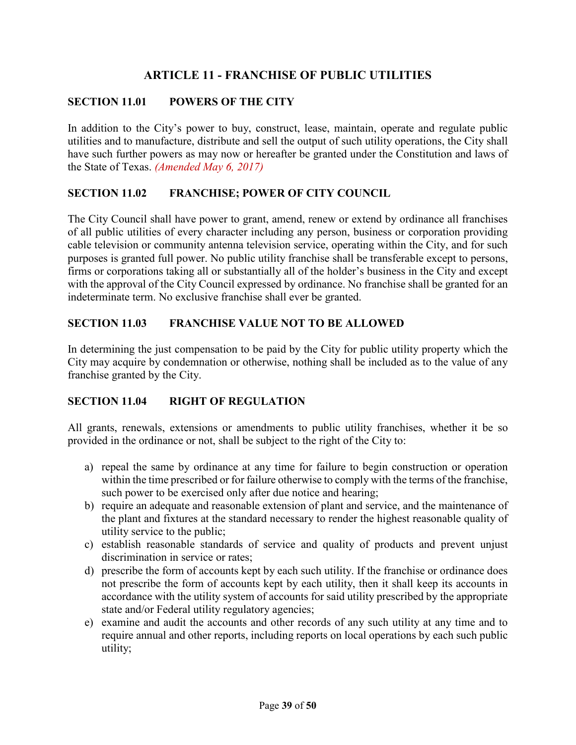# ARTICLE 11 - FRANCHISE OF PUBLIC UTILITIES

## SECTION 11.01 POWERS OF THE CITY

In addition to the City's power to buy, construct, lease, maintain, operate and regulate public utilities and to manufacture, distribute and sell the output of such utility operations, the City shall have such further powers as may now or hereafter be granted under the Constitution and laws of the State of Texas. *(Amended May 6, 2017)*

## SECTION 11.02 FRANCHISE; POWER OF CITY COUNCIL

The City Council shall have power to grant, amend, renew or extend by ordinance all franchises of all public utilities of every character including any person, business or corporation providing cable television or community antenna television service, operating within the City, and for such purposes is granted full power. No public utility franchise shall be transferable except to persons, firms or corporations taking all or substantially all of the holder's business in the City and except with the approval of the City Council expressed by ordinance. No franchise shall be granted for an indeterminate term. No exclusive franchise shall ever be granted.

## SECTION 11.03 FRANCHISE VALUE NOT TO BE ALLOWED

In determining the just compensation to be paid by the City for public utility property which the City may acquire by condemnation or otherwise, nothing shall be included as to the value of any franchise granted by the City.

## SECTION 11.04 RIGHT OF REGULATION

All grants, renewals, extensions or amendments to public utility franchises, whether it be so provided in the ordinance or not, shall be subject to the right of the City to:

a) repeal the same by ordinance at any time for failure to begin construction or operation within the time prescribed or for failure otherwise to comply with the terms of the franchise, such power to be exercised only after due notice and hearing;
b) require an adequate and reasonable extension of plant and service, and the maintenance of the plant and fixtures at the standard necessary to render the highest reasonable quality of utility service to the public;
c) establish reasonable standards of service and quality of products and prevent unjust discrimination in service or rates;
d) prescribe the form of accounts kept by each such utility. If the franchise or ordinance does not prescribe the form of accounts kept by each utility, then it shall keep its accounts in accordance with the utility system of accounts for said utility prescribed by the appropriate state and/or Federal utility regulatory agencies;
e) examine and audit the accounts and other records of any such utility at any time and to require annual and other reports, including reports on local operations by each such public utility;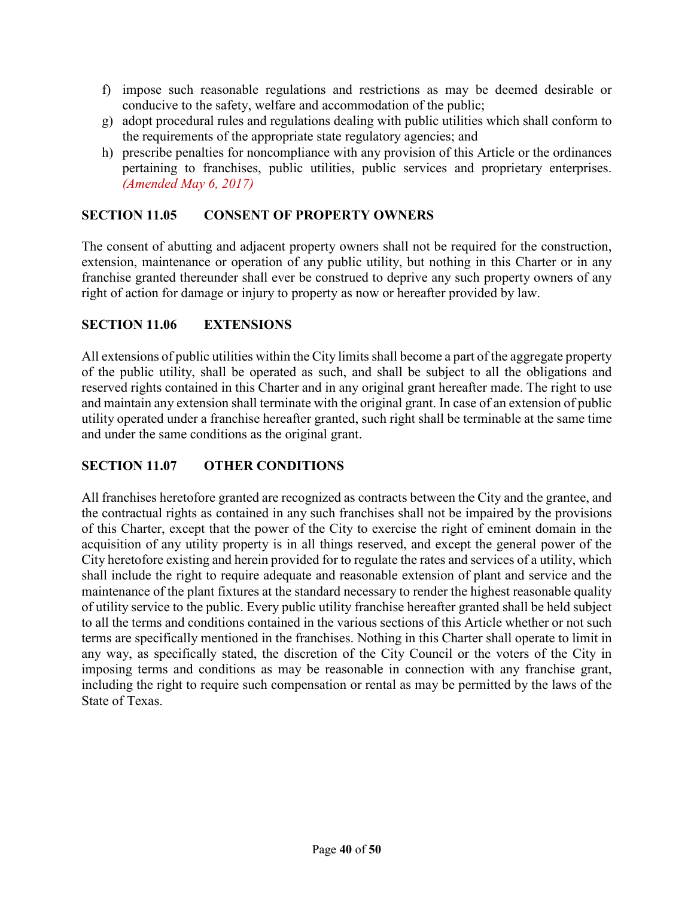f) impose such reasonable regulations and restrictions as may be deemed desirable or conducive to the safety, welfare and accommodation of the public;
g) adopt procedural rules and regulations dealing with public utilities which shall conform to the requirements of the appropriate state regulatory agencies; and
h) prescribe penalties for noncompliance with any provision of this Article or the ordinances pertaining to franchises, public utilities, public services and proprietary enterprises. *(Amended May 6, 2017)*

## SECTION 11.05 CONSENT OF PROPERTY OWNERS

The consent of abutting and adjacent property owners shall not be required for the construction, extension, maintenance or operation of any public utility, but nothing in this Charter or in any franchise granted thereunder shall ever be construed to deprive any such property owners of any right of action for damage or injury to property as now or hereafter provided by law.

## SECTION 11.06 EXTENSIONS

All extensions of public utilities within the City limits shall become a part of the aggregate property of the public utility, shall be operated as such, and shall be subject to all the obligations and reserved rights contained in this Charter and in any original grant hereafter made. The right to use and maintain any extension shall terminate with the original grant. In case of an extension of public utility operated under a franchise hereafter granted, such right shall be terminable at the same time and under the same conditions as the original grant.

## SECTION 11.07 OTHER CONDITIONS

All franchises heretofore granted are recognized as contracts between the City and the grantee, and the contractual rights as contained in any such franchises shall not be impaired by the provisions of this Charter, except that the power of the City to exercise the right of eminent domain in the acquisition of any utility property is in all things reserved, and except the general power of the City heretofore existing and herein provided for to regulate the rates and services of a utility, which shall include the right to require adequate and reasonable extension of plant and service and the maintenance of the plant fixtures at the standard necessary to render the highest reasonable quality of utility service to the public. Every public utility franchise hereafter granted shall be held subject to all the terms and conditions contained in the various sections of this Article whether or not such terms are specifically mentioned in the franchises. Nothing in this Charter shall operate to limit in any way, as specifically stated, the discretion of the City Council or the voters of the City in imposing terms and conditions as may be reasonable in connection with any franchise grant, including the right to require such compensation or rental as may be permitted by the laws of the State of Texas.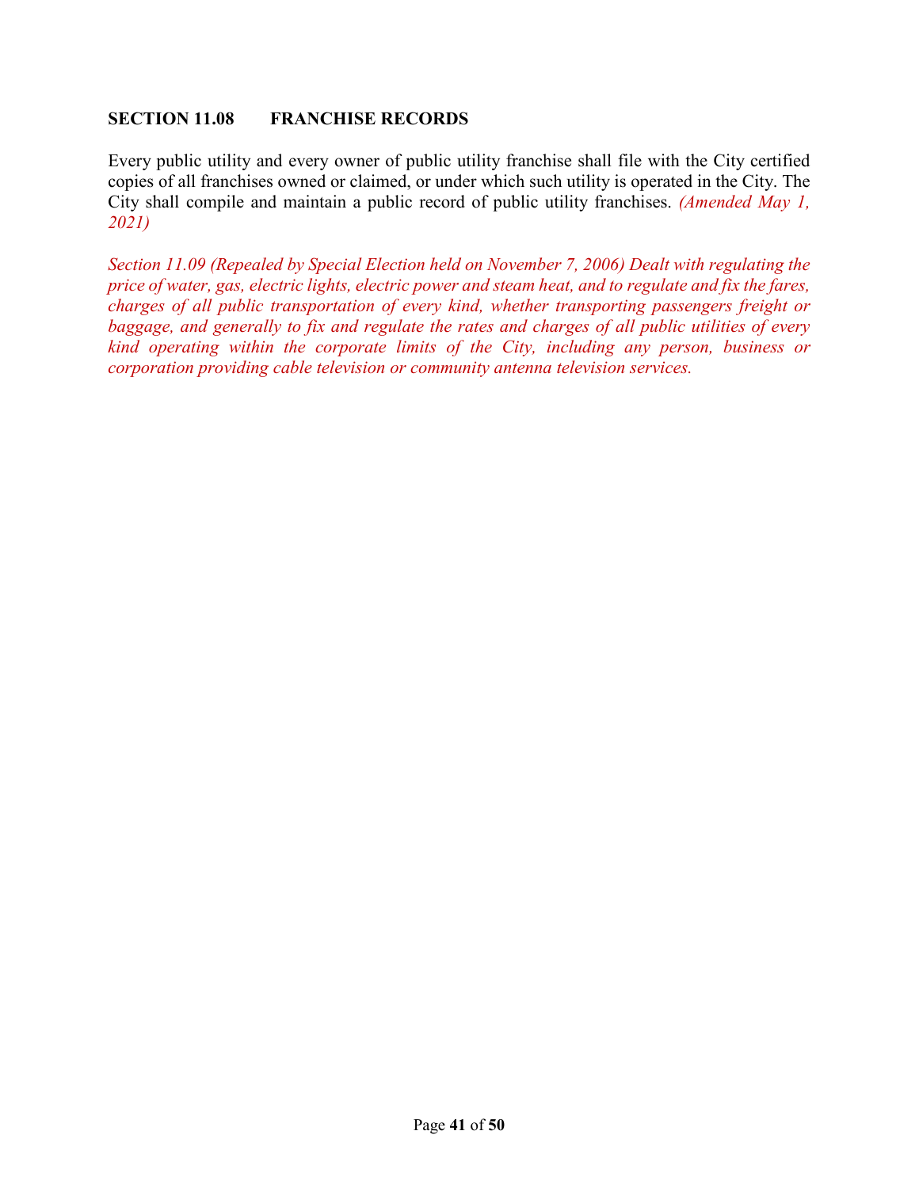## SECTION 11.08 FRANCHISE RECORDS

Every public utility and every owner of public utility franchise shall file with the City certified copies of all franchises owned or claimed, or under which such utility is operated in the City. The City shall compile and maintain a public record of public utility franchises. *(Amended May 1, 2021)*

*Section 11.09 (Repealed by Special Election held on November 7, 2006) Dealt with regulating the price of water, gas, electric lights, electric power and steam heat, and to regulate and fix the fares, charges of all public transportation of every kind, whether transporting passengers freight or baggage, and generally to fix and regulate the rates and charges of all public utilities of every kind operating within the corporate limits of the City, including any person, business or corporation providing cable television or community antenna television services.*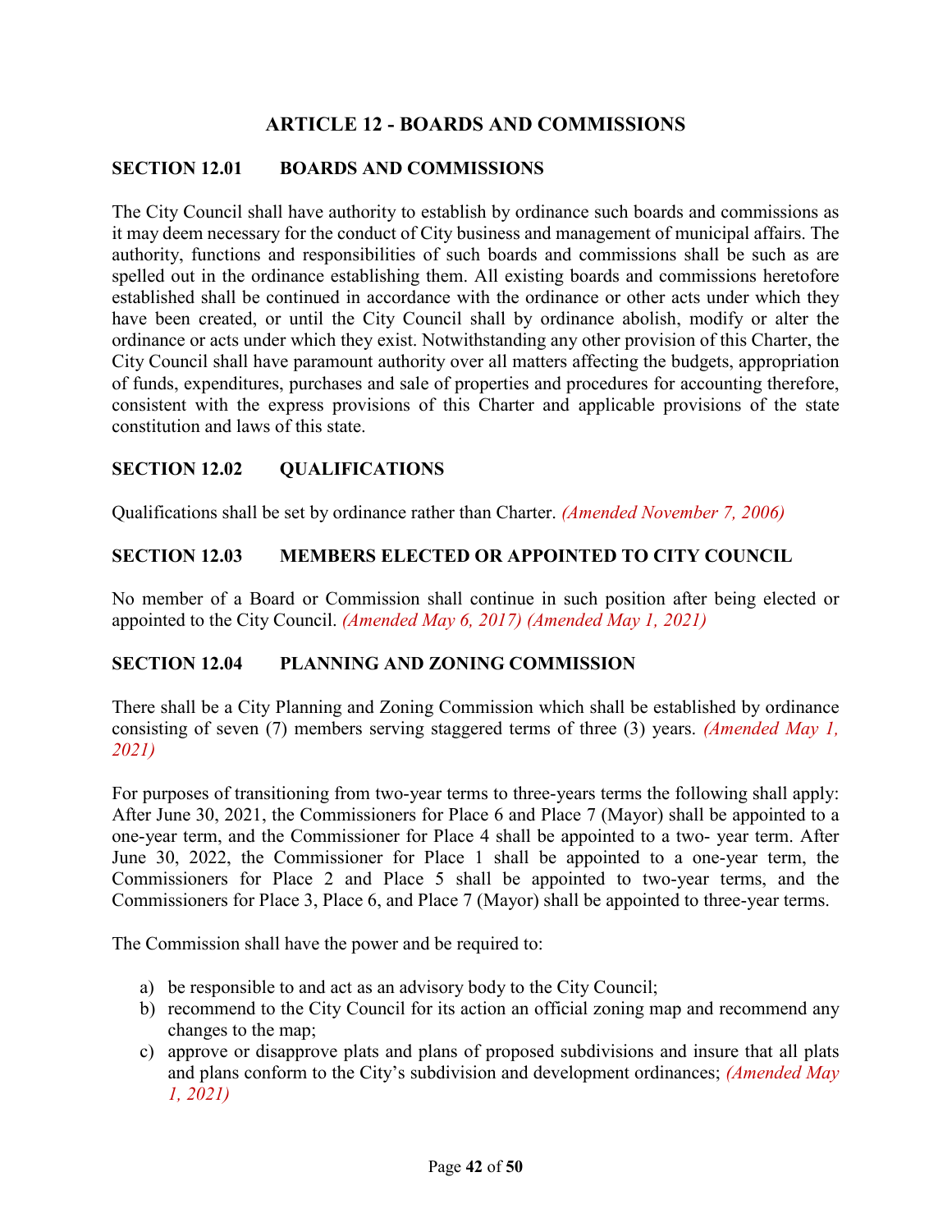# ARTICLE 12 - BOARDS AND COMMISSIONS

## SECTION 12.01 BOARDS AND COMMISSIONS

The City Council shall have authority to establish by ordinance such boards and commissions as it may deem necessary for the conduct of City business and management of municipal affairs. The authority, functions and responsibilities of such boards and commissions shall be such as are spelled out in the ordinance establishing them. All existing boards and commissions heretofore established shall be continued in accordance with the ordinance or other acts under which they have been created, or until the City Council shall by ordinance abolish, modify or alter the ordinance or acts under which they exist. Notwithstanding any other provision of this Charter, the City Council shall have paramount authority over all matters affecting the budgets, appropriation of funds, expenditures, purchases and sale of properties and procedures for accounting therefore, consistent with the express provisions of this Charter and applicable provisions of the state constitution and laws of this state.

## SECTION 12.02 QUALIFICATIONS

Qualifications shall be set by ordinance rather than Charter. *(Amended November 7, 2006)*

## SECTION 12.03 MEMBERS ELECTED OR APPOINTED TO CITY COUNCIL

No member of a Board or Commission shall continue in such position after being elected or appointed to the City Council. *(Amended May 6, 2017) (Amended May 1, 2021)*

## SECTION 12.04 PLANNING AND ZONING COMMISSION

There shall be a City Planning and Zoning Commission which shall be established by ordinance consisting of seven (7) members serving staggered terms of three (3) years. *(Amended May 1, 2021)*

For purposes of transitioning from two-year terms to three-years terms the following shall apply: After June 30, 2021, the Commissioners for Place 6 and Place 7 (Mayor) shall be appointed to a one-year term, and the Commissioner for Place 4 shall be appointed to a two- year term. After June 30, 2022, the Commissioner for Place 1 shall be appointed to a one-year term, the Commissioners for Place 2 and Place 5 shall be appointed to two-year terms, and the Commissioners for Place 3, Place 6, and Place 7 (Mayor) shall be appointed to three-year terms.

The Commission shall have the power and be required to:

a) be responsible to and act as an advisory body to the City Council;
b) recommend to the City Council for its action an official zoning map and recommend any changes to the map;
c) approve or disapprove plats and plans of proposed subdivisions and insure that all plats and plans conform to the City's subdivision and development ordinances; *(Amended May 1, 2021)*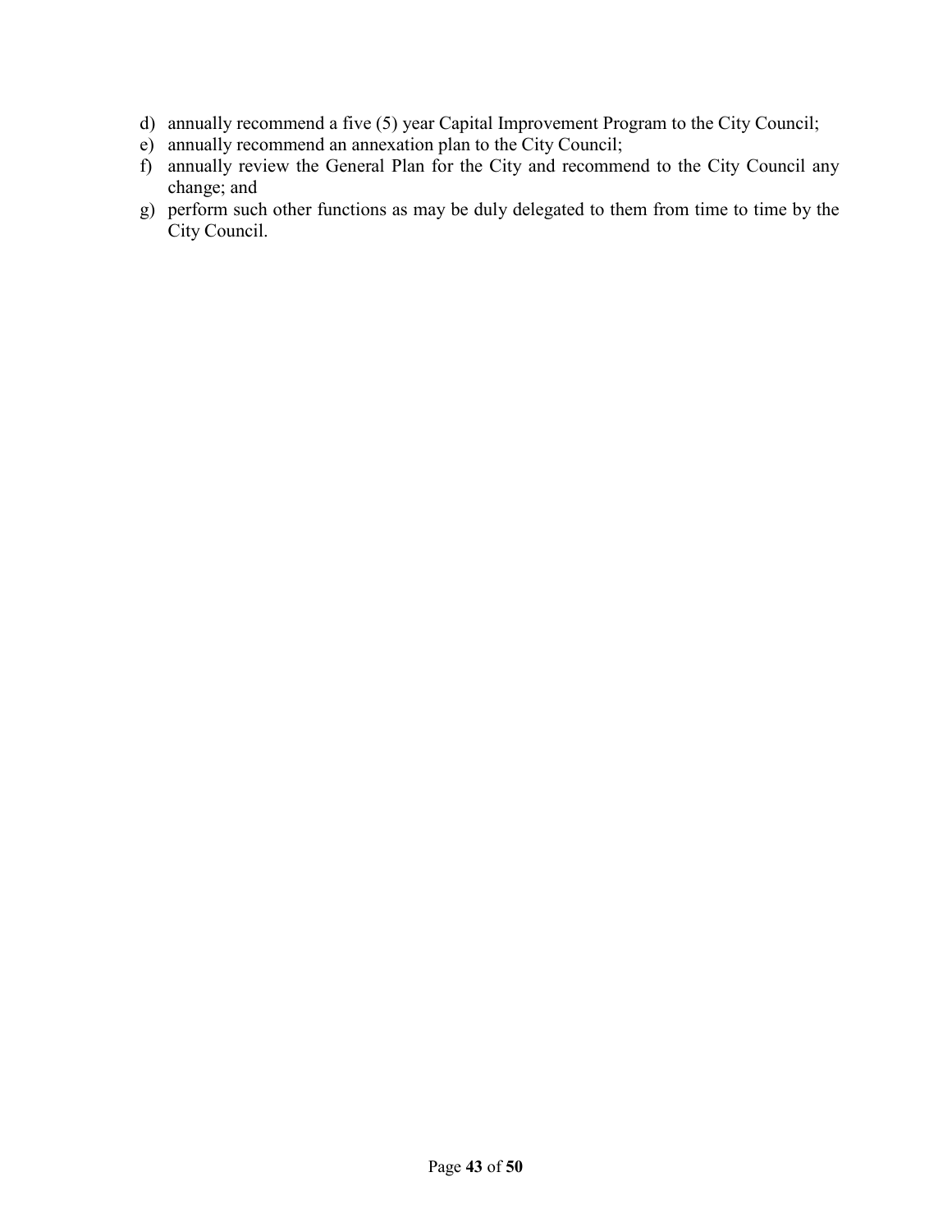d) annually recommend a five (5) year Capital Improvement Program to the City Council;
e) annually recommend an annexation plan to the City Council;
f) annually review the General Plan for the City and recommend to the City Council any change; and
g) perform such other functions as may be duly delegated to them from time to time by the City Council.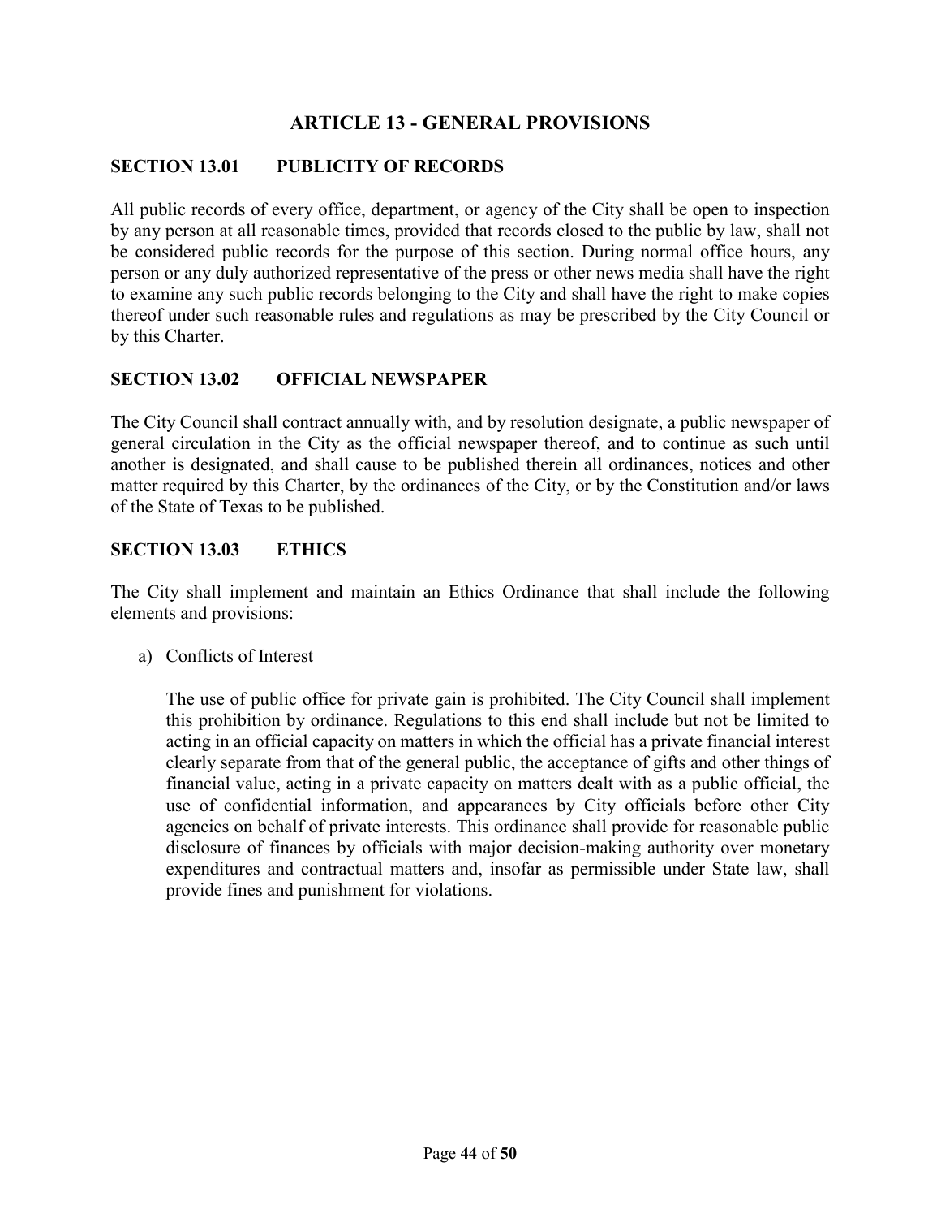## ARTICLE 13 - GENERAL PROVISIONS

### SECTION 13.01 PUBLICITY OF RECORDS

All public records of every office, department, or agency of the City shall be open to inspection by any person at all reasonable times, provided that records closed to the public by law, shall not be considered public records for the purpose of this section. During normal office hours, any person or any duly authorized representative of the press or other news media shall have the right to examine any such public records belonging to the City and shall have the right to make copies thereof under such reasonable rules and regulations as may be prescribed by the City Council or by this Charter.

### SECTION 13.02 OFFICIAL NEWSPAPER

The City Council shall contract annually with, and by resolution designate, a public newspaper of general circulation in the City as the official newspaper thereof, and to continue as such until another is designated, and shall cause to be published therein all ordinances, notices and other matter required by this Charter, by the ordinances of the City, or by the Constitution and/or laws of the State of Texas to be published.

### SECTION 13.03 ETHICS

The City shall implement and maintain an Ethics Ordinance that shall include the following elements and provisions:

a) Conflicts of Interest

   The use of public office for private gain is prohibited. The City Council shall implement this prohibition by ordinance. Regulations to this end shall include but not be limited to acting in an official capacity on matters in which the official has a private financial interest clearly separate from that of the general public, the acceptance of gifts and other things of financial value, acting in a private capacity on matters dealt with as a public official, the use of confidential information, and appearances by City officials before other City agencies on behalf of private interests. This ordinance shall provide for reasonable public disclosure of finances by officials with major decision-making authority over monetary expenditures and contractual matters and, insofar as permissible under State law, shall provide fines and punishment for violations.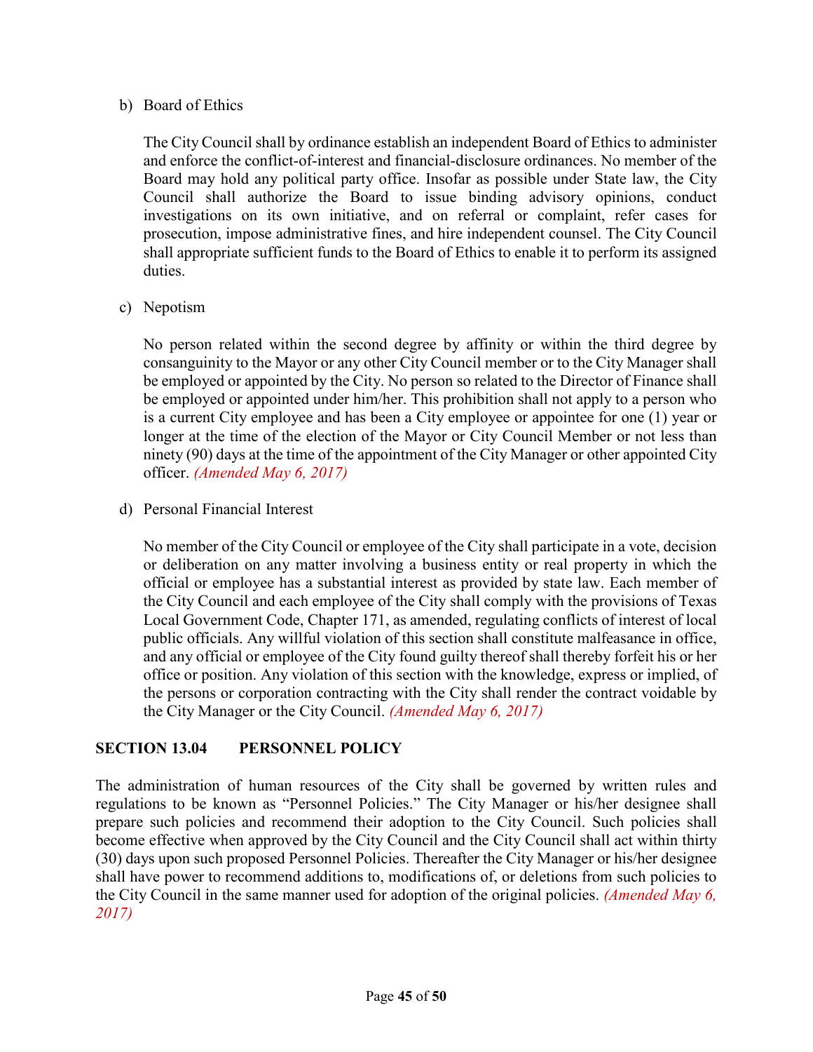b) Board of Ethics

The City Council shall by ordinance establish an independent Board of Ethics to administer and enforce the conflict-of-interest and financial-disclosure ordinances. No member of the Board may hold any political party office. Insofar as possible under State law, the City Council shall authorize the Board to issue binding advisory opinions, conduct investigations on its own initiative, and on referral or complaint, refer cases for prosecution, impose administrative fines, and hire independent counsel. The City Council shall appropriate sufficient funds to the Board of Ethics to enable it to perform its assigned duties.

c) Nepotism

No person related within the second degree by affinity or within the third degree by consanguinity to the Mayor or any other City Council member or to the City Manager shall be employed or appointed by the City. No person so related to the Director of Finance shall be employed or appointed under him/her. This prohibition shall not apply to a person who is a current City employee and has been a City employee or appointee for one (1) year or longer at the time of the election of the Mayor or City Council Member or not less than ninety (90) days at the time of the appointment of the City Manager or other appointed City officer. *(Amended May 6, 2017)*

d) Personal Financial Interest

No member of the City Council or employee of the City shall participate in a vote, decision or deliberation on any matter involving a business entity or real property in which the official or employee has a substantial interest as provided by state law. Each member of the City Council and each employee of the City shall comply with the provisions of Texas Local Government Code, Chapter 171, as amended, regulating conflicts of interest of local public officials. Any willful violation of this section shall constitute malfeasance in office, and any official or employee of the City found guilty thereof shall thereby forfeit his or her office or position. Any violation of this section with the knowledge, express or implied, of the persons or corporation contracting with the City shall render the contract voidable by the City Manager or the City Council. *(Amended May 6, 2017)*

## SECTION 13.04 PERSONNEL POLICY

The administration of human resources of the City shall be governed by written rules and regulations to be known as "Personnel Policies." The City Manager or his/her designee shall prepare such policies and recommend their adoption to the City Council. Such policies shall become effective when approved by the City Council and the City Council shall act within thirty (30) days upon such proposed Personnel Policies. Thereafter the City Manager or his/her designee shall have power to recommend additions to, modifications of, or deletions from such policies to the City Council in the same manner used for adoption of the original policies. *(Amended May 6, 2017)*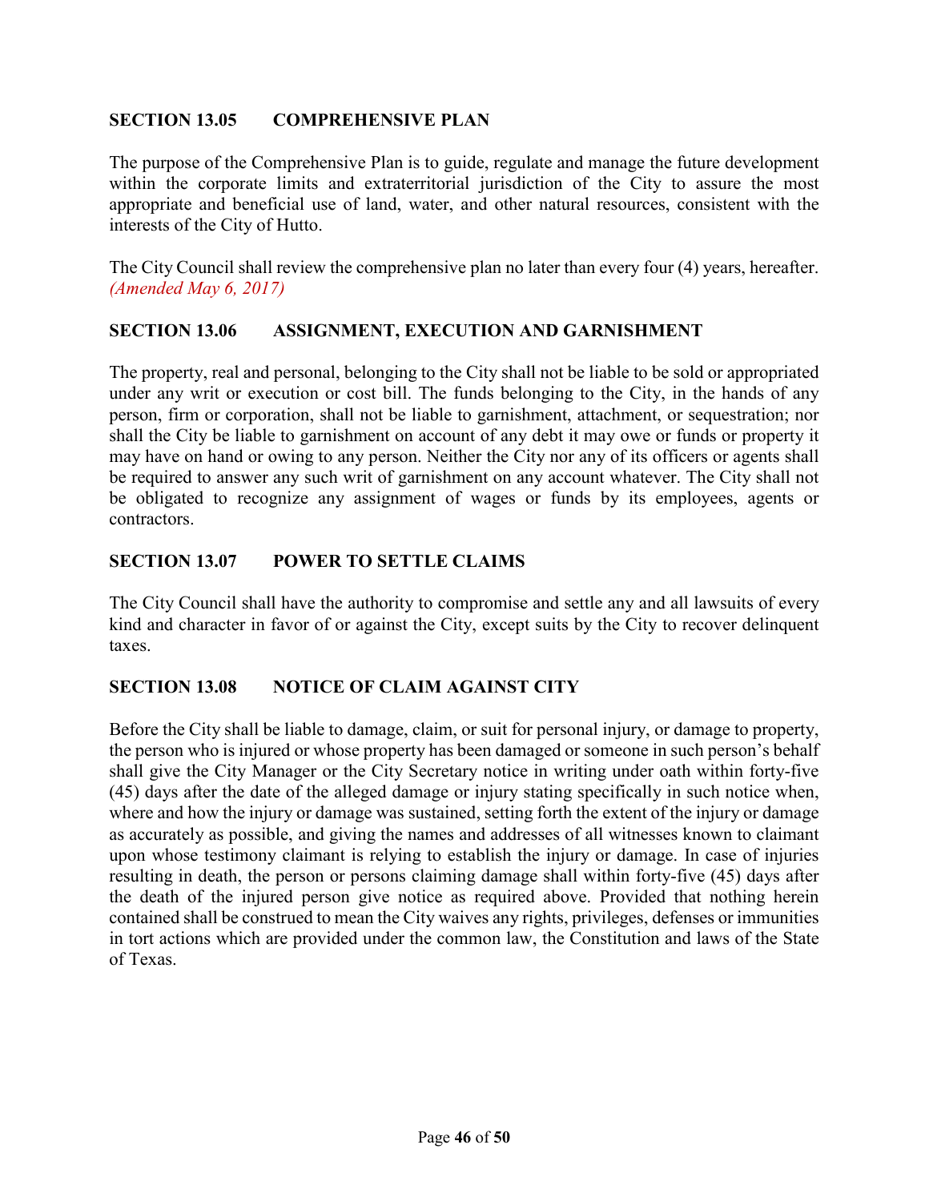## SECTION 13.05 COMPREHENSIVE PLAN

The purpose of the Comprehensive Plan is to guide, regulate and manage the future development within the corporate limits and extraterritorial jurisdiction of the City to assure the most appropriate and beneficial use of land, water, and other natural resources, consistent with the interests of the City of Hutto.

The City Council shall review the comprehensive plan no later than every four (4) years, hereafter. *(Amended May 6, 2017)*

## SECTION 13.06 ASSIGNMENT, EXECUTION AND GARNISHMENT

The property, real and personal, belonging to the City shall not be liable to be sold or appropriated under any writ or execution or cost bill. The funds belonging to the City, in the hands of any person, firm or corporation, shall not be liable to garnishment, attachment, or sequestration; nor shall the City be liable to garnishment on account of any debt it may owe or funds or property it may have on hand or owing to any person. Neither the City nor any of its officers or agents shall be required to answer any such writ of garnishment on any account whatever. The City shall not be obligated to recognize any assignment of wages or funds by its employees, agents or contractors.

## SECTION 13.07 POWER TO SETTLE CLAIMS

The City Council shall have the authority to compromise and settle any and all lawsuits of every kind and character in favor of or against the City, except suits by the City to recover delinquent taxes.

## SECTION 13.08 NOTICE OF CLAIM AGAINST CITY

Before the City shall be liable to damage, claim, or suit for personal injury, or damage to property, the person who is injured or whose property has been damaged or someone in such person's behalf shall give the City Manager or the City Secretary notice in writing under oath within forty-five (45) days after the date of the alleged damage or injury stating specifically in such notice when, where and how the injury or damage was sustained, setting forth the extent of the injury or damage as accurately as possible, and giving the names and addresses of all witnesses known to claimant upon whose testimony claimant is relying to establish the injury or damage. In case of injuries resulting in death, the person or persons claiming damage shall within forty-five (45) days after the death of the injured person give notice as required above. Provided that nothing herein contained shall be construed to mean the City waives any rights, privileges, defenses or immunities in tort actions which are provided under the common law, the Constitution and laws of the State of Texas.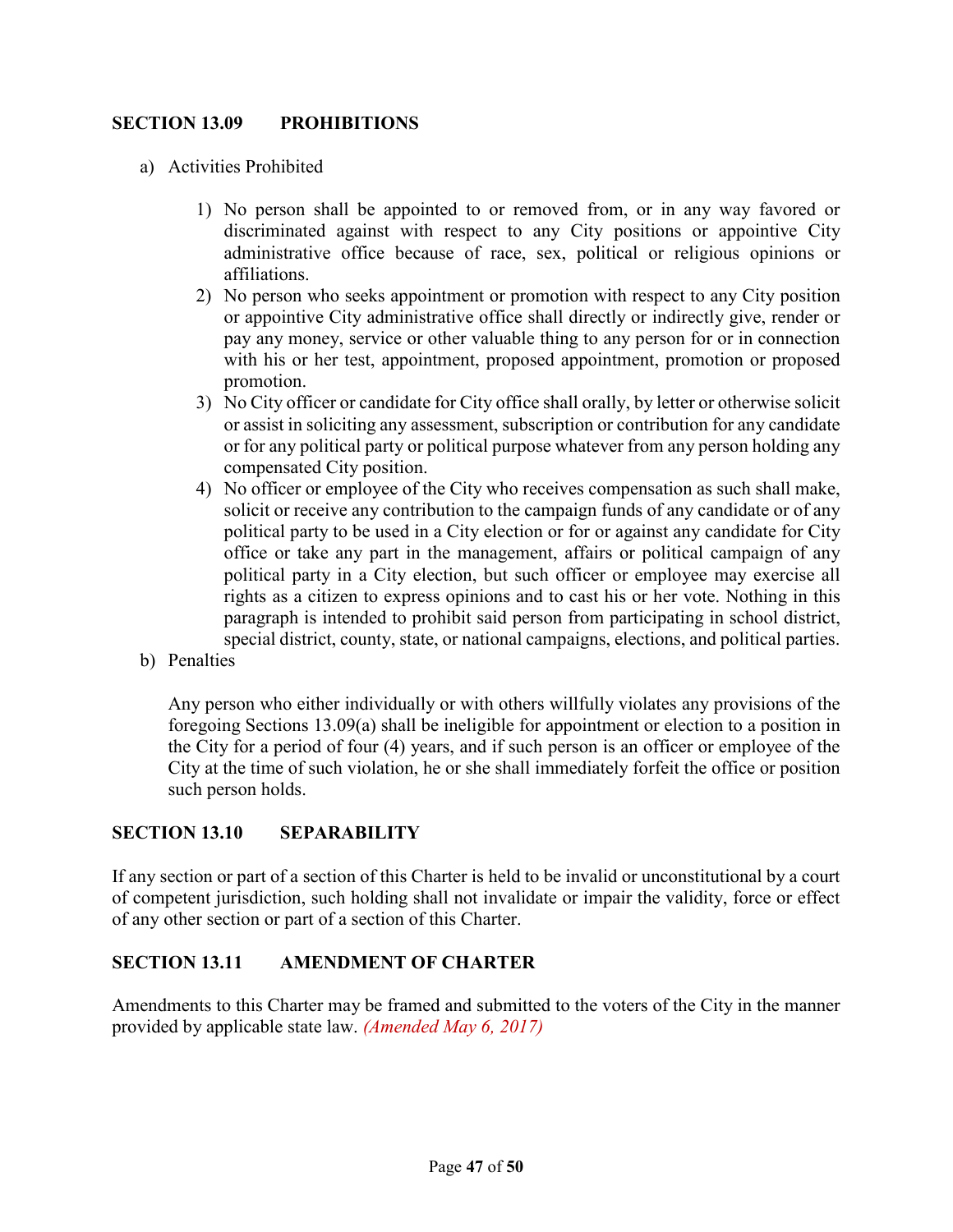## SECTION 13.09 PROHIBITIONS

a) Activities Prohibited

1) No person shall be appointed to or removed from, or in any way favored or discriminated against with respect to any City positions or appointive City administrative office because of race, sex, political or religious opinions or affiliations.
2) No person who seeks appointment or promotion with respect to any City position or appointive City administrative office shall directly or indirectly give, render or pay any money, service or other valuable thing to any person for or in connection with his or her test, appointment, proposed appointment, promotion or proposed promotion.
3) No City officer or candidate for City office shall orally, by letter or otherwise solicit or assist in soliciting any assessment, subscription or contribution for any candidate or for any political party or political purpose whatever from any person holding any compensated City position.
4) No officer or employee of the City who receives compensation as such shall make, solicit or receive any contribution to the campaign funds of any candidate or of any political party to be used in a City election or for or against any candidate for City office or take any part in the management, affairs or political campaign of any political party in a City election, but such officer or employee may exercise all rights as a citizen to express opinions and to cast his or her vote. Nothing in this paragraph is intended to prohibit said person from participating in school district, special district, county, state, or national campaigns, elections, and political parties.

b) Penalties

Any person who either individually or with others willfully violates any provisions of the foregoing Sections 13.09(a) shall be ineligible for appointment or election to a position in the City for a period of four (4) years, and if such person is an officer or employee of the City at the time of such violation, he or she shall immediately forfeit the office or position such person holds.

## SECTION 13.10 SEPARABILITY

If any section or part of a section of this Charter is held to be invalid or unconstitutional by a court of competent jurisdiction, such holding shall not invalidate or impair the validity, force or effect of any other section or part of a section of this Charter.

## SECTION 13.11 AMENDMENT OF CHARTER

Amendments to this Charter may be framed and submitted to the voters of the City in the manner provided by applicable state law. *(Amended May 6, 2017)*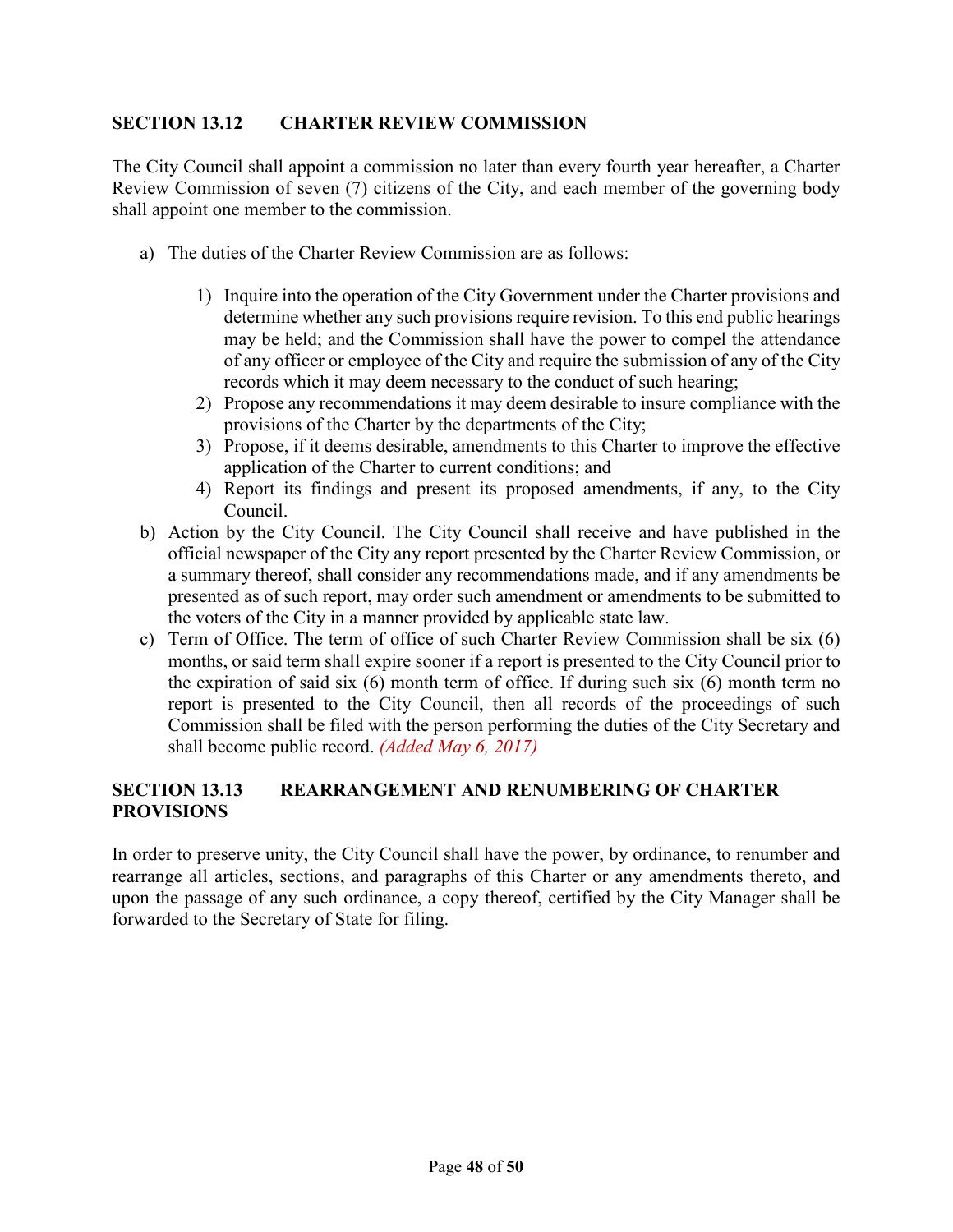## SECTION 13.12 CHARTER REVIEW COMMISSION

The City Council shall appoint a commission no later than every fourth year hereafter, a Charter Review Commission of seven (7) citizens of the City, and each member of the governing body shall appoint one member to the commission.

a) The duties of the Charter Review Commission are as follows:

   1) Inquire into the operation of the City Government under the Charter provisions and determine whether any such provisions require revision. To this end public hearings may be held; and the Commission shall have the power to compel the attendance of any officer or employee of the City and require the submission of any of the City records which it may deem necessary to the conduct of such hearing;
   2) Propose any recommendations it may deem desirable to insure compliance with the provisions of the Charter by the departments of the City;
   3) Propose, if it deems desirable, amendments to this Charter to improve the effective application of the Charter to current conditions; and
   4) Report its findings and present its proposed amendments, if any, to the City Council.

b) Action by the City Council. The City Council shall receive and have published in the official newspaper of the City any report presented by the Charter Review Commission, or a summary thereof, shall consider any recommendations made, and if any amendments be presented as of such report, may order such amendment or amendments to be submitted to the voters of the City in a manner provided by applicable state law.

c) Term of Office. The term of office of such Charter Review Commission shall be six (6) months, or said term shall expire sooner if a report is presented to the City Council prior to the expiration of said six (6) month term of office. If during such six (6) month term no report is presented to the City Council, then all records of the proceedings of such Commission shall be filed with the person performing the duties of the City Secretary and shall become public record. *(Added May 6, 2017)*

## SECTION 13.13 REARRANGEMENT AND RENUMBERING OF CHARTER PROVISIONS

In order to preserve unity, the City Council shall have the power, by ordinance, to renumber and rearrange all articles, sections, and paragraphs of this Charter or any amendments thereto, and upon the passage of any such ordinance, a copy thereof, certified by the City Manager shall be forwarded to the Secretary of State for filing.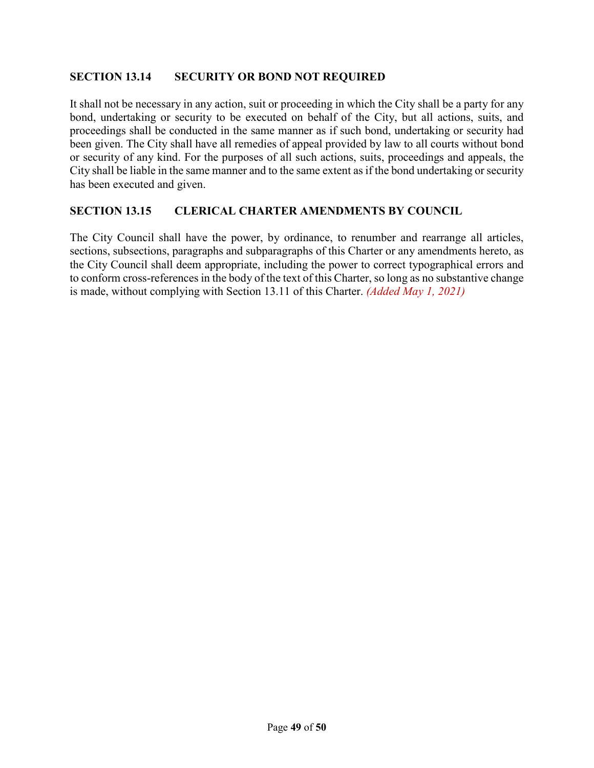## SECTION 13.14 SECURITY OR BOND NOT REQUIRED

It shall not be necessary in any action, suit or proceeding in which the City shall be a party for any bond, undertaking or security to be executed on behalf of the City, but all actions, suits, and proceedings shall be conducted in the same manner as if such bond, undertaking or security had been given. The City shall have all remedies of appeal provided by law to all courts without bond or security of any kind. For the purposes of all such actions, suits, proceedings and appeals, the City shall be liable in the same manner and to the same extent as if the bond undertaking or security has been executed and given.

## SECTION 13.15 CLERICAL CHARTER AMENDMENTS BY COUNCIL

The City Council shall have the power, by ordinance, to renumber and rearrange all articles, sections, subsections, paragraphs and subparagraphs of this Charter or any amendments hereto, as the City Council shall deem appropriate, including the power to correct typographical errors and to conform cross-references in the body of the text of this Charter, so long as no substantive change is made, without complying with Section 13.11 of this Charter. *(Added May 1, 2021)*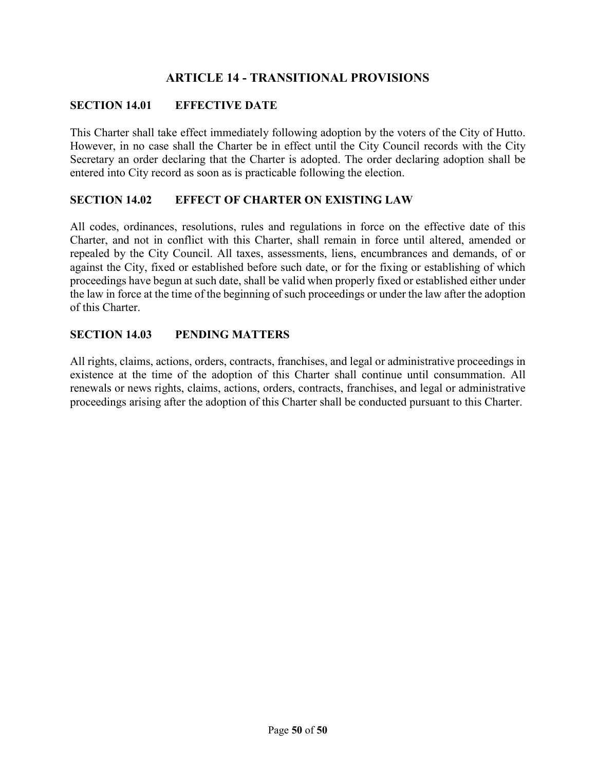## ARTICLE 14 - TRANSITIONAL PROVISIONS

### SECTION 14.01 EFFECTIVE DATE

This Charter shall take effect immediately following adoption by the voters of the City of Hutto. However, in no case shall the Charter be in effect until the City Council records with the City Secretary an order declaring that the Charter is adopted. The order declaring adoption shall be entered into City record as soon as is practicable following the election.

### SECTION 14.02 EFFECT OF CHARTER ON EXISTING LAW

All codes, ordinances, resolutions, rules and regulations in force on the effective date of this Charter, and not in conflict with this Charter, shall remain in force until altered, amended or repealed by the City Council. All taxes, assessments, liens, encumbrances and demands, of or against the City, fixed or established before such date, or for the fixing or establishing of which proceedings have begun at such date, shall be valid when properly fixed or established either under the law in force at the time of the beginning of such proceedings or under the law after the adoption of this Charter.

### SECTION 14.03 PENDING MATTERS

All rights, claims, actions, orders, contracts, franchises, and legal or administrative proceedings in existence at the time of the adoption of this Charter shall continue until consummation. All renewals or news rights, claims, actions, orders, contracts, franchises, and legal or administrative proceedings arising after the adoption of this Charter shall be conducted pursuant to this Charter.